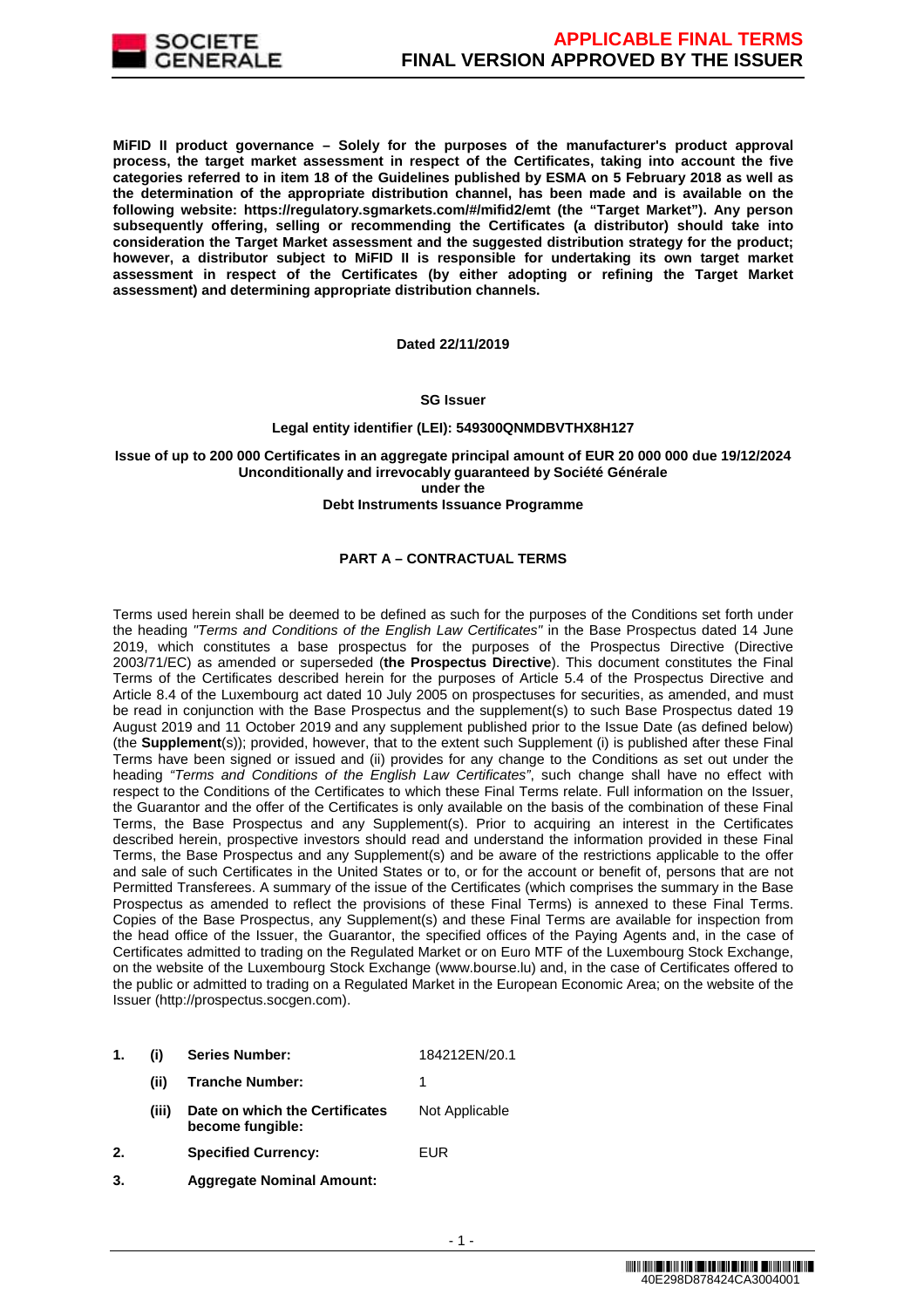**MiFID II product governance – Solely for the purposes of the manufacturer's product approval process, the target market assessment in respect of the Certificates, taking into account the five categories referred to in item 18 of the Guidelines published by ESMA on 5 February 2018 as well as the determination of the appropriate distribution channel, has been made and is available on the following website: https://regulatory.sgmarkets.com/#/mifid2/emt (the "Target Market"). Any person subsequently offering, selling or recommending the Certificates (a distributor) should take into consideration the Target Market assessment and the suggested distribution strategy for the product; however, a distributor subject to MiFID II is responsible for undertaking its own target market assessment in respect of the Certificates (by either adopting or refining the Target Market assessment) and determining appropriate distribution channels.**

**Dated 22/11/2019**

**SG Issuer**

**Legal entity identifier (LEI): 549300QNMDBVTHX8H127**

**Issue of up to 200 000 Certificates in an aggregate principal amount of EUR 20 000 000 due 19/12/2024**
**Unconditionally and irrevocably guaranteed by Société Générale**
**under the**
**Debt Instruments Issuance Programme**

## PART A – CONTRACTUAL TERMS

Terms used herein shall be deemed to be defined as such for the purposes of the Conditions set forth under the heading *"Terms and Conditions of the English Law Certificates"* in the Base Prospectus dated 14 June 2019, which constitutes a base prospectus for the purposes of the Prospectus Directive (Directive 2003/71/EC) as amended or superseded (**the Prospectus Directive**). This document constitutes the Final Terms of the Certificates described herein for the purposes of Article 5.4 of the Prospectus Directive and Article 8.4 of the Luxembourg act dated 10 July 2005 on prospectuses for securities, as amended, and must be read in conjunction with the Base Prospectus and the supplement(s) to such Base Prospectus dated 19 August 2019 and 11 October 2019 and any supplement published prior to the Issue Date (as defined below) (the **Supplement**(s)); provided, however, that to the extent such Supplement (i) is published after these Final Terms have been signed or issued and (ii) provides for any change to the Conditions as set out under the heading *"Terms and Conditions of the English Law Certificates"*, such change shall have no effect with respect to the Conditions of the Certificates to which these Final Terms relate. Full information on the Issuer, the Guarantor and the offer of the Certificates is only available on the basis of the combination of these Final Terms, the Base Prospectus and any Supplement(s). Prior to acquiring an interest in the Certificates described herein, prospective investors should read and understand the information provided in these Final Terms, the Base Prospectus and any Supplement(s) and be aware of the restrictions applicable to the offer and sale of such Certificates in the United States or to, or for the account or benefit of, persons that are not Permitted Transferees. A summary of the issue of the Certificates (which comprises the summary in the Base Prospectus as amended to reflect the provisions of these Final Terms) is annexed to these Final Terms. Copies of the Base Prospectus, any Supplement(s) and these Final Terms are available for inspection from the head office of the Issuer, the Guarantor, the specified offices of the Paying Agents and, in the case of Certificates admitted to trading on the Regulated Market or on Euro MTF of the Luxembourg Stock Exchange, on the website of the Luxembourg Stock Exchange (www.bourse.lu) and, in the case of Certificates offered to the public or admitted to trading on a Regulated Market in the European Economic Area; on the website of the Issuer (http://prospectus.socgen.com).

| | | | |
|---|---|---|---|
| **1.** | **(i)** | **Series Number:** | 184212EN/20.1 |
| | **(ii)** | **Tranche Number:** | 1 |
| | **(iii)** | **Date on which the Certificates become fungible:** | Not Applicable |
| **2.** | | **Specified Currency:** | EUR |
| **3.** | | **Aggregate Nominal Amount:** | |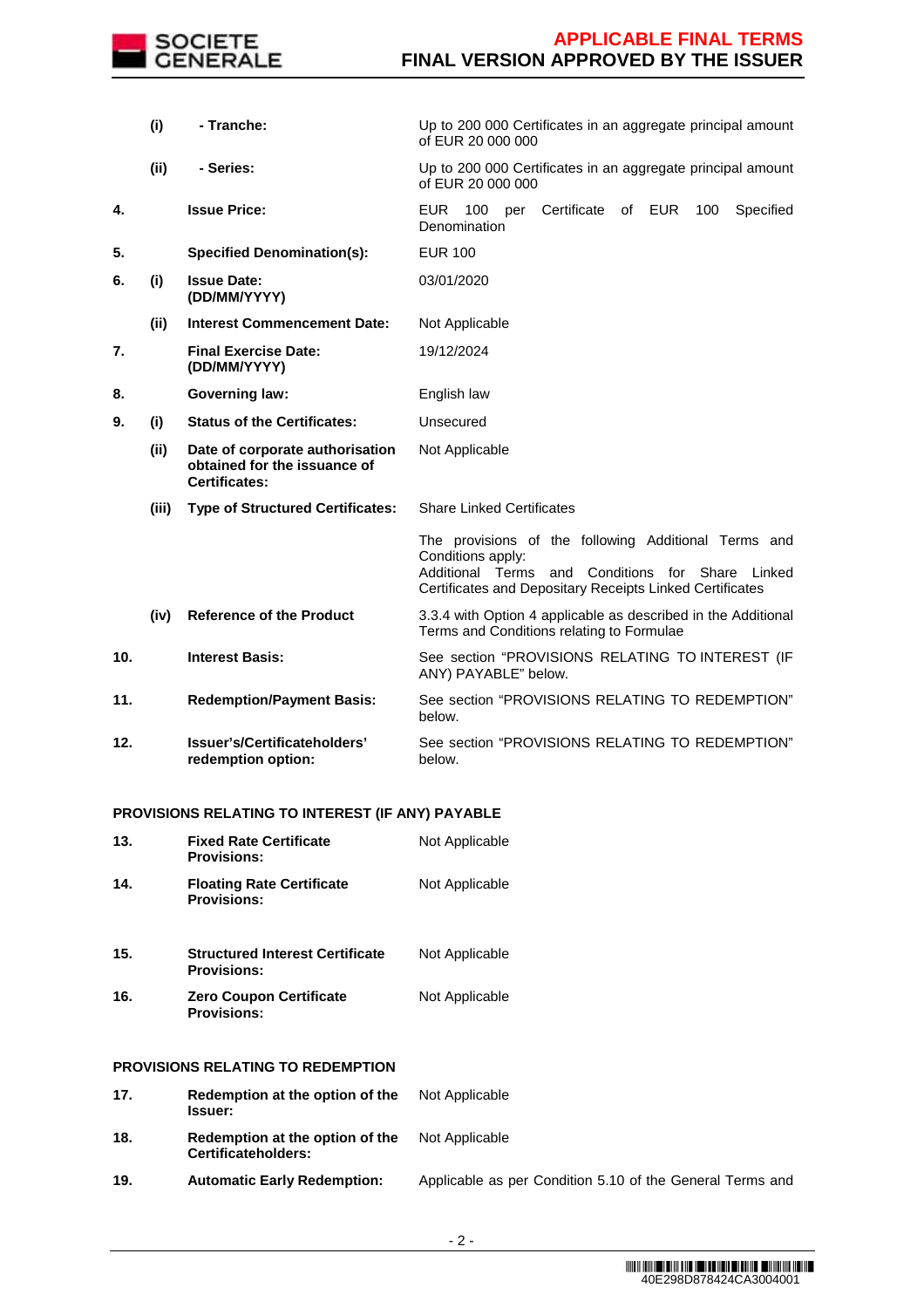| | | | |
|---|---|---|---|
| | **(i)** | **- Tranche:** | Up to 200 000 Certificates in an aggregate principal amount of EUR 20 000 000 |
| | **(ii)** | **- Series:** | Up to 200 000 Certificates in an aggregate principal amount of EUR 20 000 000 |
| **4.** | | **Issue Price:** | EUR 100 per Certificate of EUR 100 Specified Denomination |
| **5.** | | **Specified Denomination(s):** | EUR 100 |
| **6.** | **(i)** | **Issue Date: (DD/MM/YYYY)** | 03/01/2020 |
| | **(ii)** | **Interest Commencement Date:** | Not Applicable |
| **7.** | | **Final Exercise Date: (DD/MM/YYYY)** | 19/12/2024 |
| **8.** | | **Governing law:** | English law |
| **9.** | **(i)** | **Status of the Certificates:** | Unsecured |
| | **(ii)** | **Date of corporate authorisation obtained for the issuance of Certificates:** | Not Applicable |
| | **(iii)** | **Type of Structured Certificates:** | Share Linked Certificates |
| | | | The provisions of the following Additional Terms and Conditions apply: Additional Terms and Conditions for Share Linked Certificates and Depositary Receipts Linked Certificates |
| | **(iv)** | **Reference of the Product** | 3.3.4 with Option 4 applicable as described in the Additional Terms and Conditions relating to Formulae |
| **10.** | | **Interest Basis:** | See section "PROVISIONS RELATING TO INTEREST (IF ANY) PAYABLE" below. |
| **11.** | | **Redemption/Payment Basis:** | See section "PROVISIONS RELATING TO REDEMPTION" below. |
| **12.** | | **Issuer's/Certificateholders' redemption option:** | See section "PROVISIONS RELATING TO REDEMPTION" below. |

**PROVISIONS RELATING TO INTEREST (IF ANY) PAYABLE**

| | | |
|---|---|---|
| **13.** | **Fixed Rate Certificate Provisions:** | Not Applicable |
| **14.** | **Floating Rate Certificate Provisions:** | Not Applicable |
| **15.** | **Structured Interest Certificate Provisions:** | Not Applicable |
| **16.** | **Zero Coupon Certificate Provisions:** | Not Applicable |

**PROVISIONS RELATING TO REDEMPTION**

| | | |
|---|---|---|
| **17.** | **Redemption at the option of the Issuer:** | Not Applicable |
| **18.** | **Redemption at the option of the Certificateholders:** | Not Applicable |
| **19.** | **Automatic Early Redemption:** | Applicable as per Condition 5.10 of the General Terms and |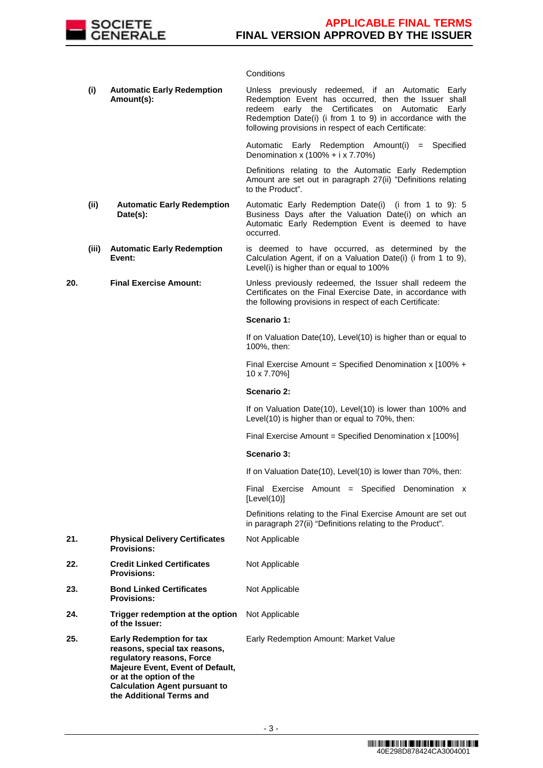| | | | |
|---|---|---|---|
| | | | Conditions |
| | (i) | **Automatic Early Redemption Amount(s):** | Unless previously redeemed, if an Automatic Early Redemption Event has occurred, then the Issuer shall redeem early the Certificates on Automatic Early Redemption Date(i) (i from 1 to 9) in accordance with the following provisions in respect of each Certificate:<br><br>Automatic Early Redemption Amount(i) = Specified Denomination x (100% + i x 7.70%)<br><br>Definitions relating to the Automatic Early Redemption Amount are set out in paragraph 27(ii) "Definitions relating to the Product". |
| | (ii) | **Automatic Early Redemption Date(s):** | Automatic Early Redemption Date(i) (i from 1 to 9): 5 Business Days after the Valuation Date(i) on which an Automatic Early Redemption Event is deemed to have occurred. |
| | (iii) | **Automatic Early Redemption Event:** | is deemed to have occurred, as determined by the Calculation Agent, if on a Valuation Date(i) (i from 1 to 9), Level(i) is higher than or equal to 100% |
| **20.** | | **Final Exercise Amount:** | Unless previously redeemed, the Issuer shall redeem the Certificates on the Final Exercise Date, in accordance with the following provisions in respect of each Certificate:<br><br>**Scenario 1:**<br><br>If on Valuation Date(10), Level(10) is higher than or equal to 100%, then:<br><br>Final Exercise Amount = Specified Denomination x [100% + 10 x 7.70%]<br><br>**Scenario 2:**<br><br>If on Valuation Date(10), Level(10) is lower than 100% and Level(10) is higher than or equal to 70%, then:<br><br>Final Exercise Amount = Specified Denomination x [100%]<br><br>**Scenario 3:**<br><br>If on Valuation Date(10), Level(10) is lower than 70%, then:<br><br>Final Exercise Amount = Specified Denomination x [Level(10)]<br><br>Definitions relating to the Final Exercise Amount are set out in paragraph 27(ii) "Definitions relating to the Product". |
| **21.** | | **Physical Delivery Certificates Provisions:** | Not Applicable |
| **22.** | | **Credit Linked Certificates Provisions:** | Not Applicable |
| **23.** | | **Bond Linked Certificates Provisions:** | Not Applicable |
| **24.** | | **Trigger redemption at the option of the Issuer:** | Not Applicable |
| **25.** | | **Early Redemption for tax reasons, special tax reasons, regulatory reasons, Force Majeure Event, Event of Default, or at the option of the Calculation Agent pursuant to the Additional Terms and** | Early Redemption Amount: Market Value |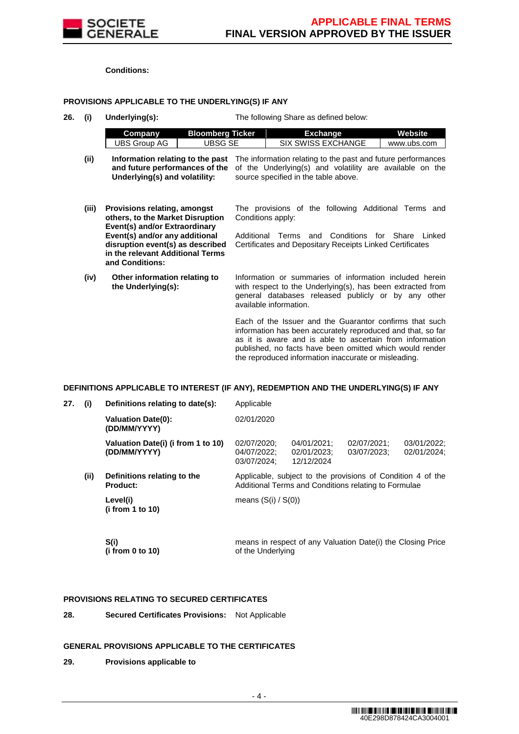**Conditions:**

**PROVISIONS APPLICABLE TO THE UNDERLYING(S) IF ANY**

**26. (i) Underlying(s):** The following Share as defined below:

| Company | Bloomberg Ticker | Exchange | Website |
|---|---|---|---|
| UBS Group AG | UBSG SE | SIX SWISS EXCHANGE | www.ubs.com |

**(ii) Information relating to the past and future performances of the Underlying(s) and volatility:** The information relating to the past and future performances of the Underlying(s) and volatility are available on the source specified in the table above.

**(iii) Provisions relating, amongst others, to the Market Disruption Event(s) and/or Extraordinary Event(s) and/or any additional disruption event(s) as described in the relevant Additional Terms and Conditions:** The provisions of the following Additional Terms and Conditions apply:

Additional Terms and Conditions for Share Linked Certificates and Depositary Receipts Linked Certificates

**(iv) Other information relating to the Underlying(s):** Information or summaries of information included herein with respect to the Underlying(s), has been extracted from general databases released publicly or by any other available information.

Each of the Issuer and the Guarantor confirms that such information has been accurately reproduced and that, so far as it is aware and is able to ascertain from information published, no facts have been omitted which would render the reproduced information inaccurate or misleading.

**DEFINITIONS APPLICABLE TO INTEREST (IF ANY), REDEMPTION AND THE UNDERLYING(S) IF ANY**

**27. (i) Definitions relating to date(s):** Applicable

**Valuation Date(0): (DD/MM/YYYY)** 02/01/2020

**Valuation Date(i) (i from 1 to 10) (DD/MM/YYYY)** 02/07/2020; 04/01/2021; 02/07/2021; 03/01/2022; 04/07/2022; 02/01/2023; 03/07/2023; 02/01/2024; 03/07/2024; 12/12/2024

**(ii) Definitions relating to the Product:** Applicable, subject to the provisions of Condition 4 of the Additional Terms and Conditions relating to Formulae

**Level(i) (i from 1 to 10)** means (S(i) / S(0))

**S(i) (i from 0 to 10)** means in respect of any Valuation Date(i) the Closing Price of the Underlying

**PROVISIONS RELATING TO SECURED CERTIFICATES**

**28. Secured Certificates Provisions:** Not Applicable

**GENERAL PROVISIONS APPLICABLE TO THE CERTIFICATES**

**29. Provisions applicable to**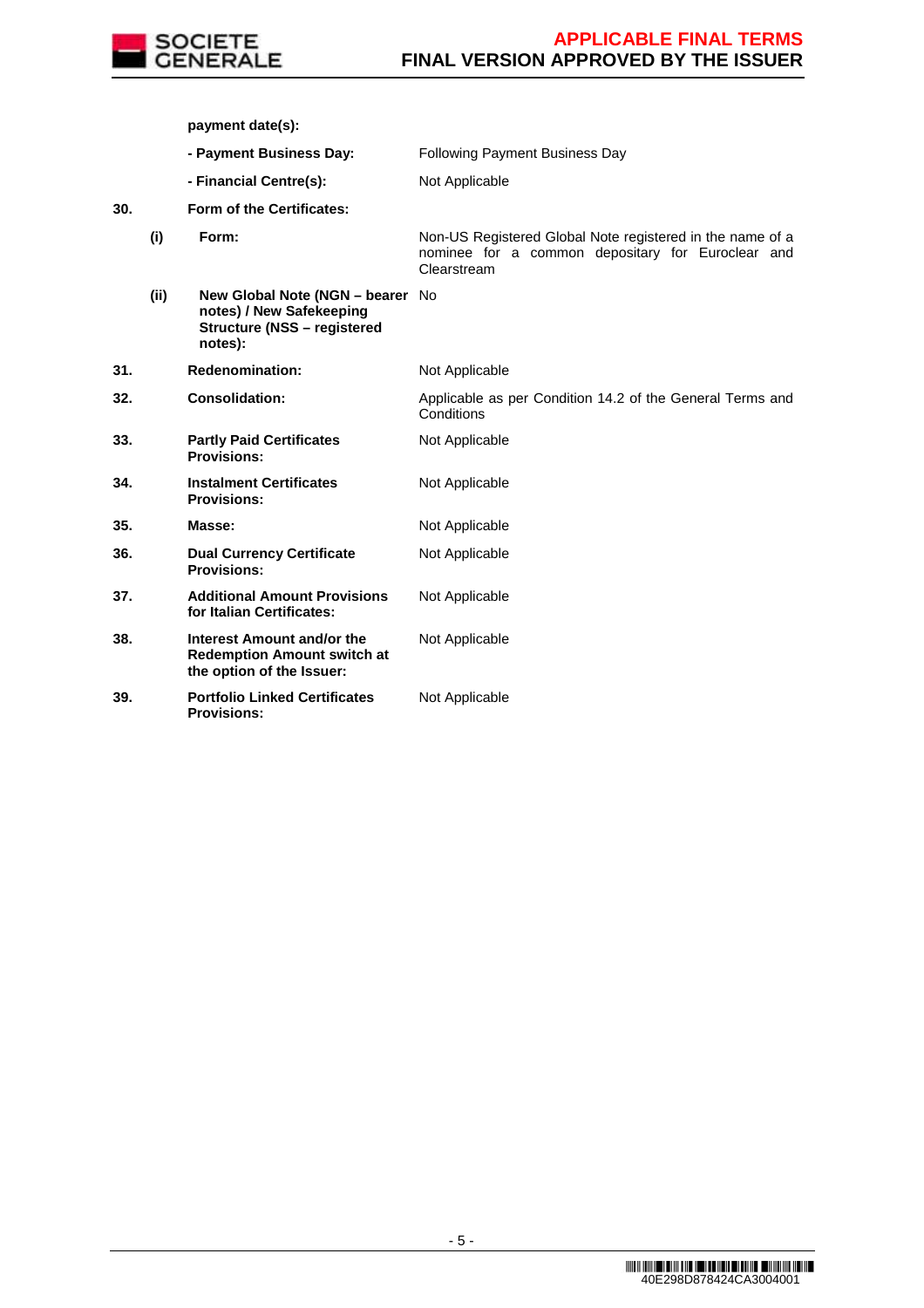| | | | |
|---|---|---|---|
| | | **payment date(s):** | |
| | | **- Payment Business Day:** | Following Payment Business Day |
| | | **- Financial Centre(s):** | Not Applicable |
| **30.** | | **Form of the Certificates:** | |
| | **(i)** | **Form:** | Non-US Registered Global Note registered in the name of a nominee for a common depositary for Euroclear and Clearstream |
| | **(ii)** | **New Global Note (NGN – bearer notes) / New Safekeeping Structure (NSS – registered notes):** | No |
| **31.** | | **Redenomination:** | Not Applicable |
| **32.** | | **Consolidation:** | Applicable as per Condition 14.2 of the General Terms and Conditions |
| **33.** | | **Partly Paid Certificates Provisions:** | Not Applicable |
| **34.** | | **Instalment Certificates Provisions:** | Not Applicable |
| **35.** | | **Masse:** | Not Applicable |
| **36.** | | **Dual Currency Certificate Provisions:** | Not Applicable |
| **37.** | | **Additional Amount Provisions for Italian Certificates:** | Not Applicable |
| **38.** | | **Interest Amount and/or the Redemption Amount switch at the option of the Issuer:** | Not Applicable |
| **39.** | | **Portfolio Linked Certificates Provisions:** | Not Applicable |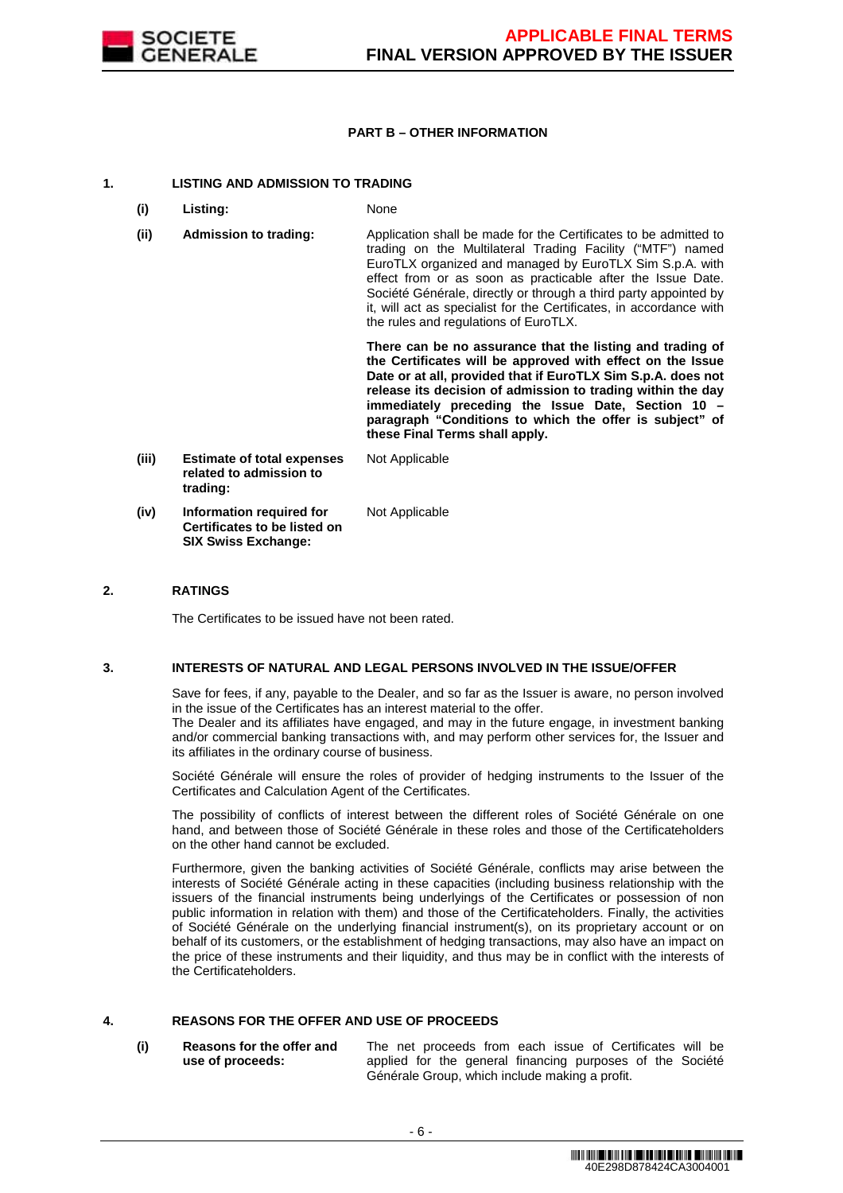## PART B – OTHER INFORMATION

### 1. LISTING AND ADMISSION TO TRADING

| | | |
|---|---|---|
| **(i)** | **Listing:** | None |
| **(ii)** | **Admission to trading:** | Application shall be made for the Certificates to be admitted to trading on the Multilateral Trading Facility ("MTF") named EuroTLX organized and managed by EuroTLX Sim S.p.A. with effect from or as soon as practicable after the Issue Date. Société Générale, directly or through a third party appointed by it, will act as specialist for the Certificates, in accordance with the rules and regulations of EuroTLX.<br><br>**There can be no assurance that the listing and trading of the Certificates will be approved with effect on the Issue Date or at all, provided that if EuroTLX Sim S.p.A. does not release its decision of admission to trading within the day immediately preceding the Issue Date, Section 10 – paragraph "Conditions to which the offer is subject" of these Final Terms shall apply.** |
| **(iii)** | **Estimate of total expenses related to admission to trading:** | Not Applicable |
| **(iv)** | **Information required for Certificates to be listed on SIX Swiss Exchange:** | Not Applicable |

### 2. RATINGS

The Certificates to be issued have not been rated.

### 3. INTERESTS OF NATURAL AND LEGAL PERSONS INVOLVED IN THE ISSUE/OFFER

Save for fees, if any, payable to the Dealer, and so far as the Issuer is aware, no person involved in the issue of the Certificates has an interest material to the offer.
The Dealer and its affiliates have engaged, and may in the future engage, in investment banking and/or commercial banking transactions with, and may perform other services for, the Issuer and its affiliates in the ordinary course of business.

Société Générale will ensure the roles of provider of hedging instruments to the Issuer of the Certificates and Calculation Agent of the Certificates.

The possibility of conflicts of interest between the different roles of Société Générale on one hand, and between those of Société Générale in these roles and those of the Certificateholders on the other hand cannot be excluded.

Furthermore, given the banking activities of Société Générale, conflicts may arise between the interests of Société Générale acting in these capacities (including business relationship with the issuers of the financial instruments being underlyings of the Certificates or possession of non public information in relation with them) and those of the Certificateholders. Finally, the activities of Société Générale on the underlying financial instrument(s), on its proprietary account or on behalf of its customers, or the establishment of hedging transactions, may also have an impact on the price of these instruments and their liquidity, and thus may be in conflict with the interests of the Certificateholders.

### 4. REASONS FOR THE OFFER AND USE OF PROCEEDS

| | | |
|---|---|---|
| **(i)** | **Reasons for the offer and use of proceeds:** | The net proceeds from each issue of Certificates will be applied for the general financing purposes of the Société Générale Group, which include making a profit. |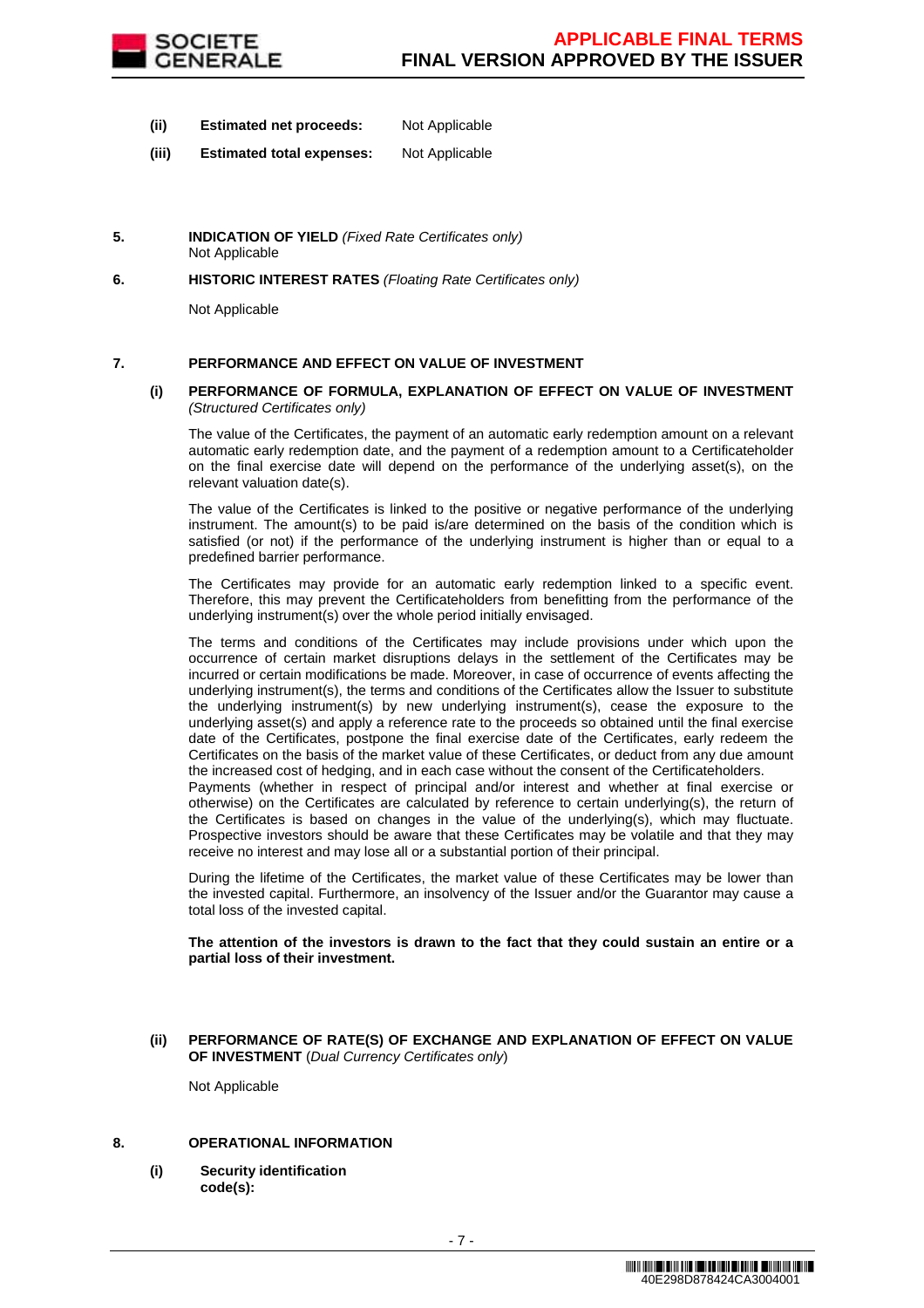**(ii) Estimated net proceeds:** Not Applicable

**(iii) Estimated total expenses:** Not Applicable

**5. INDICATION OF YIELD** *(Fixed Rate Certificates only)*
Not Applicable

**6. HISTORIC INTEREST RATES** *(Floating Rate Certificates only)*

Not Applicable

**7. PERFORMANCE AND EFFECT ON VALUE OF INVESTMENT**

**(i) PERFORMANCE OF FORMULA, EXPLANATION OF EFFECT ON VALUE OF INVESTMENT** *(Structured Certificates only)*

The value of the Certificates, the payment of an automatic early redemption amount on a relevant automatic early redemption date, and the payment of a redemption amount to a Certificateholder on the final exercise date will depend on the performance of the underlying asset(s), on the relevant valuation date(s).

The value of the Certificates is linked to the positive or negative performance of the underlying instrument. The amount(s) to be paid is/are determined on the basis of the condition which is satisfied (or not) if the performance of the underlying instrument is higher than or equal to a predefined barrier performance.

The Certificates may provide for an automatic early redemption linked to a specific event. Therefore, this may prevent the Certificateholders from benefitting from the performance of the underlying instrument(s) over the whole period initially envisaged.

The terms and conditions of the Certificates may include provisions under which upon the occurrence of certain market disruptions delays in the settlement of the Certificates may be incurred or certain modifications be made. Moreover, in case of occurrence of events affecting the underlying instrument(s), the terms and conditions of the Certificates allow the Issuer to substitute the underlying instrument(s) by new underlying instrument(s), cease the exposure to the underlying asset(s) and apply a reference rate to the proceeds so obtained until the final exercise date of the Certificates, postpone the final exercise date of the Certificates, early redeem the Certificates on the basis of the market value of these Certificates, or deduct from any due amount the increased cost of hedging, and in each case without the consent of the Certificateholders.
Payments (whether in respect of principal and/or interest and whether at final exercise or otherwise) on the Certificates are calculated by reference to certain underlying(s), the return of the Certificates is based on changes in the value of the underlying(s), which may fluctuate. Prospective investors should be aware that these Certificates may be volatile and that they may receive no interest and may lose all or a substantial portion of their principal.

During the lifetime of the Certificates, the market value of these Certificates may be lower than the invested capital. Furthermore, an insolvency of the Issuer and/or the Guarantor may cause a total loss of the invested capital.

**The attention of the investors is drawn to the fact that they could sustain an entire or a partial loss of their investment.**

**(ii) PERFORMANCE OF RATE(S) OF EXCHANGE AND EXPLANATION OF EFFECT ON VALUE OF INVESTMENT** (*Dual Currency Certificates only*)

Not Applicable

**8. OPERATIONAL INFORMATION**

**(i) Security identification code(s):**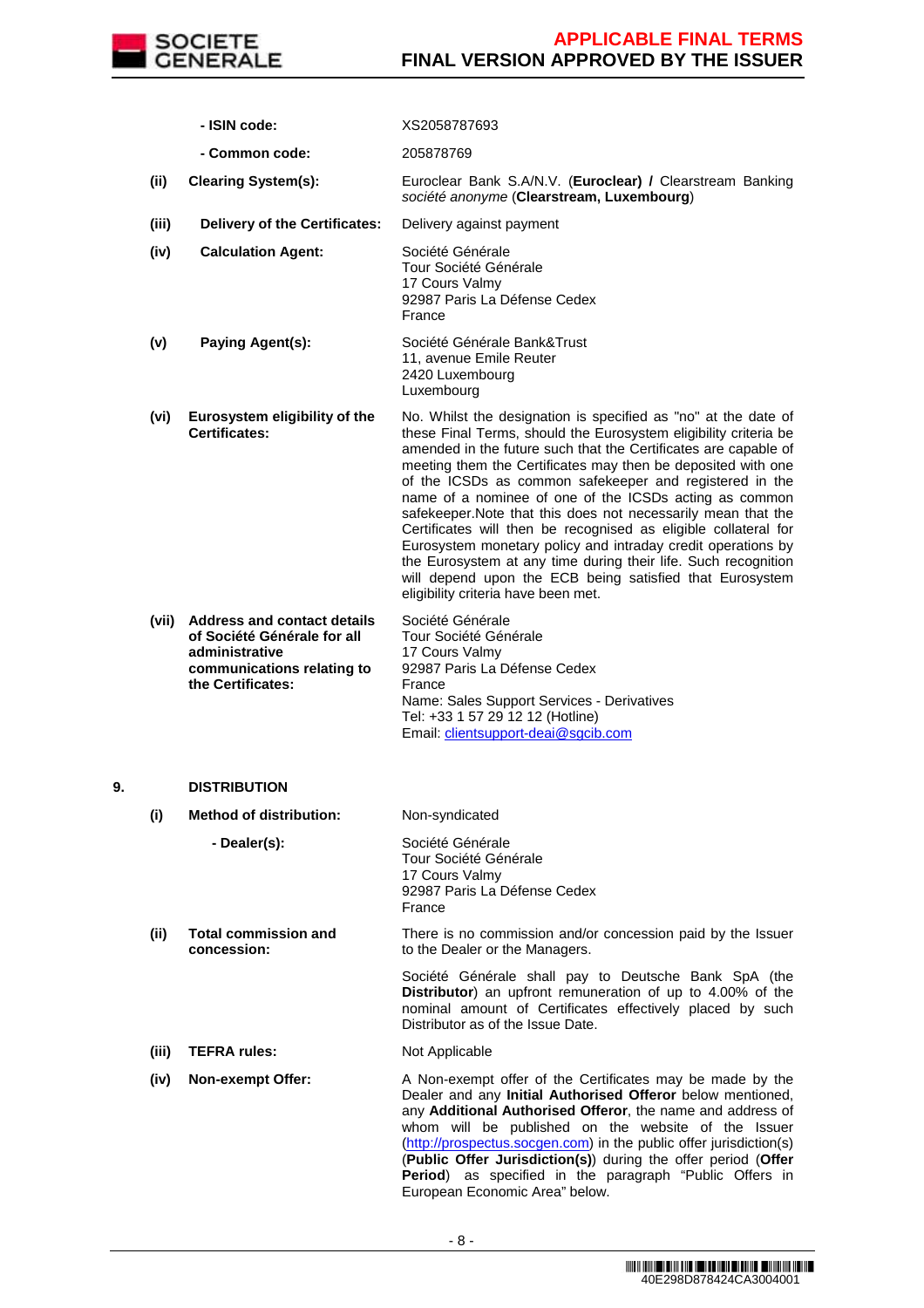| | | |
|---|---|---|
| | **- ISIN code:** | XS2058787693 |
| | **- Common code:** | 205878769 |
| **(ii)** | **Clearing System(s):** | Euroclear Bank S.A/N.V. (**Euroclear) /** Clearstream Banking *société anonyme* (**Clearstream, Luxembourg**) |
| **(iii)** | **Delivery of the Certificates:** | Delivery against payment |
| **(iv)** | **Calculation Agent:** | Société Générale<br>Tour Société Générale<br>17 Cours Valmy<br>92987 Paris La Défense Cedex<br>France |
| **(v)** | **Paying Agent(s):** | Société Générale Bank&Trust<br>11, avenue Emile Reuter<br>2420 Luxembourg<br>Luxembourg |
| **(vi)** | **Eurosystem eligibility of the Certificates:** | No. Whilst the designation is specified as "no" at the date of these Final Terms, should the Eurosystem eligibility criteria be amended in the future such that the Certificates are capable of meeting them the Certificates may then be deposited with one of the ICSDs as common safekeeper and registered in the name of a nominee of one of the ICSDs acting as common safekeeper.Note that this does not necessarily mean that the Certificates will then be recognised as eligible collateral for Eurosystem monetary policy and intraday credit operations by the Eurosystem at any time during their life. Such recognition will depend upon the ECB being satisfied that Eurosystem eligibility criteria have been met. |
| **(vii)** | **Address and contact details of Société Générale for all administrative communications relating to the Certificates:** | Société Générale<br>Tour Société Générale<br>17 Cours Valmy<br>92987 Paris La Défense Cedex<br>France<br>Name: Sales Support Services - Derivatives<br>Tel: +33 1 57 29 12 12 (Hotline)<br>Email: clientsupport-deai@sgcib.com |

**9. DISTRIBUTION**

| | | |
|---|---|---|
| **(i)** | **Method of distribution:** | Non-syndicated |
| | **- Dealer(s):** | Société Générale<br>Tour Société Générale<br>17 Cours Valmy<br>92987 Paris La Défense Cedex<br>France |
| **(ii)** | **Total commission and concession:** | There is no commission and/or concession paid by the Issuer to the Dealer or the Managers.<br><br>Société Générale shall pay to Deutsche Bank SpA (the **Distributor**) an upfront remuneration of up to 4.00% of the nominal amount of Certificates effectively placed by such Distributor as of the Issue Date. |
| **(iii)** | **TEFRA rules:** | Not Applicable |
| **(iv)** | **Non-exempt Offer:** | A Non-exempt offer of the Certificates may be made by the Dealer and any **Initial Authorised Offeror** below mentioned, any **Additional Authorised Offeror**, the name and address of whom will be published on the website of the Issuer (http://prospectus.socgen.com) in the public offer jurisdiction(s) (**Public Offer Jurisdiction(s)**) during the offer period (**Offer Period**) as specified in the paragraph "Public Offers in European Economic Area" below. |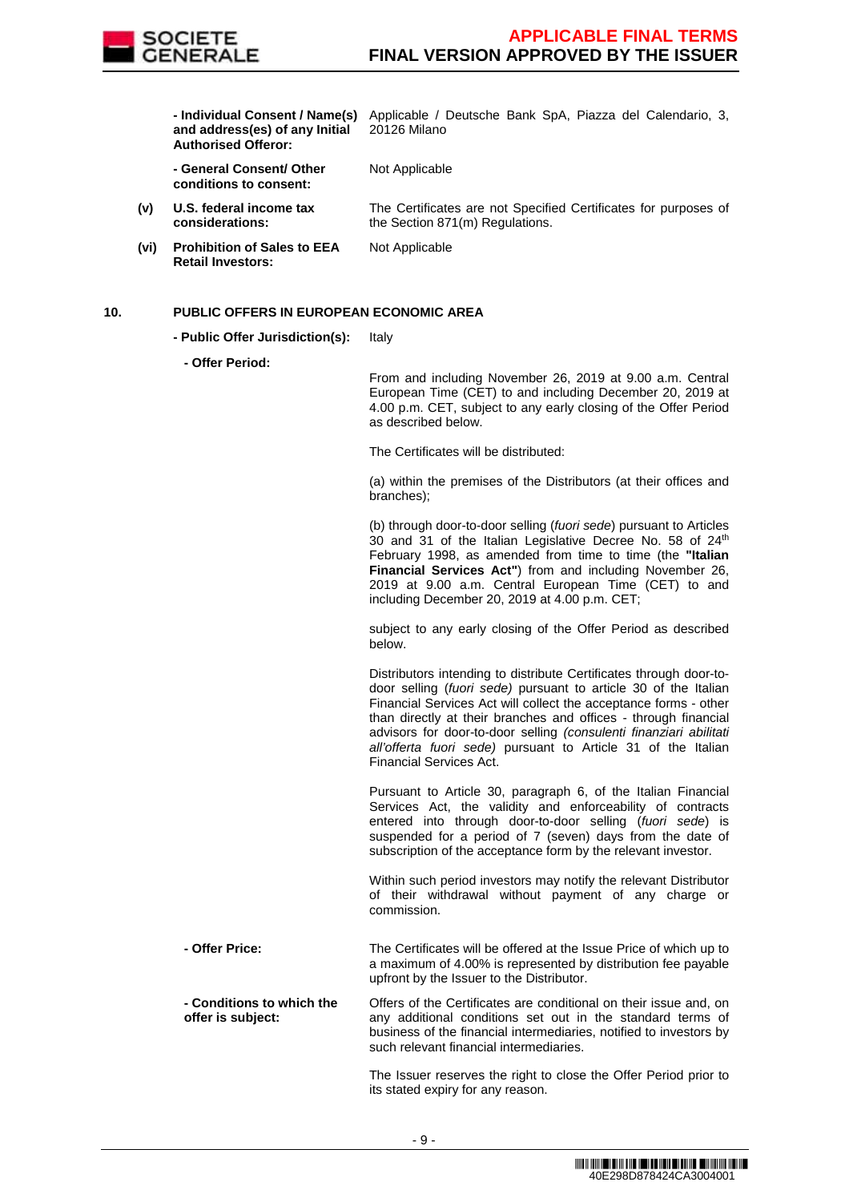| | | |
|---|---|---|
| | **- Individual Consent / Name(s) and address(es) of any Initial Authorised Offeror:** | Applicable / Deutsche Bank SpA, Piazza del Calendario, 3, 20126 Milano |
| | **- General Consent/ Other conditions to consent:** | Not Applicable |
| **(v)** | **U.S. federal income tax considerations:** | The Certificates are not Specified Certificates for purposes of the Section 871(m) Regulations. |
| **(vi)** | **Prohibition of Sales to EEA Retail Investors:** | Not Applicable |

**10. PUBLIC OFFERS IN EUROPEAN ECONOMIC AREA**

**- Public Offer Jurisdiction(s):** Italy

**- Offer Period:**

From and including November 26, 2019 at 9.00 a.m. Central European Time (CET) to and including December 20, 2019 at 4.00 p.m. CET, subject to any early closing of the Offer Period as described below.

The Certificates will be distributed:

(a) within the premises of the Distributors (at their offices and branches);

(b) through door-to-door selling (*fuori sede*) pursuant to Articles 30 and 31 of the Italian Legislative Decree No. 58 of 24th February 1998, as amended from time to time (the **"Italian Financial Services Act"**) from and including November 26, 2019 at 9.00 a.m. Central European Time (CET) to and including December 20, 2019 at 4.00 p.m. CET;

subject to any early closing of the Offer Period as described below.

Distributors intending to distribute Certificates through door-to-door selling (*fuori sede)* pursuant to article 30 of the Italian Financial Services Act will collect the acceptance forms - other than directly at their branches and offices - through financial advisors for door-to-door selling *(consulenti finanziari abilitati all'offerta fuori sede)* pursuant to Article 31 of the Italian Financial Services Act.

Pursuant to Article 30, paragraph 6, of the Italian Financial Services Act, the validity and enforceability of contracts entered into through door-to-door selling (*fuori sede*) is suspended for a period of 7 (seven) days from the date of subscription of the acceptance form by the relevant investor.

Within such period investors may notify the relevant Distributor of their withdrawal without payment of any charge or commission.

**- Offer Price:** The Certificates will be offered at the Issue Price of which up to a maximum of 4.00% is represented by distribution fee payable upfront by the Issuer to the Distributor.

**- Conditions to which the offer is subject:** Offers of the Certificates are conditional on their issue and, on any additional conditions set out in the standard terms of business of the financial intermediaries, notified to investors by such relevant financial intermediaries.

The Issuer reserves the right to close the Offer Period prior to its stated expiry for any reason.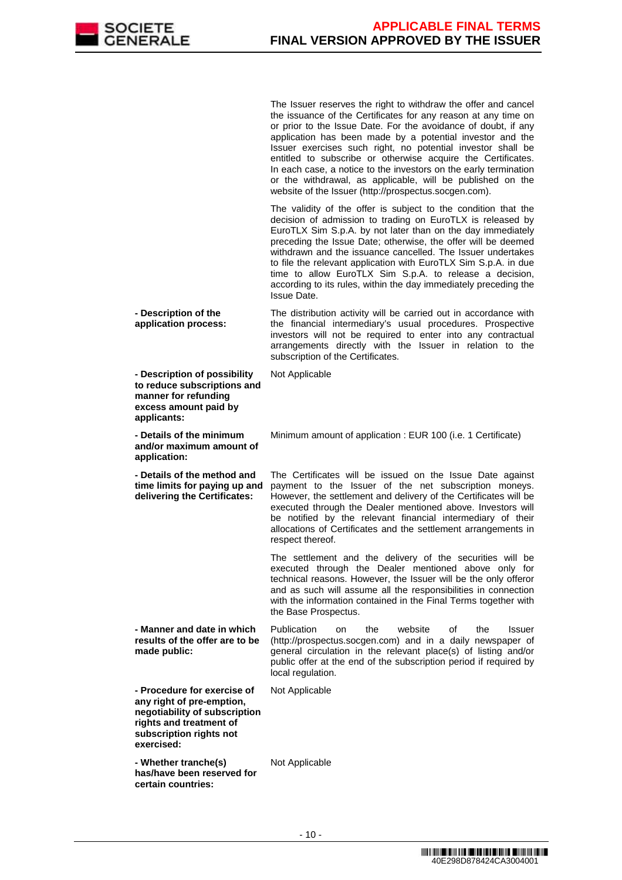| | |
|---|---|
| | The Issuer reserves the right to withdraw the offer and cancel the issuance of the Certificates for any reason at any time on or prior to the Issue Date. For the avoidance of doubt, if any application has been made by a potential investor and the Issuer exercises such right, no potential investor shall be entitled to subscribe or otherwise acquire the Certificates. In each case, a notice to the investors on the early termination or the withdrawal, as applicable, will be published on the website of the Issuer (http://prospectus.socgen.com).<br><br>The validity of the offer is subject to the condition that the decision of admission to trading on EuroTLX is released by EuroTLX Sim S.p.A. by not later than on the day immediately preceding the Issue Date; otherwise, the offer will be deemed withdrawn and the issuance cancelled. The Issuer undertakes to file the relevant application with EuroTLX Sim S.p.A. in due time to allow EuroTLX Sim S.p.A. to release a decision, according to its rules, within the day immediately preceding the Issue Date. |
| **- Description of the application process:** | The distribution activity will be carried out in accordance with the financial intermediary's usual procedures. Prospective investors will not be required to enter into any contractual arrangements directly with the Issuer in relation to the subscription of the Certificates. |
| **- Description of possibility to reduce subscriptions and manner for refunding excess amount paid by applicants:** | Not Applicable |
| **- Details of the minimum and/or maximum amount of application:** | Minimum amount of application : EUR 100 (i.e. 1 Certificate) |
| **- Details of the method and time limits for paying up and delivering the Certificates:** | The Certificates will be issued on the Issue Date against payment to the Issuer of the net subscription moneys. However, the settlement and delivery of the Certificates will be executed through the Dealer mentioned above. Investors will be notified by the relevant financial intermediary of their allocations of Certificates and the settlement arrangements in respect thereof.<br><br>The settlement and the delivery of the securities will be executed through the Dealer mentioned above only for technical reasons. However, the Issuer will be the only offeror and as such will assume all the responsibilities in connection with the information contained in the Final Terms together with the Base Prospectus. |
| **- Manner and date in which results of the offer are to be made public:** | Publication on the website of the Issuer (http://prospectus.socgen.com) and in a daily newspaper of general circulation in the relevant place(s) of listing and/or public offer at the end of the subscription period if required by local regulation. |
| **- Procedure for exercise of any right of pre-emption, negotiability of subscription rights and treatment of subscription rights not exercised:** | Not Applicable |
| **- Whether tranche(s) has/have been reserved for certain countries:** | Not Applicable |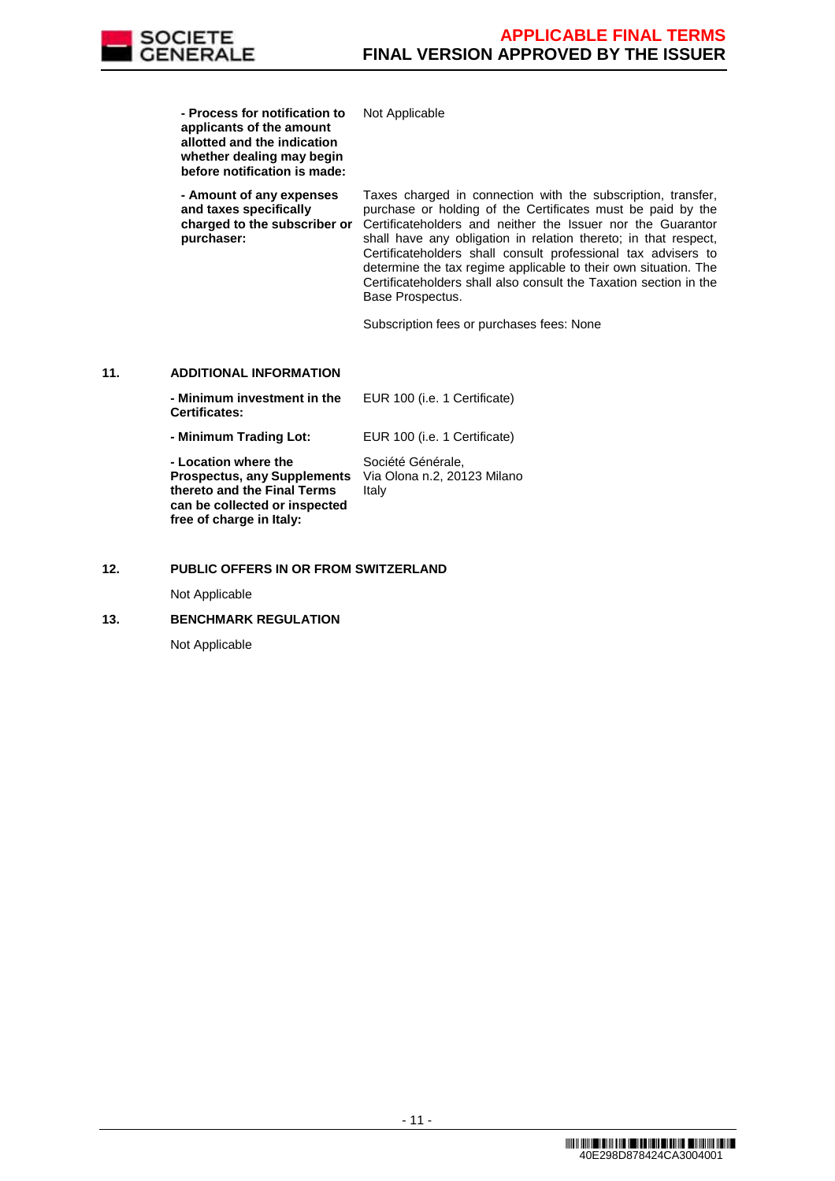| | |
|---|---|
| **- Process for notification to applicants of the amount allotted and the indication whether dealing may begin before notification is made:** | Not Applicable |
| **- Amount of any expenses and taxes specifically charged to the subscriber or purchaser:** | Taxes charged in connection with the subscription, transfer, purchase or holding of the Certificates must be paid by the Certificateholders and neither the Issuer nor the Guarantor shall have any obligation in relation thereto; in that respect, Certificateholders shall consult professional tax advisers to determine the tax regime applicable to their own situation. The Certificateholders shall also consult the Taxation section in the Base Prospectus.<br><br>Subscription fees or purchases fees: None |

## 11. ADDITIONAL INFORMATION

| | |
|---|---|
| **- Minimum investment in the Certificates:** | EUR 100 (i.e. 1 Certificate) |
| **- Minimum Trading Lot:** | EUR 100 (i.e. 1 Certificate) |
| **- Location where the Prospectus, any Supplements thereto and the Final Terms can be collected or inspected free of charge in Italy:** | Société Générale,<br>Via Olona n.2, 20123 Milano<br>Italy |

## 12. PUBLIC OFFERS IN OR FROM SWITZERLAND

Not Applicable

## 13. BENCHMARK REGULATION

Not Applicable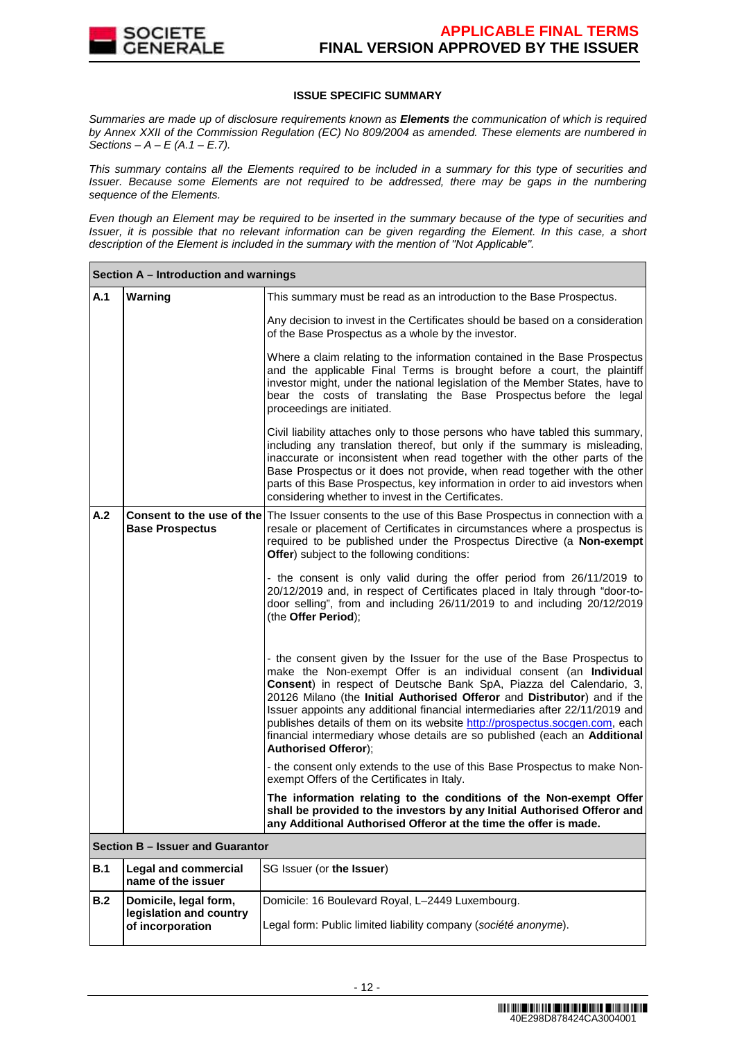## ISSUE SPECIFIC SUMMARY

*Summaries are made up of disclosure requirements known as **Elements** the communication of which is required by Annex XXII of the Commission Regulation (EC) No 809/2004 as amended. These elements are numbered in Sections – A – E (A.1 – E.7).*

*This summary contains all the Elements required to be included in a summary for this type of securities and Issuer. Because some Elements are not required to be addressed, there may be gaps in the numbering sequence of the Elements.*

*Even though an Element may be required to be inserted in the summary because of the type of securities and Issuer, it is possible that no relevant information can be given regarding the Element. In this case, a short description of the Element is included in the summary with the mention of "Not Applicable".*

| **Section A – Introduction and warnings** | | |
|---|---|---|
| **A.1** | **Warning** | This summary must be read as an introduction to the Base Prospectus.<br><br>Any decision to invest in the Certificates should be based on a consideration of the Base Prospectus as a whole by the investor.<br><br>Where a claim relating to the information contained in the Base Prospectus and the applicable Final Terms is brought before a court, the plaintiff investor might, under the national legislation of the Member States, have to bear the costs of translating the Base Prospectus before the legal proceedings are initiated.<br><br>Civil liability attaches only to those persons who have tabled this summary, including any translation thereof, but only if the summary is misleading, inaccurate or inconsistent when read together with the other parts of the Base Prospectus or it does not provide, when read together with the other parts of this Base Prospectus, key information in order to aid investors when considering whether to invest in the Certificates. |
| **A.2** | **Consent to the use of the Base Prospectus** | The Issuer consents to the use of this Base Prospectus in connection with a resale or placement of Certificates in circumstances where a prospectus is required to be published under the Prospectus Directive (a **Non-exempt Offer**) subject to the following conditions:<br><br>- the consent is only valid during the offer period from 26/11/2019 to 20/12/2019 and, in respect of Certificates placed in Italy through "door-to-door selling", from and including 26/11/2019 to and including 20/12/2019 (the **Offer Period**);<br><br>- the consent given by the Issuer for the use of the Base Prospectus to make the Non-exempt Offer is an individual consent (an **Individual Consent**) in respect of Deutsche Bank SpA, Piazza del Calendario, 3, 20126 Milano (the **Initial Authorised Offeror** and **Distributor**) and if the Issuer appoints any additional financial intermediaries after 22/11/2019 and publishes details of them on its website http://prospectus.socgen.com, each financial intermediary whose details are so published (each an **Additional Authorised Offeror**);<br><br>- the consent only extends to the use of this Base Prospectus to make Non-exempt Offers of the Certificates in Italy.<br><br>**The information relating to the conditions of the Non-exempt Offer shall be provided to the investors by any Initial Authorised Offeror and any Additional Authorised Offeror at the time the offer is made.** |
| **Section B – Issuer and Guarantor** | | |
| **B.1** | **Legal and commercial name of the issuer** | SG Issuer (or **the Issuer**) |
| **B.2** | **Domicile, legal form, legislation and country of incorporation** | Domicile: 16 Boulevard Royal, L–2449 Luxembourg.<br><br>Legal form: Public limited liability company (*société anonyme*). |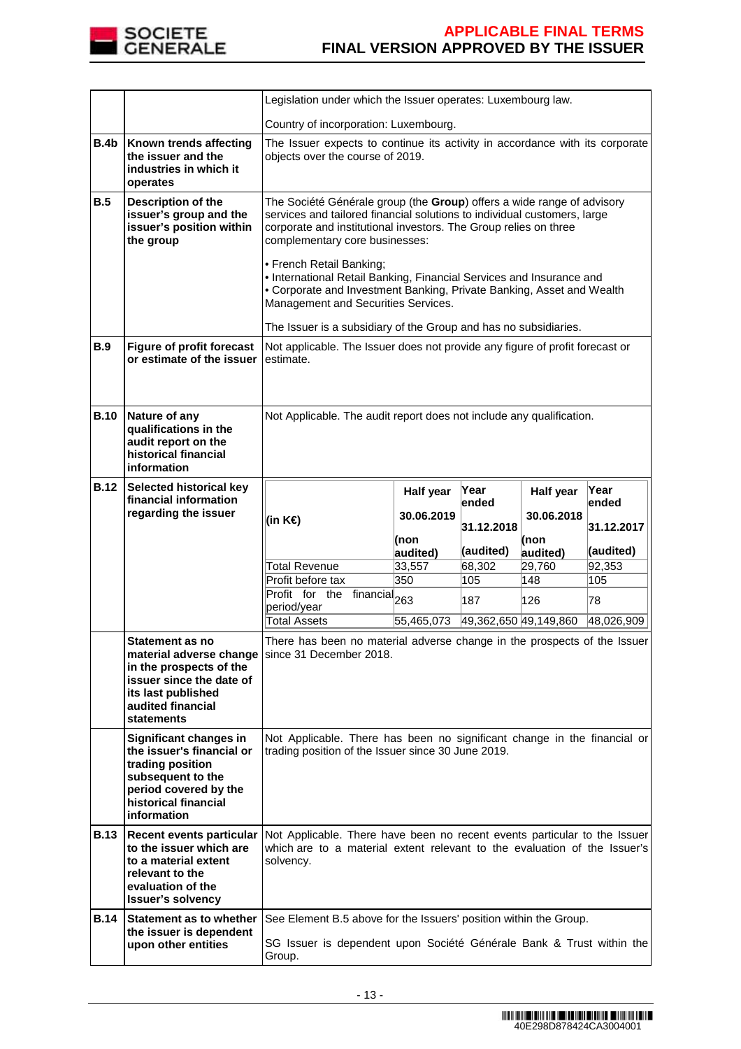| | | |
|---|---|---|
| | | Legislation under which the Issuer operates: Luxembourg law.<br><br>Country of incorporation: Luxembourg. |
| **B.4b** | **Known trends affecting the issuer and the industries in which it operates** | The Issuer expects to continue its activity in accordance with its corporate objects over the course of 2019. |
| **B.5** | **Description of the issuer's group and the issuer's position within the group** | The Société Générale group (the **Group**) offers a wide range of advisory services and tailored financial solutions to individual customers, large corporate and institutional investors. The Group relies on three complementary core businesses:<br><br>• French Retail Banking;<br>• International Retail Banking, Financial Services and Insurance and<br>• Corporate and Investment Banking, Private Banking, Asset and Wealth Management and Securities Services.<br><br>The Issuer is a subsidiary of the Group and has no subsidiaries. |
| **B.9** | **Figure of profit forecast or estimate of the issuer** | Not applicable. The Issuer does not provide any figure of profit forecast or estimate. |
| **B.10** | **Nature of any qualifications in the audit report on the historical financial information** | Not Applicable. The audit report does not include any qualification. |
| **B.12** | **Selected historical key financial information regarding the issuer** | see table below |
| | **Statement as no material adverse change in the prospects of the issuer since the date of its last published audited financial statements** | There has been no material adverse change in the prospects of the Issuer since 31 December 2018. |
| | **Significant changes in the issuer's financial or trading position subsequent to the period covered by the historical financial information** | Not Applicable. There has been no significant change in the financial or trading position of the Issuer since 30 June 2019. |
| **B.13** | **Recent events particular to the issuer which are to a material extent relevant to the evaluation of the Issuer's solvency** | Not Applicable. There have been no recent events particular to the Issuer which are to a material extent relevant to the evaluation of the Issuer's solvency. |
| **B.14** | **Statement as to whether the issuer is dependent upon other entities** | See Element B.5 above for the Issuers' position within the Group.<br><br>SG Issuer is dependent upon Société Générale Bank & Trust within the Group. |

B.12 – Selected historical key financial information regarding the issuer:

| (in K€) | Half year 30.06.2019 (non audited) | Year ended 31.12.2018 (audited) | Half year 30.06.2018 (non audited) | Year ended 31.12.2017 (audited) |
|---|---|---|---|---|
| Total Revenue | 33,557 | 68,302 | 29,760 | 92,353 |
| Profit before tax | 350 | 105 | 148 | 105 |
| Profit for the financial period/year | 263 | 187 | 126 | 78 |
| Total Assets | 55,465,073 | 49,362,650 | 49,149,860 | 48,026,909 |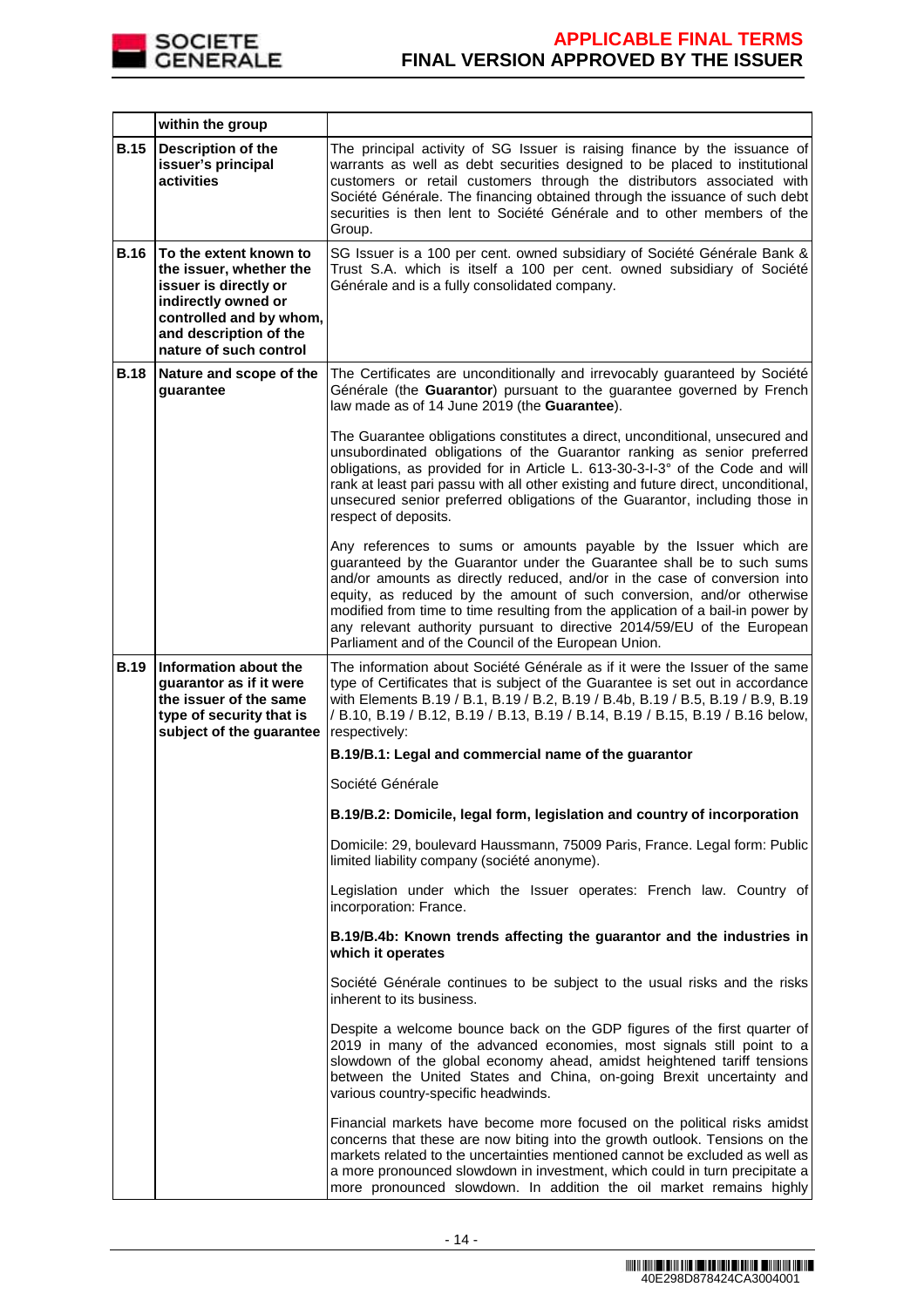| | within the group | |
|---|---|---|
| **B.15** | **Description of the issuer's principal activities** | The principal activity of SG Issuer is raising finance by the issuance of warrants as well as debt securities designed to be placed to institutional customers or retail customers through the distributors associated with Société Générale. The financing obtained through the issuance of such debt securities is then lent to Société Générale and to other members of the Group. |
| **B.16** | **To the extent known to the issuer, whether the issuer is directly or indirectly owned or controlled and by whom, and description of the nature of such control** | SG Issuer is a 100 per cent. owned subsidiary of Société Générale Bank & Trust S.A. which is itself a 100 per cent. owned subsidiary of Société Générale and is a fully consolidated company. |
| **B.18** | **Nature and scope of the guarantee** | The Certificates are unconditionally and irrevocably guaranteed by Société Générale (the **Guarantor**) pursuant to the guarantee governed by French law made as of 14 June 2019 (the **Guarantee**).<br><br>The Guarantee obligations constitutes a direct, unconditional, unsecured and unsubordinated obligations of the Guarantor ranking as senior preferred obligations, as provided for in Article L. 613-30-3-I-3° of the Code and will rank at least pari passu with all other existing and future direct, unconditional, unsecured senior preferred obligations of the Guarantor, including those in respect of deposits.<br><br>Any references to sums or amounts payable by the Issuer which are guaranteed by the Guarantor under the Guarantee shall be to such sums and/or amounts as directly reduced, and/or in the case of conversion into equity, as reduced by the amount of such conversion, and/or otherwise modified from time to time resulting from the application of a bail-in power by any relevant authority pursuant to directive 2014/59/EU of the European Parliament and of the Council of the European Union. |
| **B.19** | **Information about the guarantor as if it were the issuer of the same type of security that is subject of the guarantee** | The information about Société Générale as if it were the Issuer of the same type of Certificates that is subject of the Guarantee is set out in accordance with Elements B.19 / B.1, B.19 / B.2, B.19 / B.4b, B.19 / B.5, B.19 / B.9, B.19 / B.10, B.19 / B.12, B.19 / B.13, B.19 / B.14, B.19 / B.15, B.19 / B.16 below, respectively:<br><br>**B.19/B.1: Legal and commercial name of the guarantor**<br><br>Société Générale<br><br>**B.19/B.2: Domicile, legal form, legislation and country of incorporation**<br><br>Domicile: 29, boulevard Haussmann, 75009 Paris, France. Legal form: Public limited liability company (société anonyme).<br><br>Legislation under which the Issuer operates: French law. Country of incorporation: France.<br><br>**B.19/B.4b: Known trends affecting the guarantor and the industries in which it operates**<br><br>Société Générale continues to be subject to the usual risks and the risks inherent to its business.<br><br>Despite a welcome bounce back on the GDP figures of the first quarter of 2019 in many of the advanced economies, most signals still point to a slowdown of the global economy ahead, amidst heightened tariff tensions between the United States and China, on-going Brexit uncertainty and various country-specific headwinds.<br><br>Financial markets have become more focused on the political risks amidst concerns that these are now biting into the growth outlook. Tensions on the markets related to the uncertainties mentioned cannot be excluded as well as a more pronounced slowdown in investment, which could in turn precipitate a more pronounced slowdown. In addition the oil market remains highly |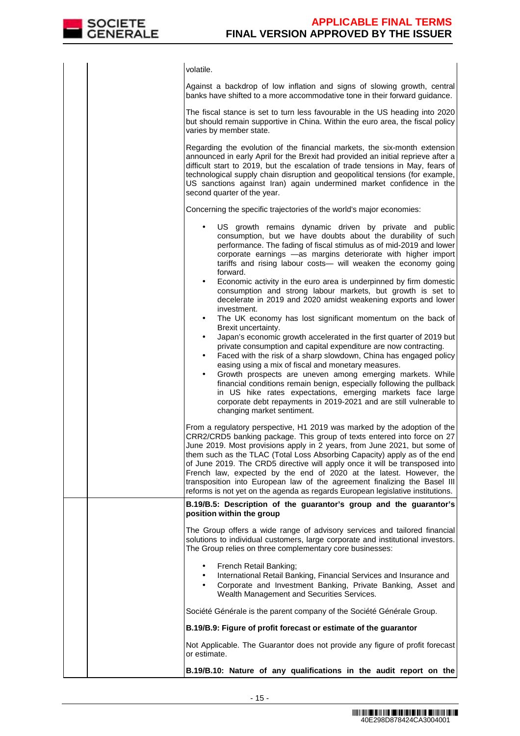volatile.

Against a backdrop of low inflation and signs of slowing growth, central banks have shifted to a more accommodative tone in their forward guidance.

The fiscal stance is set to turn less favourable in the US heading into 2020 but should remain supportive in China. Within the euro area, the fiscal policy varies by member state.

Regarding the evolution of the financial markets, the six-month extension announced in early April for the Brexit had provided an initial reprieve after a difficult start to 2019, but the escalation of trade tensions in May, fears of technological supply chain disruption and geopolitical tensions (for example, US sanctions against Iran) again undermined market confidence in the second quarter of the year.

Concerning the specific trajectories of the world's major economies:

- US growth remains dynamic driven by private and public consumption, but we have doubts about the durability of such performance. The fading of fiscal stimulus as of mid-2019 and lower corporate earnings —as margins deteriorate with higher import tariffs and rising labour costs— will weaken the economy going forward.
- Economic activity in the euro area is underpinned by firm domestic consumption and strong labour markets, but growth is set to decelerate in 2019 and 2020 amidst weakening exports and lower investment.
- The UK economy has lost significant momentum on the back of Brexit uncertainty.
- Japan's economic growth accelerated in the first quarter of 2019 but private consumption and capital expenditure are now contracting.
- Faced with the risk of a sharp slowdown, China has engaged policy easing using a mix of fiscal and monetary measures.
- Growth prospects are uneven among emerging markets. While financial conditions remain benign, especially following the pullback in US hike rates expectations, emerging markets face large corporate debt repayments in 2019-2021 and are still vulnerable to changing market sentiment.

From a regulatory perspective, H1 2019 was marked by the adoption of the CRR2/CRD5 banking package. This group of texts entered into force on 27 June 2019. Most provisions apply in 2 years, from June 2021, but some of them such as the TLAC (Total Loss Absorbing Capacity) apply as of the end of June 2019. The CRD5 directive will apply once it will be transposed into French law, expected by the end of 2020 at the latest. However, the transposition into European law of the agreement finalizing the Basel III reforms is not yet on the agenda as regards European legislative institutions.

**B.19/B.5: Description of the guarantor's group and the guarantor's position within the group**

The Group offers a wide range of advisory services and tailored financial solutions to individual customers, large corporate and institutional investors. The Group relies on three complementary core businesses:

- French Retail Banking;
- International Retail Banking, Financial Services and Insurance and
- Corporate and Investment Banking, Private Banking, Asset and Wealth Management and Securities Services.

Société Générale is the parent company of the Société Générale Group.

**B.19/B.9: Figure of profit forecast or estimate of the guarantor**

Not Applicable. The Guarantor does not provide any figure of profit forecast or estimate.

**B.19/B.10: Nature of any qualifications in the audit report on the**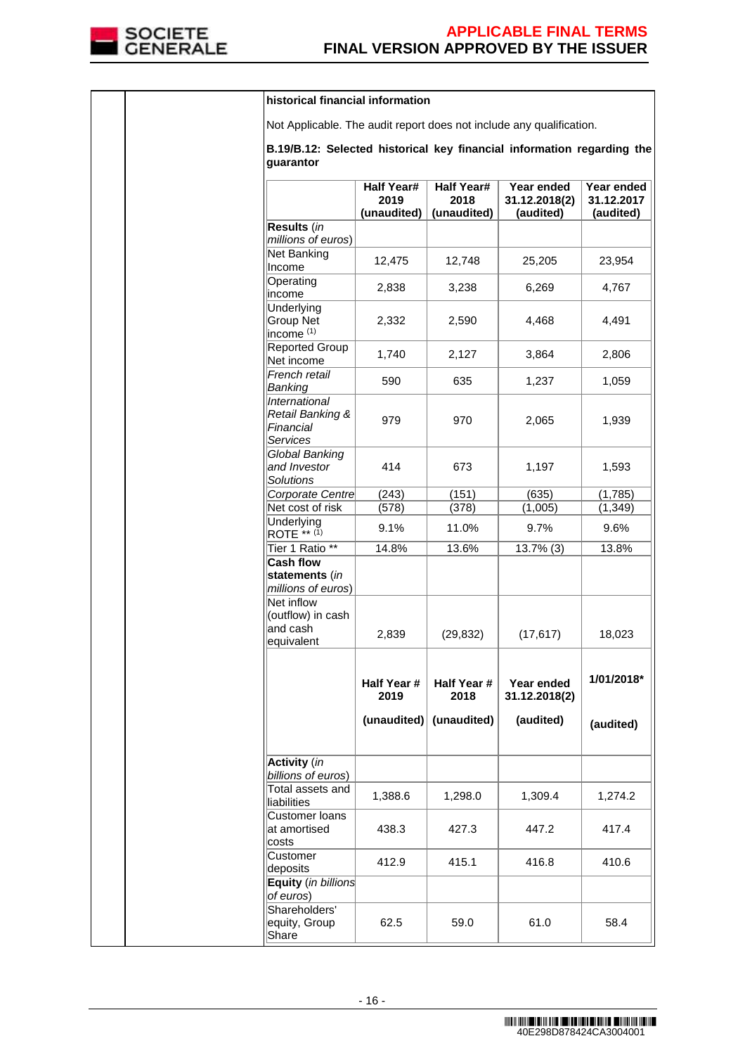historical financial information

Not Applicable. The audit report does not include any qualification.

**B.19/B.12: Selected historical key financial information regarding the guarantor**

| | Half Year# 2019 (unaudited) | Half Year# 2018 (unaudited) | Year ended 31.12.2018(2) (audited) | Year ended 31.12.2017 (audited) |
|---|---|---|---|---|
| **Results** (*in millions of euros*) | | | | |
| Net Banking Income | 12,475 | 12,748 | 25,205 | 23,954 |
| Operating income | 2,838 | 3,238 | 6,269 | 4,767 |
| Underlying Group Net income (1) | 2,332 | 2,590 | 4,468 | 4,491 |
| Reported Group Net income | 1,740 | 2,127 | 3,864 | 2,806 |
| *French retail Banking* | 590 | 635 | 1,237 | 1,059 |
| *International Retail Banking & Financial Services* | 979 | 970 | 2,065 | 1,939 |
| *Global Banking and Investor Solutions* | 414 | 673 | 1,197 | 1,593 |
| *Corporate Centre* | (243) | (151) | (635) | (1,785) |
| Net cost of risk | (578) | (378) | (1,005) | (1,349) |
| Underlying ROTE ** (1) | 9.1% | 11.0% | 9.7% | 9.6% |
| Tier 1 Ratio ** | 14.8% | 13.6% | 13.7% (3) | 13.8% |
| **Cash flow statements** (*in millions of euros*) | | | | |
| Net inflow (outflow) in cash and cash equivalent | 2,839 | (29,832) | (17,617) | 18,023 |
| | **Half Year # 2019 (unaudited)** | **Half Year # 2018 (unaudited)** | **Year ended 31.12.2018(2) (audited)** | **1/01/2018* (audited)** |
| **Activity** (*in billions of euros*) | | | | |
| Total assets and liabilities | 1,388.6 | 1,298.0 | 1,309.4 | 1,274.2 |
| Customer loans at amortised costs | 438.3 | 427.3 | 447.2 | 417.4 |
| Customer deposits | 412.9 | 415.1 | 416.8 | 410.6 |
| **Equity** (*in billions of euros*) | | | | |
| Shareholders' equity, Group Share | 62.5 | 59.0 | 61.0 | 58.4 |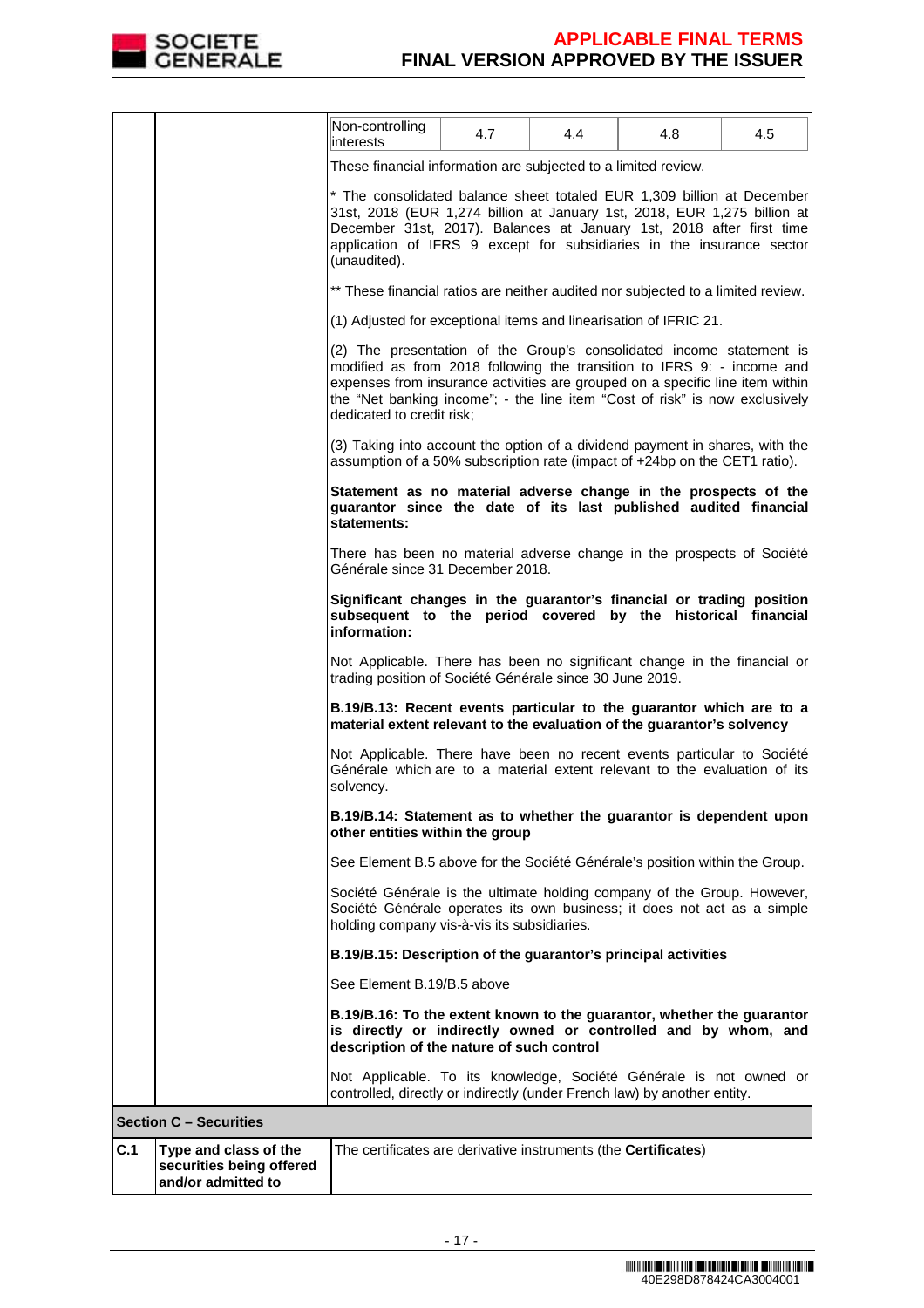| Non-controlling interests | 4.7 | 4.4 | 4.8 | 4.5 |
|---|---|---|---|---|

These financial information are subjected to a limited review.

* The consolidated balance sheet totaled EUR 1,309 billion at December 31st, 2018 (EUR 1,274 billion at January 1st, 2018, EUR 1,275 billion at December 31st, 2017). Balances at January 1st, 2018 after first time application of IFRS 9 except for subsidiaries in the insurance sector (unaudited).

** These financial ratios are neither audited nor subjected to a limited review.

(1) Adjusted for exceptional items and linearisation of IFRIC 21.

(2) The presentation of the Group's consolidated income statement is modified as from 2018 following the transition to IFRS 9: - income and expenses from insurance activities are grouped on a specific line item within the "Net banking income"; - the line item "Cost of risk" is now exclusively dedicated to credit risk;

(3) Taking into account the option of a dividend payment in shares, with the assumption of a 50% subscription rate (impact of +24bp on the CET1 ratio).

**Statement as no material adverse change in the prospects of the guarantor since the date of its last published audited financial statements:**

There has been no material adverse change in the prospects of Société Générale since 31 December 2018.

**Significant changes in the guarantor's financial or trading position subsequent to the period covered by the historical financial information:**

Not Applicable. There has been no significant change in the financial or trading position of Société Générale since 30 June 2019.

**B.19/B.13: Recent events particular to the guarantor which are to a material extent relevant to the evaluation of the guarantor's solvency**

Not Applicable. There have been no recent events particular to Société Générale which are to a material extent relevant to the evaluation of its solvency.

**B.19/B.14: Statement as to whether the guarantor is dependent upon other entities within the group**

See Element B.5 above for the Société Générale's position within the Group.

Société Générale is the ultimate holding company of the Group. However, Société Générale operates its own business; it does not act as a simple holding company vis-à-vis its subsidiaries.

**B.19/B.15: Description of the guarantor's principal activities**

See Element B.19/B.5 above

**B.19/B.16: To the extent known to the guarantor, whether the guarantor is directly or indirectly owned or controlled and by whom, and description of the nature of such control**

Not Applicable. To its knowledge, Société Générale is not owned or controlled, directly or indirectly (under French law) by another entity.

**Section C – Securities**

| | | |
|---|---|---|
| **C.1** | **Type and class of the securities being offered and/or admitted to** | The certificates are derivative instruments (the **Certificates**) |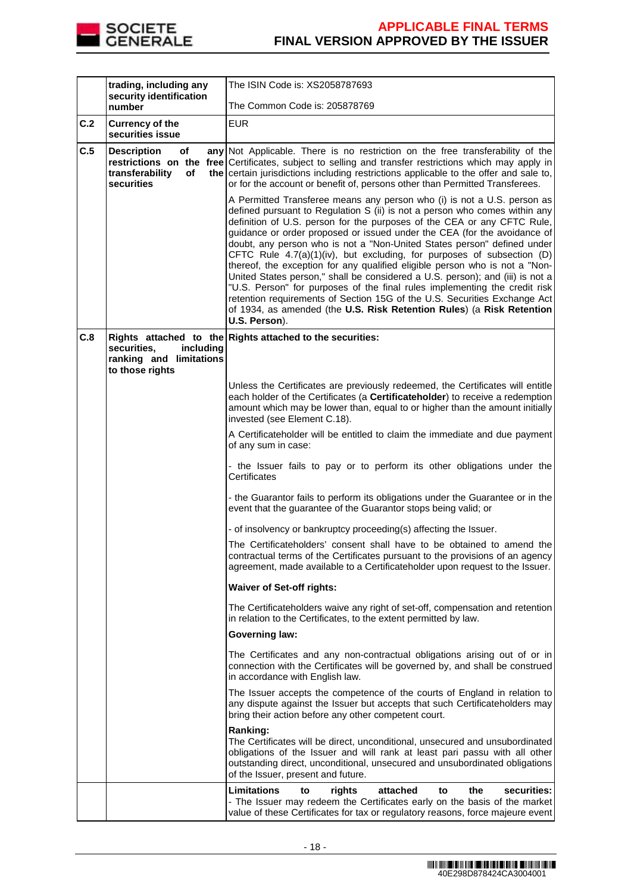| | | |
|---|---|---|
| | **trading, including any security identification number** | The ISIN Code is: XS2058787693<br><br>The Common Code is: 205878769 |
| **C.2** | **Currency of the securities issue** | EUR |
| **C.5** | **Description of any restrictions on the free transferability of the securities** | Not Applicable. There is no restriction on the free transferability of the Certificates, subject to selling and transfer restrictions which may apply in certain jurisdictions including restrictions applicable to the offer and sale to, or for the account or benefit of, persons other than Permitted Transferees.<br><br>A Permitted Transferee means any person who (i) is not a U.S. person as defined pursuant to Regulation S (ii) is not a person who comes within any definition of U.S. person for the purposes of the CEA or any CFTC Rule, guidance or order proposed or issued under the CEA (for the avoidance of doubt, any person who is not a "Non-United States person" defined under CFTC Rule 4.7(a)(1)(iv), but excluding, for purposes of subsection (D) thereof, the exception for any qualified eligible person who is not a "Non-United States person," shall be considered a U.S. person); and (iii) is not a "U.S. Person" for purposes of the final rules implementing the credit risk retention requirements of Section 15G of the U.S. Securities Exchange Act of 1934, as amended (the **U.S. Risk Retention Rules**) (a **Risk Retention U.S. Person**). |
| **C.8** | **Rights attached to the securities, including ranking and limitations to those rights** | **Rights attached to the securities:**<br><br>Unless the Certificates are previously redeemed, the Certificates will entitle each holder of the Certificates (a **Certificateholder**) to receive a redemption amount which may be lower than, equal to or higher than the amount initially invested (see Element C.18).<br><br>A Certificateholder will be entitled to claim the immediate and due payment of any sum in case:<br><br>- the Issuer fails to pay or to perform its other obligations under the Certificates<br><br>- the Guarantor fails to perform its obligations under the Guarantee or in the event that the guarantee of the Guarantor stops being valid; or<br><br>- of insolvency or bankruptcy proceeding(s) affecting the Issuer.<br><br>The Certificateholders' consent shall have to be obtained to amend the contractual terms of the Certificates pursuant to the provisions of an agency agreement, made available to a Certificateholder upon request to the Issuer.<br><br>**Waiver of Set-off rights:**<br><br>The Certificateholders waive any right of set-off, compensation and retention in relation to the Certificates, to the extent permitted by law.<br><br>**Governing law:**<br><br>The Certificates and any non-contractual obligations arising out of or in connection with the Certificates will be governed by, and shall be construed in accordance with English law.<br><br>The Issuer accepts the competence of the courts of England in relation to any dispute against the Issuer but accepts that such Certificateholders may bring their action before any other competent court.<br><br>**Ranking:**<br>The Certificates will be direct, unconditional, unsecured and unsubordinated obligations of the Issuer and will rank at least pari passu with all other outstanding direct, unconditional, unsecured and unsubordinated obligations of the Issuer, present and future. |
| | | **Limitations to rights attached to the securities:**<br>- The Issuer may redeem the Certificates early on the basis of the market value of these Certificates for tax or regulatory reasons, force majeure event |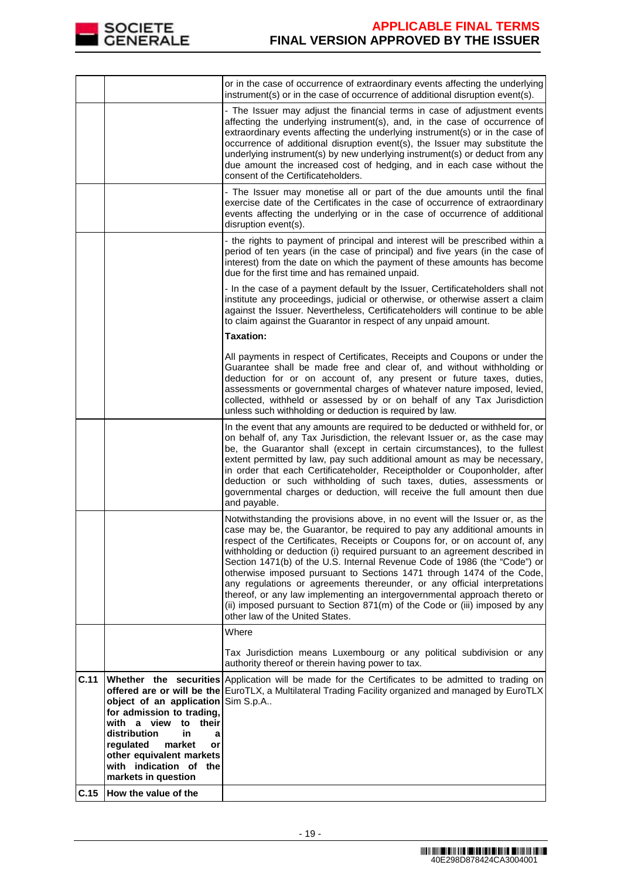| | | |
|---|---|---|
| | | or in the case of occurrence of extraordinary events affecting the underlying instrument(s) or in the case of occurrence of additional disruption event(s). |
| | | - The Issuer may adjust the financial terms in case of adjustment events affecting the underlying instrument(s), and, in the case of occurrence of extraordinary events affecting the underlying instrument(s) or in the case of occurrence of additional disruption event(s), the Issuer may substitute the underlying instrument(s) by new underlying instrument(s) or deduct from any due amount the increased cost of hedging, and in each case without the consent of the Certificateholders. |
| | | - The Issuer may monetise all or part of the due amounts until the final exercise date of the Certificates in the case of occurrence of extraordinary events affecting the underlying or in the case of occurrence of additional disruption event(s). |
| | | - the rights to payment of principal and interest will be prescribed within a period of ten years (in the case of principal) and five years (in the case of interest) from the date on which the payment of these amounts has become due for the first time and has remained unpaid.<br><br>- In the case of a payment default by the Issuer, Certificateholders shall not institute any proceedings, judicial or otherwise, or otherwise assert a claim against the Issuer. Nevertheless, Certificateholders will continue to be able to claim against the Guarantor in respect of any unpaid amount.<br><br>**Taxation:**<br><br>All payments in respect of Certificates, Receipts and Coupons or under the Guarantee shall be made free and clear of, and without withholding or deduction for or on account of, any present or future taxes, duties, assessments or governmental charges of whatever nature imposed, levied, collected, withheld or assessed by or on behalf of any Tax Jurisdiction unless such withholding or deduction is required by law. |
| | | In the event that any amounts are required to be deducted or withheld for, or on behalf of, any Tax Jurisdiction, the relevant Issuer or, as the case may be, the Guarantor shall (except in certain circumstances), to the fullest extent permitted by law, pay such additional amount as may be necessary, in order that each Certificateholder, Receiptholder or Couponholder, after deduction or such withholding of such taxes, duties, assessments or governmental charges or deduction, will receive the full amount then due and payable. |
| | | Notwithstanding the provisions above, in no event will the Issuer or, as the case may be, the Guarantor, be required to pay any additional amounts in respect of the Certificates, Receipts or Coupons for, or on account of, any withholding or deduction (i) required pursuant to an agreement described in Section 1471(b) of the U.S. Internal Revenue Code of 1986 (the "Code") or otherwise imposed pursuant to Sections 1471 through 1474 of the Code, any regulations or agreements thereunder, or any official interpretations thereof, or any law implementing an intergovernmental approach thereto or (ii) imposed pursuant to Section 871(m) of the Code or (iii) imposed by any other law of the United States. |
| | | Where<br><br>Tax Jurisdiction means Luxembourg or any political subdivision or any authority thereof or therein having power to tax. |
| **C.11** | **Whether the securities offered are or will be the object of an application for admission to trading, with a view to their distribution in a regulated market or other equivalent markets with indication of the markets in question** | Application will be made for the Certificates to be admitted to trading on EuroTLX, a Multilateral Trading Facility organized and managed by EuroTLX Sim S.p.A.. |
| **C.15** | **How the value of the** | |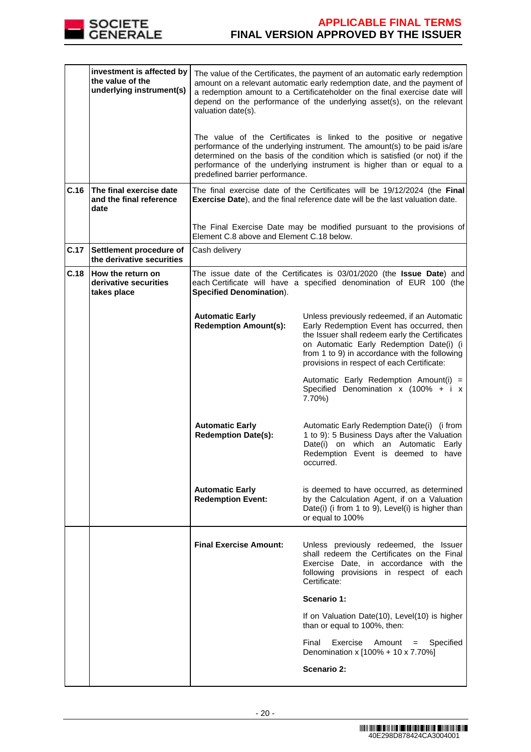| | | | |
|---|---|---|---|
| | **investment is affected by the value of the underlying instrument(s)** | The value of the Certificates, the payment of an automatic early redemption amount on a relevant automatic early redemption date, and the payment of a redemption amount to a Certificateholder on the final exercise date will depend on the performance of the underlying asset(s), on the relevant valuation date(s).<br><br>The value of the Certificates is linked to the positive or negative performance of the underlying instrument. The amount(s) to be paid is/are determined on the basis of the condition which is satisfied (or not) if the performance of the underlying instrument is higher than or equal to a predefined barrier performance. | |
| **C.16** | **The final exercise date and the final reference date** | The final exercise date of the Certificates will be 19/12/2024 (the **Final Exercise Date**), and the final reference date will be the last valuation date.<br><br>The Final Exercise Date may be modified pursuant to the provisions of Element C.8 above and Element C.18 below. | |
| **C.17** | **Settlement procedure of the derivative securities** | Cash delivery | |
| **C.18** | **How the return on derivative securities takes place** | The issue date of the Certificates is 03/01/2020 (the **Issue Date**) and each Certificate will have a specified denomination of EUR 100 (the **Specified Denomination**). | |
| | | **Automatic Early Redemption Amount(s):** | Unless previously redeemed, if an Automatic Early Redemption Event has occurred, then the Issuer shall redeem early the Certificates on Automatic Early Redemption Date(i) (i from 1 to 9) in accordance with the following provisions in respect of each Certificate:<br><br>Automatic Early Redemption Amount(i) = Specified Denomination x (100% + i x 7.70%) |
| | | **Automatic Early Redemption Date(s):** | Automatic Early Redemption Date(i) (i from 1 to 9): 5 Business Days after the Valuation Date(i) on which an Automatic Early Redemption Event is deemed to have occurred. |
| | | **Automatic Early Redemption Event:** | is deemed to have occurred, as determined by the Calculation Agent, if on a Valuation Date(i) (i from 1 to 9), Level(i) is higher than or equal to 100% |
| | | **Final Exercise Amount:** | Unless previously redeemed, the Issuer shall redeem the Certificates on the Final Exercise Date, in accordance with the following provisions in respect of each Certificate:<br><br>**Scenario 1:**<br><br>If on Valuation Date(10), Level(10) is higher than or equal to 100%, then:<br><br>Final Exercise Amount = Specified Denomination x [100% + 10 x 7.70%]<br><br>**Scenario 2:** |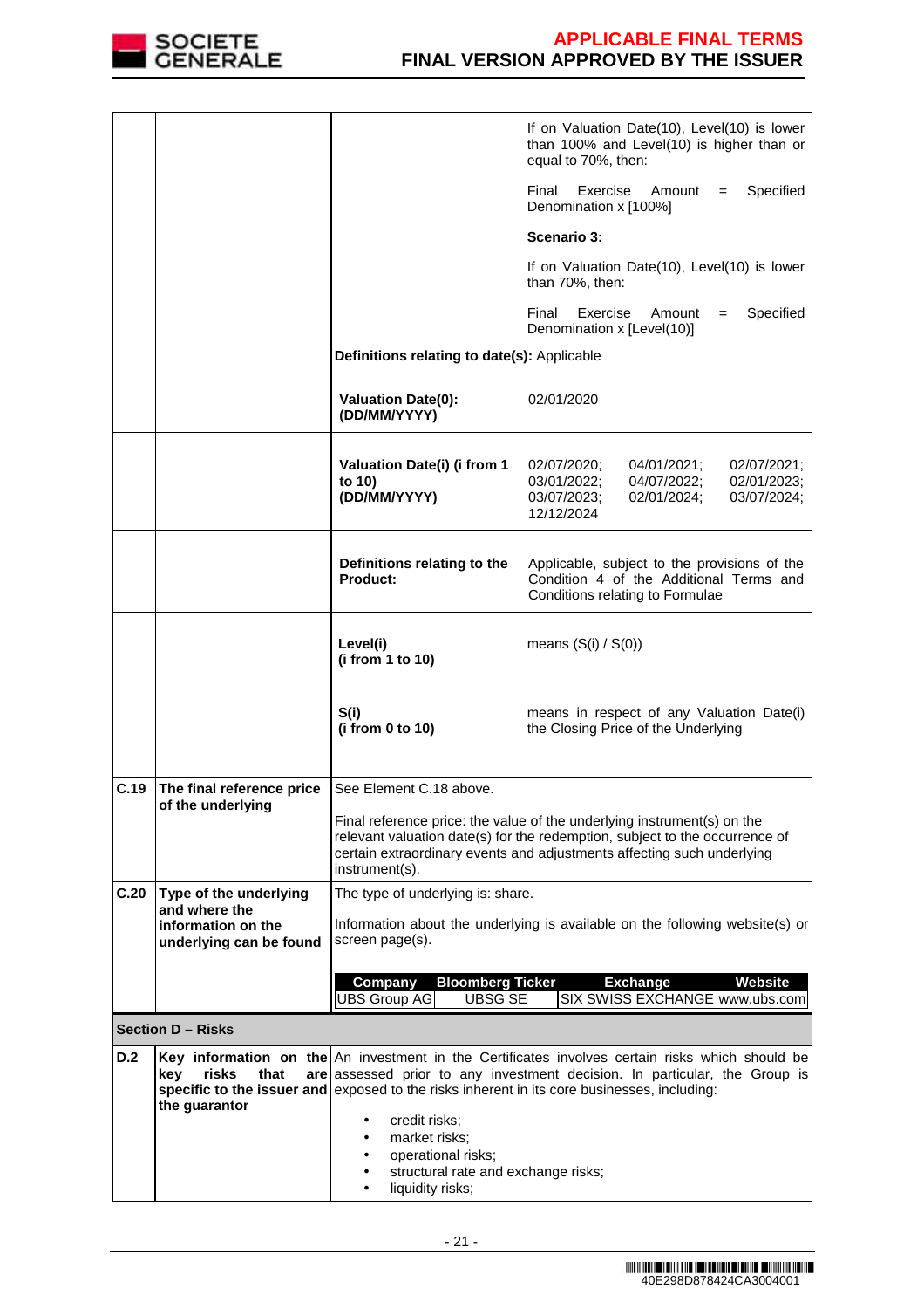| | | | |
|---|---|---|---|
| | | | If on Valuation Date(10), Level(10) is lower than 100% and Level(10) is higher than or equal to 70%, then:<br><br>Final Exercise Amount = Specified Denomination x [100%]<br><br>**Scenario 3:**<br><br>If on Valuation Date(10), Level(10) is lower than 70%, then:<br><br>Final Exercise Amount = Specified Denomination x [Level(10)] |
| | | **Definitions relating to date(s):** Applicable | |
| | | **Valuation Date(0): (DD/MM/YYYY)** | 02/01/2020 |
| | | **Valuation Date(i) (i from 1 to 10) (DD/MM/YYYY)** | 02/07/2020; 04/01/2021; 02/07/2021; 03/01/2022; 04/07/2022; 02/01/2023; 03/07/2023; 02/01/2024; 03/07/2024; 12/12/2024 |
| | | **Definitions relating to the Product:** | Applicable, subject to the provisions of the Condition 4 of the Additional Terms and Conditions relating to Formulae |
| | | **Level(i) (i from 1 to 10)** | means (S(i) / S(0)) |
| | | **S(i) (i from 0 to 10)** | means in respect of any Valuation Date(i) the Closing Price of the Underlying |
| **C.19** | **The final reference price of the underlying** | See Element C.18 above.<br><br>Final reference price: the value of the underlying instrument(s) on the relevant valuation date(s) for the redemption, subject to the occurrence of certain extraordinary events and adjustments affecting such underlying instrument(s). | |
| **C.20** | **Type of the underlying and where the information on the underlying can be found** | The type of underlying is: share.<br><br>Information about the underlying is available on the following website(s) or screen page(s). | |

| Company | Bloomberg Ticker | Exchange | Website |
|---|---|---|---|
| UBS Group AG | UBSG SE | SIX SWISS EXCHANGE | www.ubs.com |

**Section D – Risks**

| | | |
|---|---|---|
| **D.2** | **Key information on the key risks that are specific to the issuer and the guarantor** | An investment in the Certificates involves certain risks which should be assessed prior to any investment decision. In particular, the Group is exposed to the risks inherent in its core businesses, including:<br><br>• credit risks;<br>• market risks;<br>• operational risks;<br>• structural rate and exchange risks;<br>• liquidity risks; |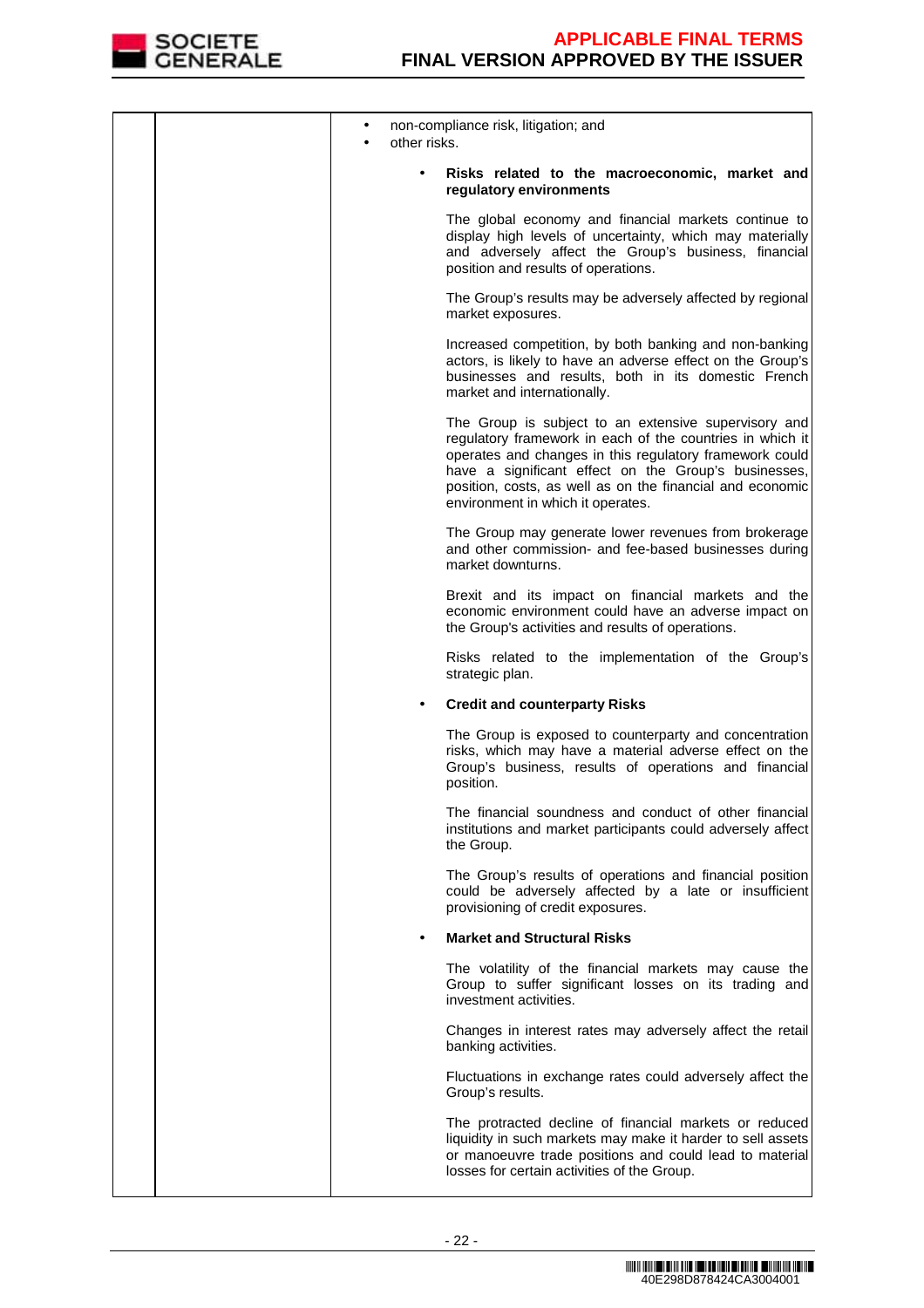| | | • non-compliance risk, litigation; and<br>• other risks.<br><br>• **Risks related to the macroeconomic, market and regulatory environments**<br><br>The global economy and financial markets continue to display high levels of uncertainty, which may materially and adversely affect the Group's business, financial position and results of operations.<br><br>The Group's results may be adversely affected by regional market exposures.<br><br>Increased competition, by both banking and non-banking actors, is likely to have an adverse effect on the Group's businesses and results, both in its domestic French market and internationally.<br><br>The Group is subject to an extensive supervisory and regulatory framework in each of the countries in which it operates and changes in this regulatory framework could have a significant effect on the Group's businesses, position, costs, as well as on the financial and economic environment in which it operates.<br><br>The Group may generate lower revenues from brokerage and other commission- and fee-based businesses during market downturns.<br><br>Brexit and its impact on financial markets and the economic environment could have an adverse impact on the Group's activities and results of operations.<br><br>Risks related to the implementation of the Group's strategic plan.<br><br>• **Credit and counterparty Risks**<br><br>The Group is exposed to counterparty and concentration risks, which may have a material adverse effect on the Group's business, results of operations and financial position.<br><br>The financial soundness and conduct of other financial institutions and market participants could adversely affect the Group.<br><br>The Group's results of operations and financial position could be adversely affected by a late or insufficient provisioning of credit exposures.<br><br>• **Market and Structural Risks**<br><br>The volatility of the financial markets may cause the Group to suffer significant losses on its trading and investment activities.<br><br>Changes in interest rates may adversely affect the retail banking activities.<br><br>Fluctuations in exchange rates could adversely affect the Group's results.<br><br>The protracted decline of financial markets or reduced liquidity in such markets may make it harder to sell assets or manoeuvre trade positions and could lead to material losses for certain activities of the Group. |
|---|---|---|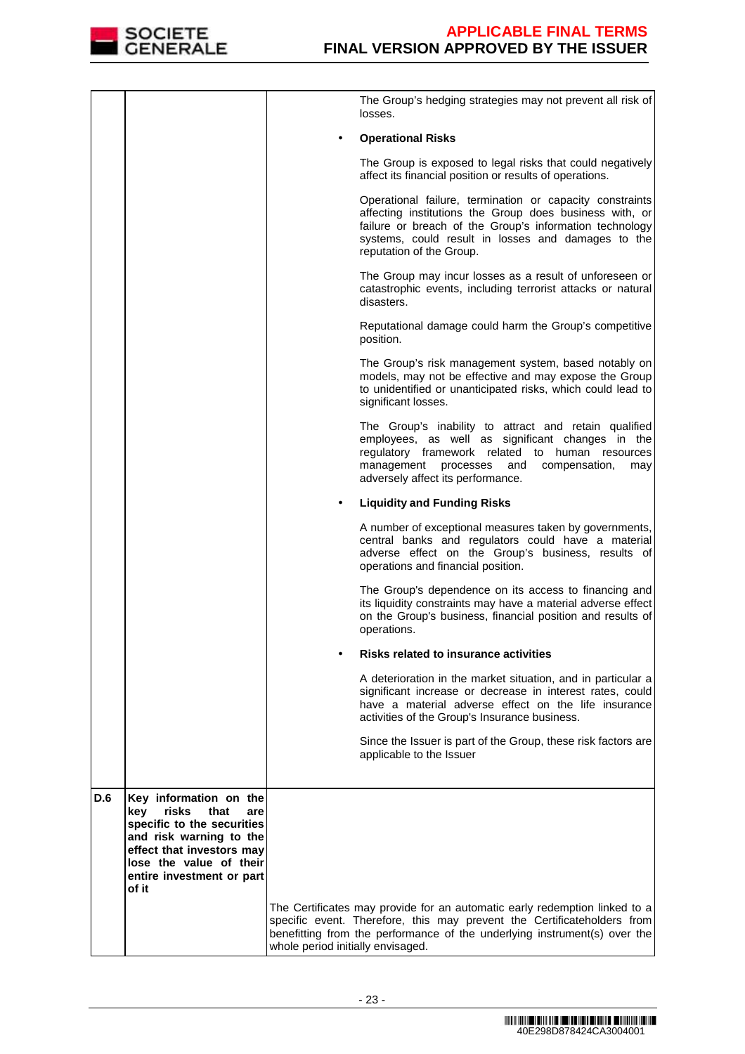| | | |
|---|---|---|
| | | The Group's hedging strategies may not prevent all risk of losses.<br><br>• **Operational Risks**<br><br>The Group is exposed to legal risks that could negatively affect its financial position or results of operations.<br><br>Operational failure, termination or capacity constraints affecting institutions the Group does business with, or failure or breach of the Group's information technology systems, could result in losses and damages to the reputation of the Group.<br><br>The Group may incur losses as a result of unforeseen or catastrophic events, including terrorist attacks or natural disasters.<br><br>Reputational damage could harm the Group's competitive position.<br><br>The Group's risk management system, based notably on models, may not be effective and may expose the Group to unidentified or unanticipated risks, which could lead to significant losses.<br><br>The Group's inability to attract and retain qualified employees, as well as significant changes in the regulatory framework related to human resources management processes and compensation, may adversely affect its performance.<br><br>• **Liquidity and Funding Risks**<br><br>A number of exceptional measures taken by governments, central banks and regulators could have a material adverse effect on the Group's business, results of operations and financial position.<br><br>The Group's dependence on its access to financing and its liquidity constraints may have a material adverse effect on the Group's business, financial position and results of operations.<br><br>• **Risks related to insurance activities**<br><br>A deterioration in the market situation, and in particular a significant increase or decrease in interest rates, could have a material adverse effect on the life insurance activities of the Group's Insurance business.<br><br>Since the Issuer is part of the Group, these risk factors are applicable to the Issuer |
| **D.6** | **Key information on the key risks that are specific to the securities and risk warning to the effect that investors may lose the value of their entire investment or part of it** | |
| | | The Certificates may provide for an automatic early redemption linked to a specific event. Therefore, this may prevent the Certificateholders from benefitting from the performance of the underlying instrument(s) over the whole period initially envisaged. |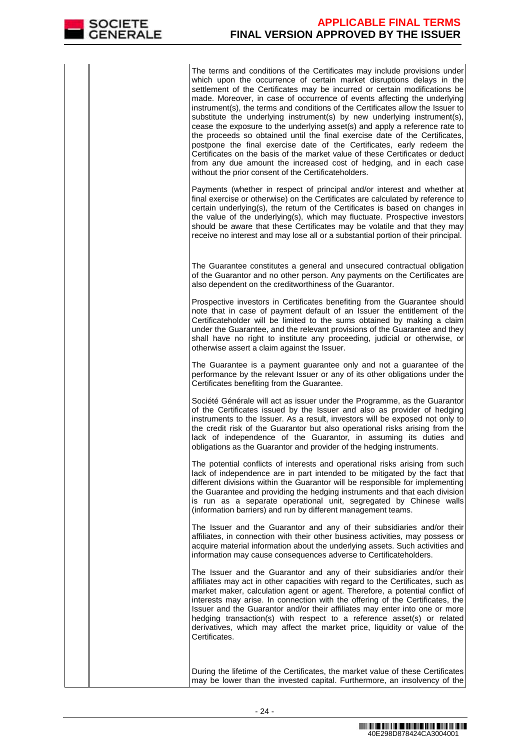| | | |
|---|---|---|
| | | The terms and conditions of the Certificates may include provisions under which upon the occurrence of certain market disruptions delays in the settlement of the Certificates may be incurred or certain modifications be made. Moreover, in case of occurrence of events affecting the underlying instrument(s), the terms and conditions of the Certificates allow the Issuer to substitute the underlying instrument(s) by new underlying instrument(s), cease the exposure to the underlying asset(s) and apply a reference rate to the proceeds so obtained until the final exercise date of the Certificates, postpone the final exercise date of the Certificates, early redeem the Certificates on the basis of the market value of these Certificates or deduct from any due amount the increased cost of hedging, and in each case without the prior consent of the Certificateholders.<br><br>Payments (whether in respect of principal and/or interest and whether at final exercise or otherwise) on the Certificates are calculated by reference to certain underlying(s), the return of the Certificates is based on changes in the value of the underlying(s), which may fluctuate. Prospective investors should be aware that these Certificates may be volatile and that they may receive no interest and may lose all or a substantial portion of their principal.<br><br>The Guarantee constitutes a general and unsecured contractual obligation of the Guarantor and no other person. Any payments on the Certificates are also dependent on the creditworthiness of the Guarantor.<br><br>Prospective investors in Certificates benefiting from the Guarantee should note that in case of payment default of an Issuer the entitlement of the Certificateholder will be limited to the sums obtained by making a claim under the Guarantee, and the relevant provisions of the Guarantee and they shall have no right to institute any proceeding, judicial or otherwise, or otherwise assert a claim against the Issuer.<br><br>The Guarantee is a payment guarantee only and not a guarantee of the performance by the relevant Issuer or any of its other obligations under the Certificates benefiting from the Guarantee.<br><br>Société Générale will act as issuer under the Programme, as the Guarantor of the Certificates issued by the Issuer and also as provider of hedging instruments to the Issuer. As a result, investors will be exposed not only to the credit risk of the Guarantor but also operational risks arising from the lack of independence of the Guarantor, in assuming its duties and obligations as the Guarantor and provider of the hedging instruments.<br><br>The potential conflicts of interests and operational risks arising from such lack of independence are in part intended to be mitigated by the fact that different divisions within the Guarantor will be responsible for implementing the Guarantee and providing the hedging instruments and that each division is run as a separate operational unit, segregated by Chinese walls (information barriers) and run by different management teams.<br><br>The Issuer and the Guarantor and any of their subsidiaries and/or their affiliates, in connection with their other business activities, may possess or acquire material information about the underlying assets. Such activities and information may cause consequences adverse to Certificateholders.<br><br>The Issuer and the Guarantor and any of their subsidiaries and/or their affiliates may act in other capacities with regard to the Certificates, such as market maker, calculation agent or agent. Therefore, a potential conflict of interests may arise. In connection with the offering of the Certificates, the Issuer and the Guarantor and/or their affiliates may enter into one or more hedging transaction(s) with respect to a reference asset(s) or related derivatives, which may affect the market price, liquidity or value of the Certificates.<br><br>During the lifetime of the Certificates, the market value of these Certificates may be lower than the invested capital. Furthermore, an insolvency of the |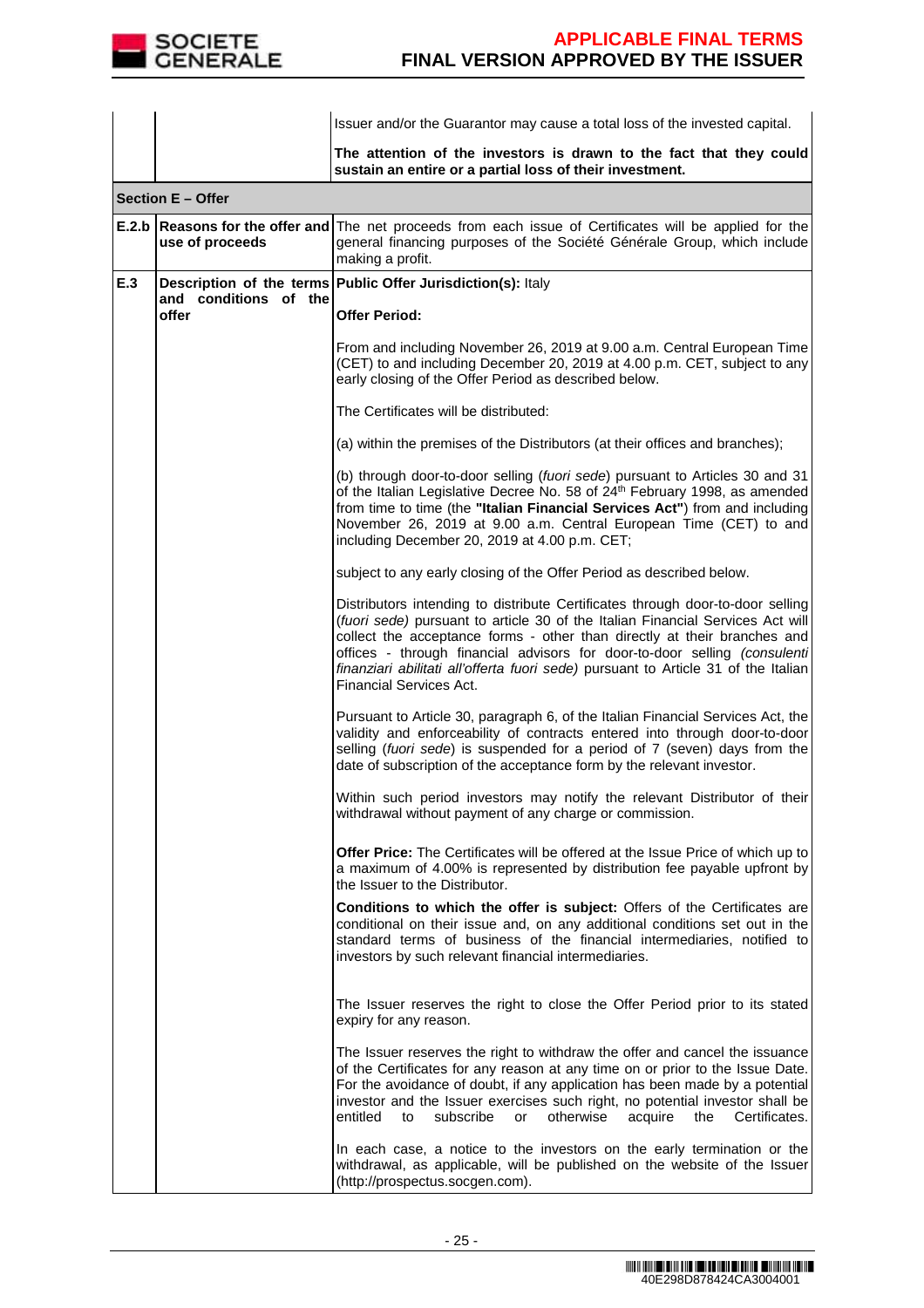| | | |
|---|---|---|
| | | Issuer and/or the Guarantor may cause a total loss of the invested capital.<br><br>**The attention of the investors is drawn to the fact that they could sustain an entire or a partial loss of their investment.** |
| **Section E – Offer** | | |
| **E.2.b** | **Reasons for the offer and use of proceeds** | The net proceeds from each issue of Certificates will be applied for the general financing purposes of the Société Générale Group, which include making a profit. |
| **E.3** | **Description of the terms and conditions of the offer** | **Public Offer Jurisdiction(s):** Italy<br><br>**Offer Period:**<br><br>From and including November 26, 2019 at 9.00 a.m. Central European Time (CET) to and including December 20, 2019 at 4.00 p.m. CET, subject to any early closing of the Offer Period as described below.<br><br>The Certificates will be distributed:<br><br>(a) within the premises of the Distributors (at their offices and branches);<br><br>(b) through door-to-door selling (*fuori sede*) pursuant to Articles 30 and 31 of the Italian Legislative Decree No. 58 of 24th February 1998, as amended from time to time (the **"Italian Financial Services Act"**) from and including November 26, 2019 at 9.00 a.m. Central European Time (CET) to and including December 20, 2019 at 4.00 p.m. CET;<br><br>subject to any early closing of the Offer Period as described below.<br><br>Distributors intending to distribute Certificates through door-to-door selling (*fuori sede)* pursuant to article 30 of the Italian Financial Services Act will collect the acceptance forms - other than directly at their branches and offices - through financial advisors for door-to-door selling *(consulenti finanziari abilitati all'offerta fuori sede)* pursuant to Article 31 of the Italian Financial Services Act.<br><br>Pursuant to Article 30, paragraph 6, of the Italian Financial Services Act, the validity and enforceability of contracts entered into through door-to-door selling (*fuori sede*) is suspended for a period of 7 (seven) days from the date of subscription of the acceptance form by the relevant investor.<br><br>Within such period investors may notify the relevant Distributor of their withdrawal without payment of any charge or commission.<br><br>**Offer Price:** The Certificates will be offered at the Issue Price of which up to a maximum of 4.00% is represented by distribution fee payable upfront by the Issuer to the Distributor.<br><br>**Conditions to which the offer is subject:** Offers of the Certificates are conditional on their issue and, on any additional conditions set out in the standard terms of business of the financial intermediaries, notified to investors by such relevant financial intermediaries.<br><br>The Issuer reserves the right to close the Offer Period prior to its stated expiry for any reason.<br><br>The Issuer reserves the right to withdraw the offer and cancel the issuance of the Certificates for any reason at any time on or prior to the Issue Date. For the avoidance of doubt, if any application has been made by a potential investor and the Issuer exercises such right, no potential investor shall be entitled to subscribe or otherwise acquire the Certificates.<br><br>In each case, a notice to the investors on the early termination or the withdrawal, as applicable, will be published on the website of the Issuer (http://prospectus.socgen.com). |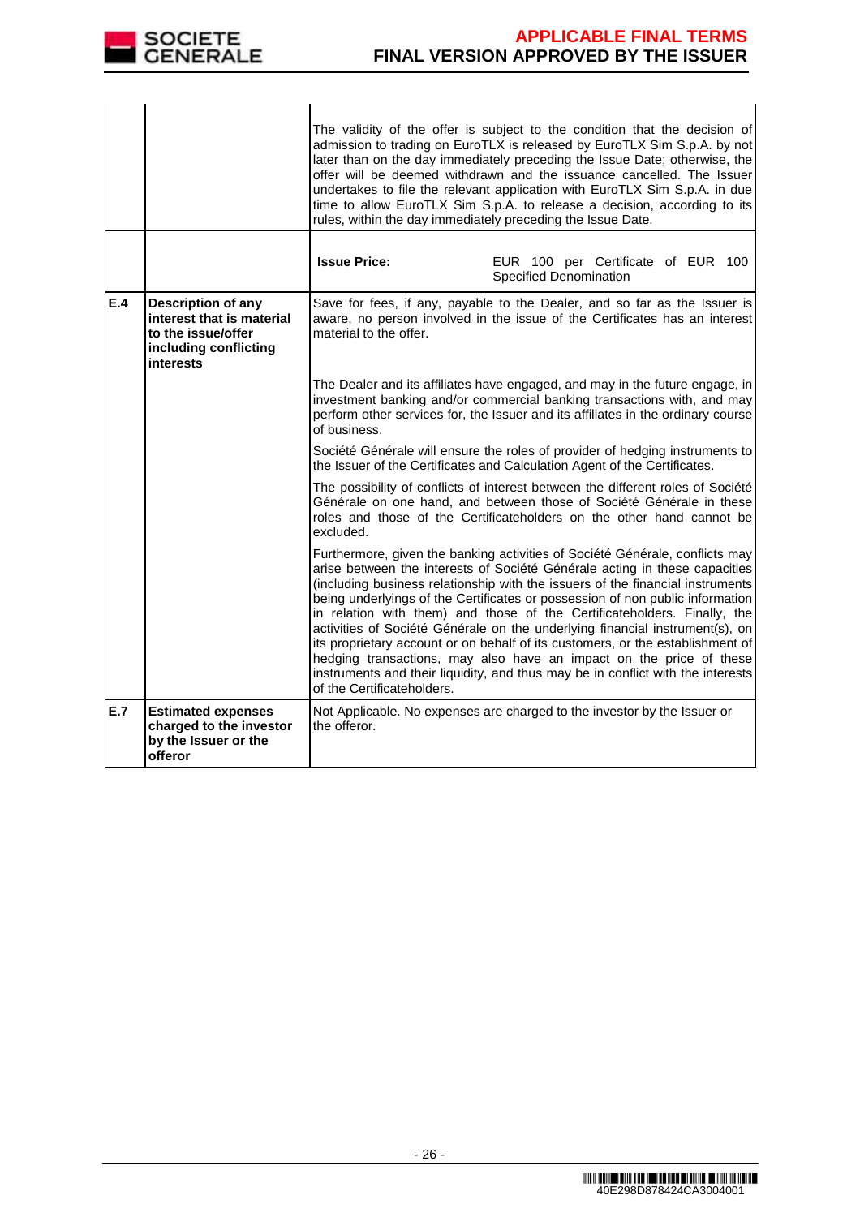| | | |
|---|---|---|
| | | The validity of the offer is subject to the condition that the decision of admission to trading on EuroTLX is released by EuroTLX Sim S.p.A. by not later than on the day immediately preceding the Issue Date; otherwise, the offer will be deemed withdrawn and the issuance cancelled. The Issuer undertakes to file the relevant application with EuroTLX Sim S.p.A. in due time to allow EuroTLX Sim S.p.A. to release a decision, according to its rules, within the day immediately preceding the Issue Date. |
| | | **Issue Price:** EUR 100 per Certificate of EUR 100 Specified Denomination |
| **E.4** | **Description of any interest that is material to the issue/offer including conflicting interests** | Save for fees, if any, payable to the Dealer, and so far as the Issuer is aware, no person involved in the issue of the Certificates has an interest material to the offer.<br><br>The Dealer and its affiliates have engaged, and may in the future engage, in investment banking and/or commercial banking transactions with, and may perform other services for, the Issuer and its affiliates in the ordinary course of business.<br><br>Société Générale will ensure the roles of provider of hedging instruments to the Issuer of the Certificates and Calculation Agent of the Certificates.<br><br>The possibility of conflicts of interest between the different roles of Société Générale on one hand, and between those of Société Générale in these roles and those of the Certificateholders on the other hand cannot be excluded.<br><br>Furthermore, given the banking activities of Société Générale, conflicts may arise between the interests of Société Générale acting in these capacities (including business relationship with the issuers of the financial instruments being underlyings of the Certificates or possession of non public information in relation with them) and those of the Certificateholders. Finally, the activities of Société Générale on the underlying financial instrument(s), on its proprietary account or on behalf of its customers, or the establishment of hedging transactions, may also have an impact on the price of these instruments and their liquidity, and thus may be in conflict with the interests of the Certificateholders. |
| **E.7** | **Estimated expenses charged to the investor by the Issuer or the offeror** | Not Applicable. No expenses are charged to the investor by the Issuer or the offeror. |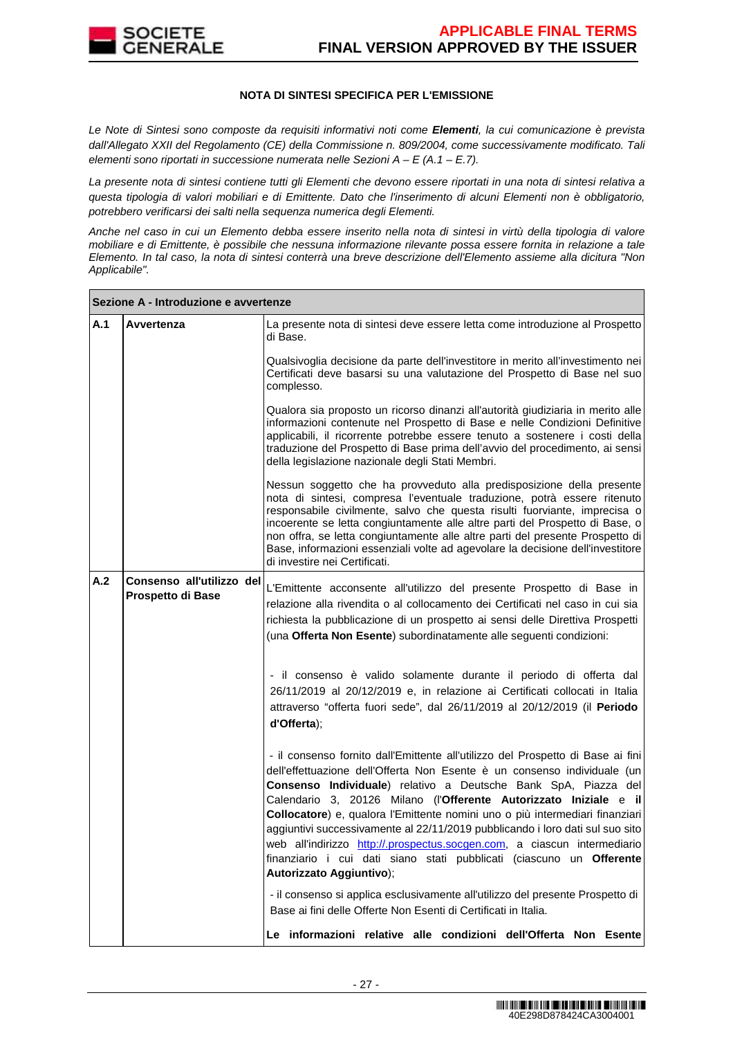### NOTA DI SINTESI SPECIFICA PER L'EMISSIONE

*Le Note di Sintesi sono composte da requisiti informativi noti come **Elementi**, la cui comunicazione è prevista dall'Allegato XXII del Regolamento (CE) della Commissione n. 809/2004, come successivamente modificato. Tali elementi sono riportati in successione numerata nelle Sezioni A – E (A.1 – E.7).*

*La presente nota di sintesi contiene tutti gli Elementi che devono essere riportati in una nota di sintesi relativa a questa tipologia di valori mobiliari e di Emittente. Dato che l'inserimento di alcuni Elementi non è obbligatorio, potrebbero verificarsi dei salti nella sequenza numerica degli Elementi.*

*Anche nel caso in cui un Elemento debba essere inserito nella nota di sintesi in virtù della tipologia di valore mobiliare e di Emittente, è possibile che nessuna informazione rilevante possa essere fornita in relazione a tale Elemento. In tal caso, la nota di sintesi conterrà una breve descrizione dell'Elemento assieme alla dicitura "Non Applicabile".*

| **Sezione A - Introduzione e avvertenze** | | |
|---|---|---|
| **A.1** | **Avvertenza** | La presente nota di sintesi deve essere letta come introduzione al Prospetto di Base.<br><br>Qualsivoglia decisione da parte dell'investitore in merito all'investimento nei Certificati deve basarsi su una valutazione del Prospetto di Base nel suo complesso.<br><br>Qualora sia proposto un ricorso dinanzi all'autorità giudiziaria in merito alle informazioni contenute nel Prospetto di Base e nelle Condizioni Definitive applicabili, il ricorrente potrebbe essere tenuto a sostenere i costi della traduzione del Prospetto di Base prima dell'avvio del procedimento, ai sensi della legislazione nazionale degli Stati Membri.<br><br>Nessun soggetto che ha provveduto alla predisposizione della presente nota di sintesi, compresa l'eventuale traduzione, potrà essere ritenuto responsabile civilmente, salvo che questa risulti fuorviante, imprecisa o incoerente se letta congiuntamente alle altre parti del Prospetto di Base, o non offra, se letta congiuntamente alle altre parti del presente Prospetto di Base, informazioni essenziali volte ad agevolare la decisione dell'investitore di investire nei Certificati. |
| **A.2** | **Consenso all'utilizzo del Prospetto di Base** | L'Emittente acconsente all'utilizzo del presente Prospetto di Base in relazione alla rivendita o al collocamento dei Certificati nel caso in cui sia richiesta la pubblicazione di un prospetto ai sensi delle Direttiva Prospetti (una **Offerta Non Esente**) subordinatamente alle seguenti condizioni:<br><br>- il consenso è valido solamente durante il periodo di offerta dal 26/11/2019 al 20/12/2019 e, in relazione ai Certificati collocati in Italia attraverso "offerta fuori sede", dal 26/11/2019 al 20/12/2019 (il **Periodo d'Offerta**);<br><br>- il consenso fornito dall'Emittente all'utilizzo del Prospetto di Base ai fini dell'effettuazione dell'Offerta Non Esente è un consenso individuale (un **Consenso Individuale**) relativo a Deutsche Bank SpA, Piazza del Calendario 3, 20126 Milano (l'**Offerente Autorizzato Iniziale** e **il Collocatore**) e, qualora l'Emittente nomini uno o più intermediari finanziari aggiuntivi successivamente al 22/11/2019 pubblicando i loro dati sul suo sito web all'indirizzo http://.prospectus.socgen.com, a ciascun intermediario finanziario i cui dati siano stati pubblicati (ciascuno un **Offerente Autorizzato Aggiuntivo**);<br><br>- il consenso si applica esclusivamente all'utilizzo del presente Prospetto di Base ai fini delle Offerte Non Esenti di Certificati in Italia.<br><br>**Le informazioni relative alle condizioni dell'Offerta Non Esente** |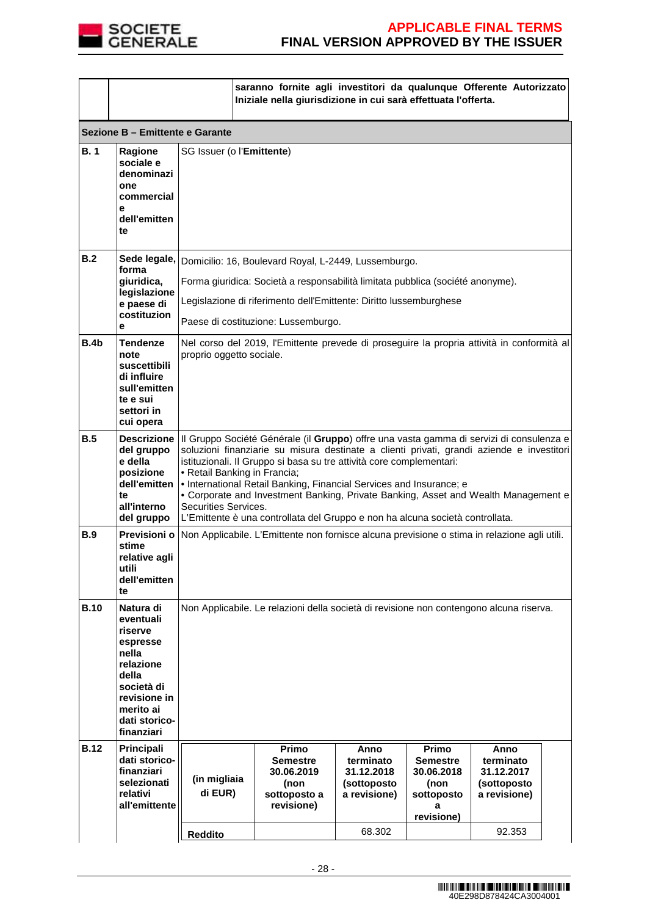| | | saranno fornite agli investitori da qualunque Offerente Autorizzato Iniziale nella giurisdizione in cui sarà effettuata l'offerta. |
|---|---|---|

**Sezione B – Emittente e Garante**

| | | |
|---|---|---|
| **B. 1** | **Ragione sociale e denominazione commerciale dell'emittente** | SG Issuer (o l'**Emittente**) |
| **B.2** | **Sede legale, forma giuridica, legislazione e paese di costituzione** | Domicilio: 16, Boulevard Royal, L-2449, Lussemburgo.<br>Forma giuridica: Società a responsabilità limitata pubblica (société anonyme).<br>Legislazione di riferimento dell'Emittente: Diritto lussemburghese<br>Paese di costituzione: Lussemburgo. |
| **B.4b** | **Tendenze note suscettibili di influire sull'emittente e sui settori in cui opera** | Nel corso del 2019, l'Emittente prevede di proseguire la propria attività in conformità al proprio oggetto sociale. |
| **B.5** | **Descrizione del gruppo e della posizione dell'emittente all'interno del gruppo** | Il Gruppo Société Générale (il **Gruppo**) offre una vasta gamma di servizi di consulenza e soluzioni finanziarie su misura destinate a clienti privati, grandi aziende e investitori istituzionali. Il Gruppo si basa su tre attività core complementari:<br>• Retail Banking in Francia;<br>• International Retail Banking, Financial Services and Insurance; e<br>• Corporate and Investment Banking, Private Banking, Asset and Wealth Management e Securities Services.<br>L'Emittente è una controllata del Gruppo e non ha alcuna società controllata. |
| **B.9** | **Previsioni o stime relative agli utili dell'emittente** | Non Applicabile. L'Emittente non fornisce alcuna previsione o stima in relazione agli utili. |
| **B.10** | **Natura di eventuali riserve espresse nella relazione della società di revisione in merito ai dati storico-finanziari** | Non Applicabile. Le relazioni della società di revisione non contengono alcuna riserva. |
| **B.12** | **Principali dati storico-finanziari selezionati relativi all'emittente** | (see table below) |

| (in migliaia di EUR) | Primo Semestre 30.06.2019 (non sottoposto a revisione) | Anno terminato 31.12.2018 (sottoposto a revisione) | Primo Semestre 30.06.2018 (non sottoposto a revisione) | Anno terminato 31.12.2017 (sottoposto a revisione) |
|---|---|---|---|---|
| **Reddito** | | 68.302 | | 92.353 |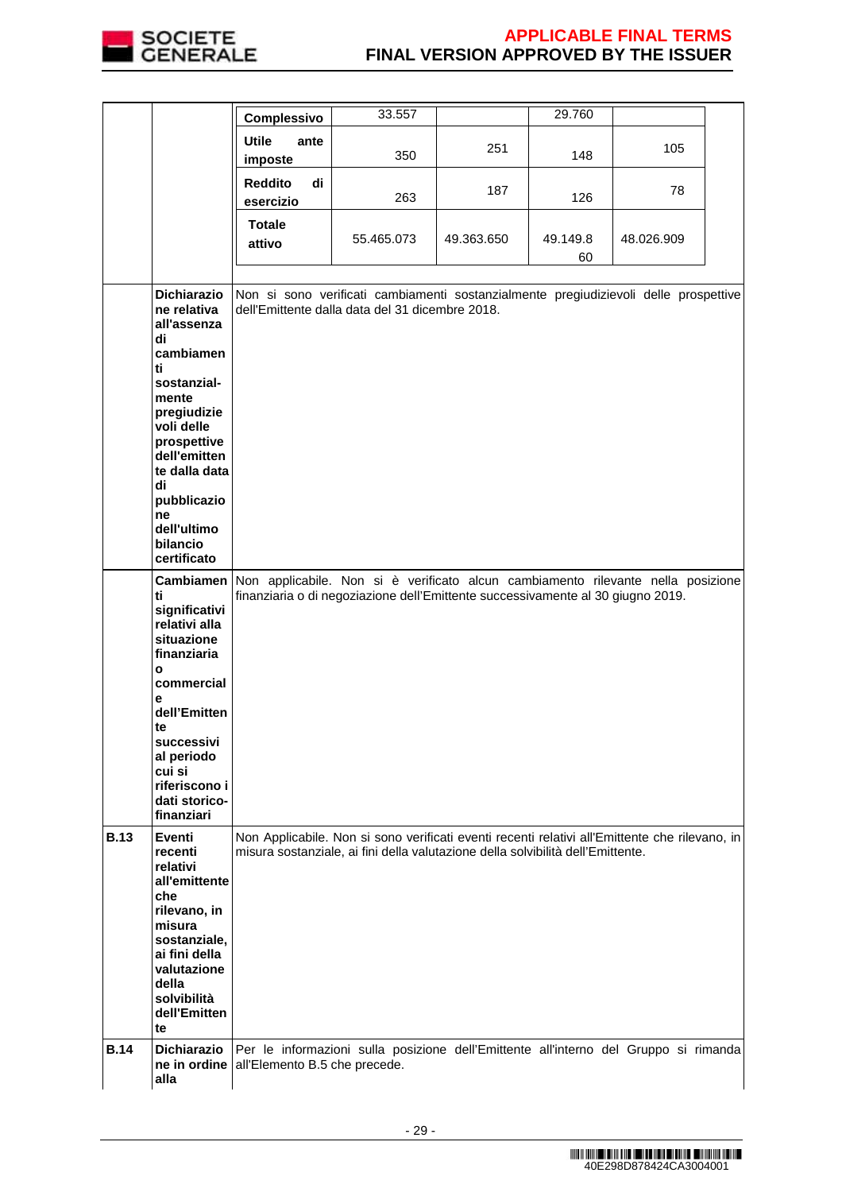| | | | | | | |
|---|---|---|---|---|---|---|
| | | **Complessivo** | 33.557 | | 29.760 | |
| | | **Utile ante imposte** | 350 | 251 | 148 | 105 |
| | | **Reddito di esercizio** | 263 | 187 | 126 | 78 |
| | | **Totale attivo** | 55.465.073 | 49.363.650 | 49.149.860 | 48.026.909 |
| | **Dichiarazione relativa all'assenza di cambiamenti sostanzial-mente pregiudizievoli delle prospettive dell'emittente dalla data di pubblicazione dell'ultimo bilancio certificato** | Non si sono verificati cambiamenti sostanzialmente pregiudizievoli delle prospettive dell'Emittente dalla data del 31 dicembre 2018. | | | | |
| | **Cambiamenti significativi relativi alla situazione finanziaria o commerciale dell'Emittente successivi al periodo cui si riferiscono i dati storico-finanziari** | Non applicabile. Non si è verificato alcun cambiamento rilevante nella posizione finanziaria o di negoziazione dell'Emittente successivamente al 30 giugno 2019. | | | | |
| **B.13** | **Eventi recenti relativi all'emittente che rilevano, in misura sostanziale, ai fini della valutazione della solvibilità dell'Emittente** | Non Applicabile. Non si sono verificati eventi recenti relativi all'Emittente che rilevano, in misura sostanziale, ai fini della valutazione della solvibilità dell'Emittente. | | | | |
| **B.14** | **Dichiarazione in ordine alla** | Per le informazioni sulla posizione dell'Emittente all'interno del Gruppo si rimanda all'Elemento B.5 che precede. | | | | |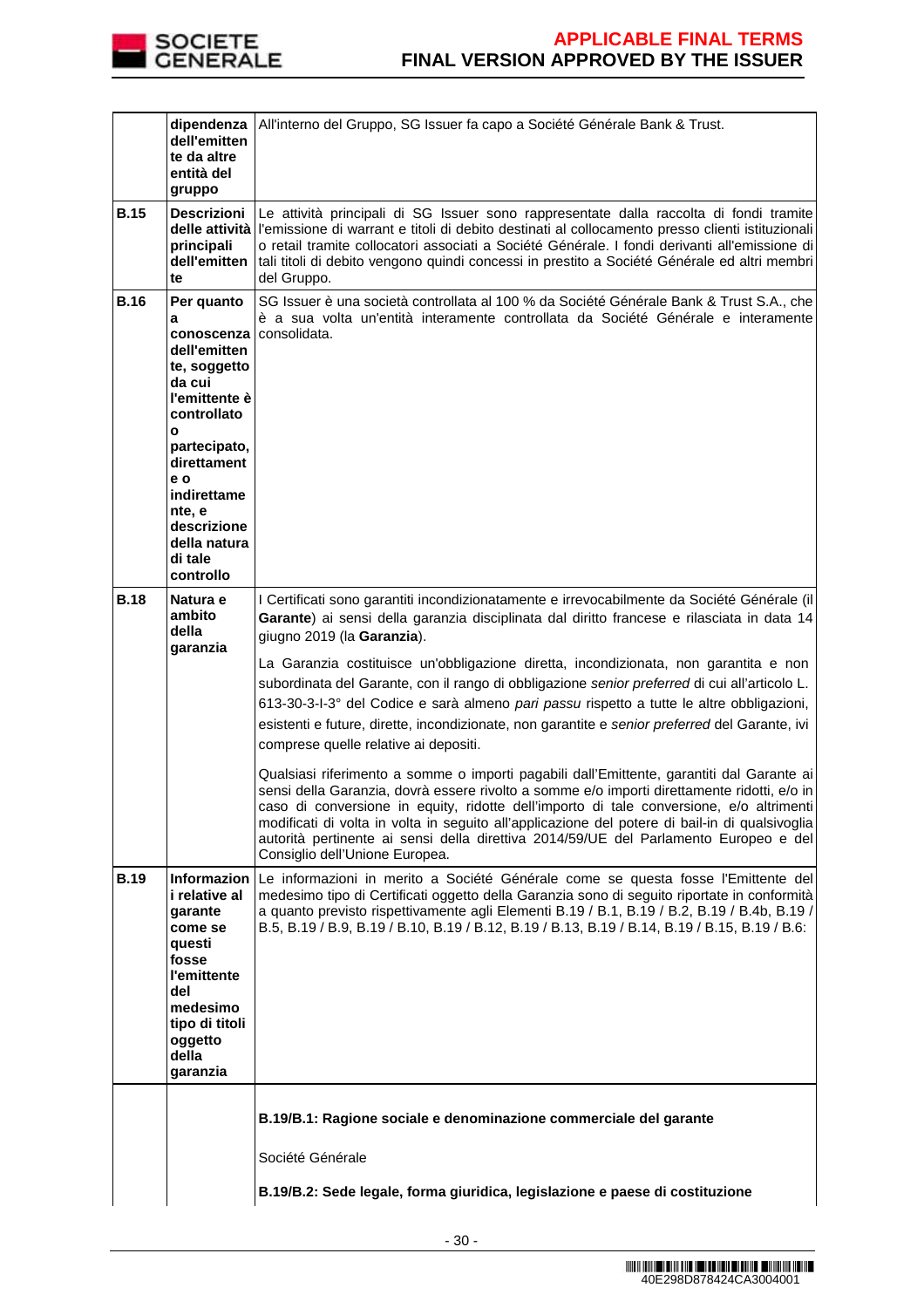| | | |
|---|---|---|
| | **dipendenza dell'emittente da altre entità del gruppo** | All'interno del Gruppo, SG Issuer fa capo a Société Générale Bank & Trust. |
| **B.15** | **Descrizioni delle attività principali dell'emittente** | Le attività principali di SG Issuer sono rappresentate dalla raccolta di fondi tramite l'emissione di warrant e titoli di debito destinati al collocamento presso clienti istituzionali o retail tramite collocatori associati a Société Générale. I fondi derivanti all'emissione di tali titoli di debito vengono quindi concessi in prestito a Société Générale ed altri membri del Gruppo. |
| **B.16** | **Per quanto a conoscenza dell'emittente, soggetto da cui l'emittente è controllato o partecipato, direttamente e o indirettamente, e descrizione della natura di tale controllo** | SG Issuer è una società controllata al 100 % da Société Générale Bank & Trust S.A., che è a sua volta un'entità interamente controllata da Société Générale e interamente consolidata. |
| **B.18** | **Natura e ambito della garanzia** | I Certificati sono garantiti incondizionatamente e irrevocabilmente da Société Générale (il **Garante**) ai sensi della garanzia disciplinata dal diritto francese e rilasciata in data 14 giugno 2019 (la **Garanzia**).<br><br>La Garanzia costituisce un'obbligazione diretta, incondizionata, non garantita e non subordinata del Garante, con il rango di obbligazione *senior preferred* di cui all'articolo L. 613-30-3-I-3° del Codice e sarà almeno *pari passu* rispetto a tutte le altre obbligazioni, esistenti e future, dirette, incondizionate, non garantite e *senior preferred* del Garante, ivi comprese quelle relative ai depositi.<br><br>Qualsiasi riferimento a somme o importi pagabili dall'Emittente, garantiti dal Garante ai sensi della Garanzia, dovrà essere rivolto a somme e/o importi direttamente ridotti, e/o in caso di conversione in equity, ridotte dell'importo di tale conversione, e/o altrimenti modificati di volta in volta in seguito all'applicazione del potere di bail-in di qualsivoglia autorità pertinente ai sensi della direttiva 2014/59/UE del Parlamento Europeo e del Consiglio dell'Unione Europea. |
| **B.19** | **Informazioni relative al garante come se questi fosse l'emittente del medesimo tipo di titoli oggetto della garanzia** | Le informazioni in merito a Société Générale come se questa fosse l'Emittente del medesimo tipo di Certificati oggetto della Garanzia sono di seguito riportate in conformità a quanto previsto rispettivamente agli Elementi B.19 / B.1, B.19 / B.2, B.19 / B.4b, B.19 / B.5, B.19 / B.9, B.19 / B.10, B.19 / B.12, B.19 / B.13, B.19 / B.14, B.19 / B.15, B.19 / B.6: |
| | | **B.19/B.1: Ragione sociale e denominazione commerciale del garante**<br><br>Société Générale<br><br>**B.19/B.2: Sede legale, forma giuridica, legislazione e paese di costituzione** |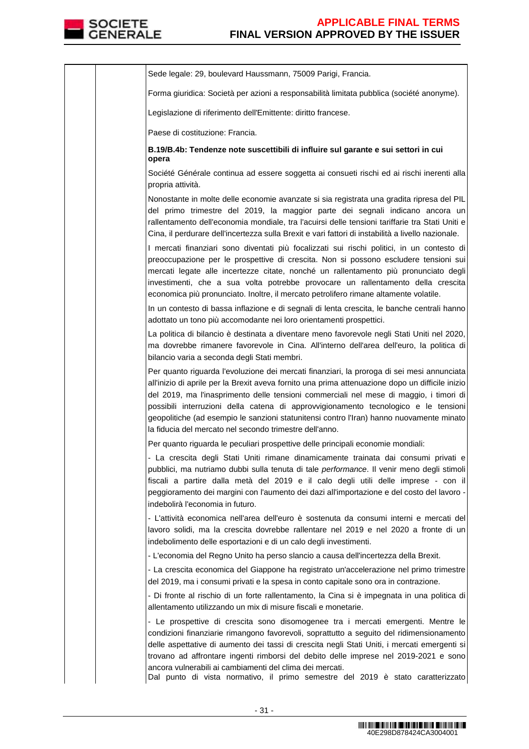Sede legale: 29, boulevard Haussmann, 75009 Parigi, Francia.

Forma giuridica: Società per azioni a responsabilità limitata pubblica (société anonyme).

Legislazione di riferimento dell'Emittente: diritto francese.

Paese di costituzione: Francia.

**B.19/B.4b: Tendenze note suscettibili di influire sul garante e sui settori in cui opera**

Société Générale continua ad essere soggetta ai consueti rischi ed ai rischi inerenti alla propria attività.

Nonostante in molte delle economie avanzate si sia registrata una gradita ripresa del PIL del primo trimestre del 2019, la maggior parte dei segnali indicano ancora un rallentamento dell'economia mondiale, tra l'acuirsi delle tensioni tariffarie tra Stati Uniti e Cina, il perdurare dell'incertezza sulla Brexit e vari fattori di instabilità a livello nazionale.

I mercati finanziari sono diventati più focalizzati sui rischi politici, in un contesto di preoccupazione per le prospettive di crescita. Non si possono escludere tensioni sui mercati legate alle incertezze citate, nonché un rallentamento più pronunciato degli investimenti, che a sua volta potrebbe provocare un rallentamento della crescita economica più pronunciato. Inoltre, il mercato petrolifero rimane altamente volatile.

In un contesto di bassa inflazione e di segnali di lenta crescita, le banche centrali hanno adottato un tono più accomodante nei loro orientamenti prospettici.

La politica di bilancio è destinata a diventare meno favorevole negli Stati Uniti nel 2020, ma dovrebbe rimanere favorevole in Cina. All'interno dell'area dell'euro, la politica di bilancio varia a seconda degli Stati membri.

Per quanto riguarda l'evoluzione dei mercati finanziari, la proroga di sei mesi annunciata all'inizio di aprile per la Brexit aveva fornito una prima attenuazione dopo un difficile inizio del 2019, ma l'inasprimento delle tensioni commerciali nel mese di maggio, i timori di possibili interruzioni della catena di approvvigionamento tecnologico e le tensioni geopolitiche (ad esempio le sanzioni statunitensi contro l'Iran) hanno nuovamente minato la fiducia del mercato nel secondo trimestre dell'anno.

Per quanto riguarda le peculiari prospettive delle principali economie mondiali:

- La crescita degli Stati Uniti rimane dinamicamente trainata dai consumi privati e pubblici, ma nutriamo dubbi sulla tenuta di tale *performance*. Il venir meno degli stimoli fiscali a partire dalla metà del 2019 e il calo degli utili delle imprese - con il peggioramento dei margini con l'aumento dei dazi all'importazione e del costo del lavoro - indebolirà l'economia in futuro.
- L'attività economica nell'area dell'euro è sostenuta da consumi interni e mercati del lavoro solidi, ma la crescita dovrebbe rallentare nel 2019 e nel 2020 a fronte di un indebolimento delle esportazioni e di un calo degli investimenti.
- L'economia del Regno Unito ha perso slancio a causa dell'incertezza della Brexit.
- La crescita economica del Giappone ha registrato un'accelerazione nel primo trimestre del 2019, ma i consumi privati e la spesa in conto capitale sono ora in contrazione.
- Di fronte al rischio di un forte rallentamento, la Cina si è impegnata in una politica di allentamento utilizzando un mix di misure fiscali e monetarie.
- Le prospettive di crescita sono disomogenee tra i mercati emergenti. Mentre le condizioni finanziarie rimangono favorevoli, soprattutto a seguito del ridimensionamento delle aspettative di aumento dei tassi di crescita negli Stati Uniti, i mercati emergenti si trovano ad affrontare ingenti rimborsi del debito delle imprese nel 2019-2021 e sono ancora vulnerabili ai cambiamenti del clima dei mercati.

Dal punto di vista normativo, il primo semestre del 2019 è stato caratterizzato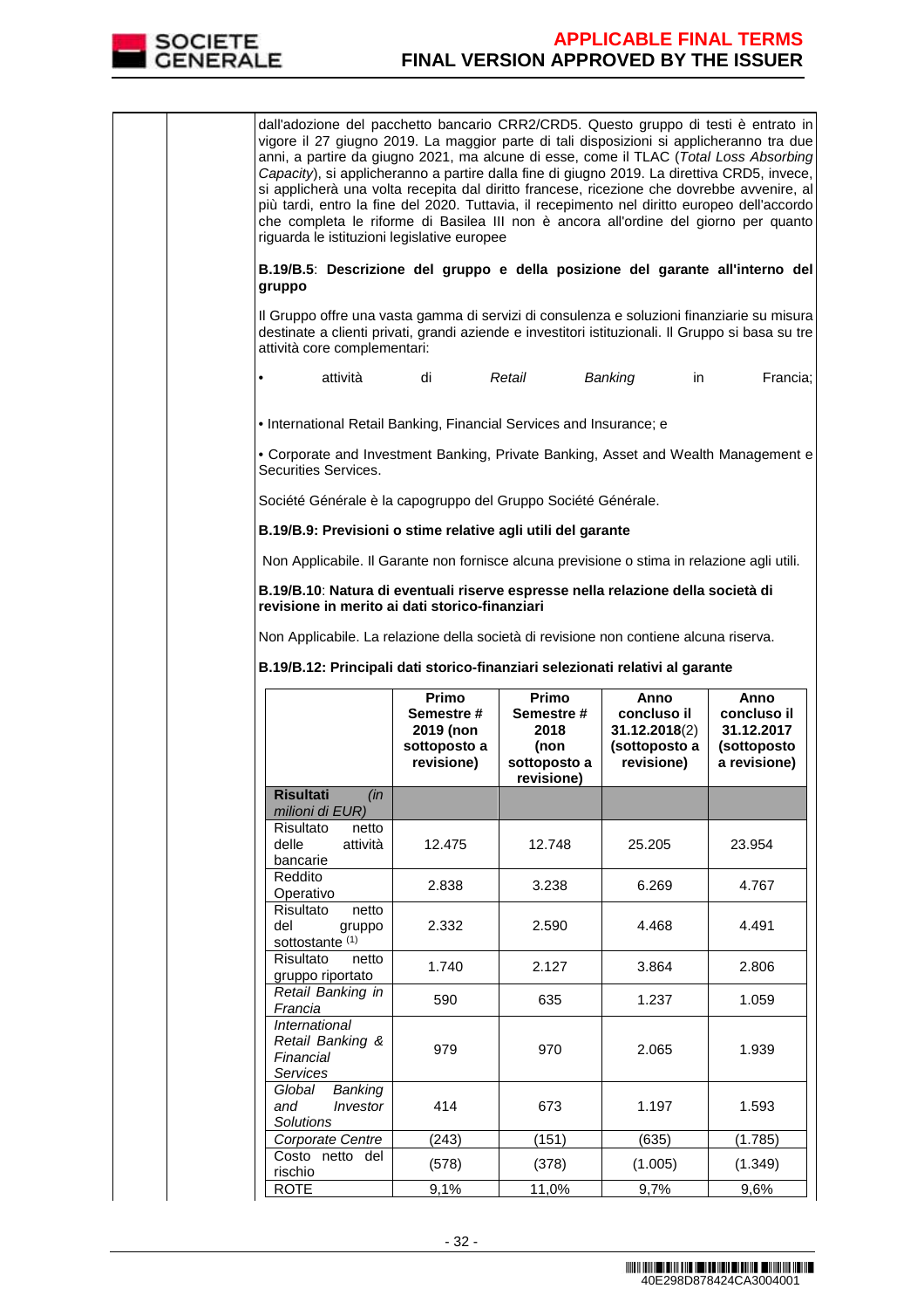dall'adozione del pacchetto bancario CRR2/CRD5. Questo gruppo di testi è entrato in vigore il 27 giugno 2019. La maggior parte di tali disposizioni si applicheranno tra due anni, a partire da giugno 2021, ma alcune di esse, come il TLAC (*Total Loss Absorbing Capacity*), si applicheranno a partire dalla fine di giugno 2019. La direttiva CRD5, invece, si applicherà una volta recepita dal diritto francese, ricezione che dovrebbe avvenire, al più tardi, entro la fine del 2020. Tuttavia, il recepimento nel diritto europeo dell'accordo che completa le riforme di Basilea III non è ancora all'ordine del giorno per quanto riguarda le istituzioni legislative europee

**B.19/B.5**: **Descrizione del gruppo e della posizione del garante all'interno del gruppo**

Il Gruppo offre una vasta gamma di servizi di consulenza e soluzioni finanziarie su misura destinate a clienti privati, grandi aziende e investitori istituzionali. Il Gruppo si basa su tre attività core complementari:

- attività di *Retail Banking* in Francia;
- International Retail Banking, Financial Services and Insurance; e
- Corporate and Investment Banking, Private Banking, Asset and Wealth Management e Securities Services.

Société Générale è la capogruppo del Gruppo Société Générale.

**B.19/B.9: Previsioni o stime relative agli utili del garante**

Non Applicabile. Il Garante non fornisce alcuna previsione o stima in relazione agli utili.

**B.19/B.10**: **Natura di eventuali riserve espresse nella relazione della società di revisione in merito ai dati storico-finanziari**

Non Applicabile. La relazione della società di revisione non contiene alcuna riserva.

**B.19/B.12: Principali dati storico-finanziari selezionati relativi al garante**

| | Primo Semestre # 2019 (non sottoposto a revisione) | Primo Semestre # 2018 (non sottoposto a revisione) | Anno concluso il 31.12.2018(2) (sottoposto a revisione) | Anno concluso il 31.12.2017 (sottoposto a revisione) |
|---|---|---|---|---|
| **Risultati** *(in milioni di EUR)* | | | | |
| Risultato netto delle attività bancarie | 12.475 | 12.748 | 25.205 | 23.954 |
| Reddito Operativo | 2.838 | 3.238 | 6.269 | 4.767 |
| Risultato netto del gruppo sottostante (1) | 2.332 | 2.590 | 4.468 | 4.491 |
| Risultato netto gruppo riportato | 1.740 | 2.127 | 3.864 | 2.806 |
| *Retail Banking in Francia* | 590 | 635 | 1.237 | 1.059 |
| *International Retail Banking & Financial Services* | 979 | 970 | 2.065 | 1.939 |
| *Global Banking and Investor Solutions* | 414 | 673 | 1.197 | 1.593 |
| *Corporate Centre* | (243) | (151) | (635) | (1.785) |
| Costo netto del rischio | (578) | (378) | (1.005) | (1.349) |
| ROTE | 9,1% | 11,0% | 9,7% | 9,6% |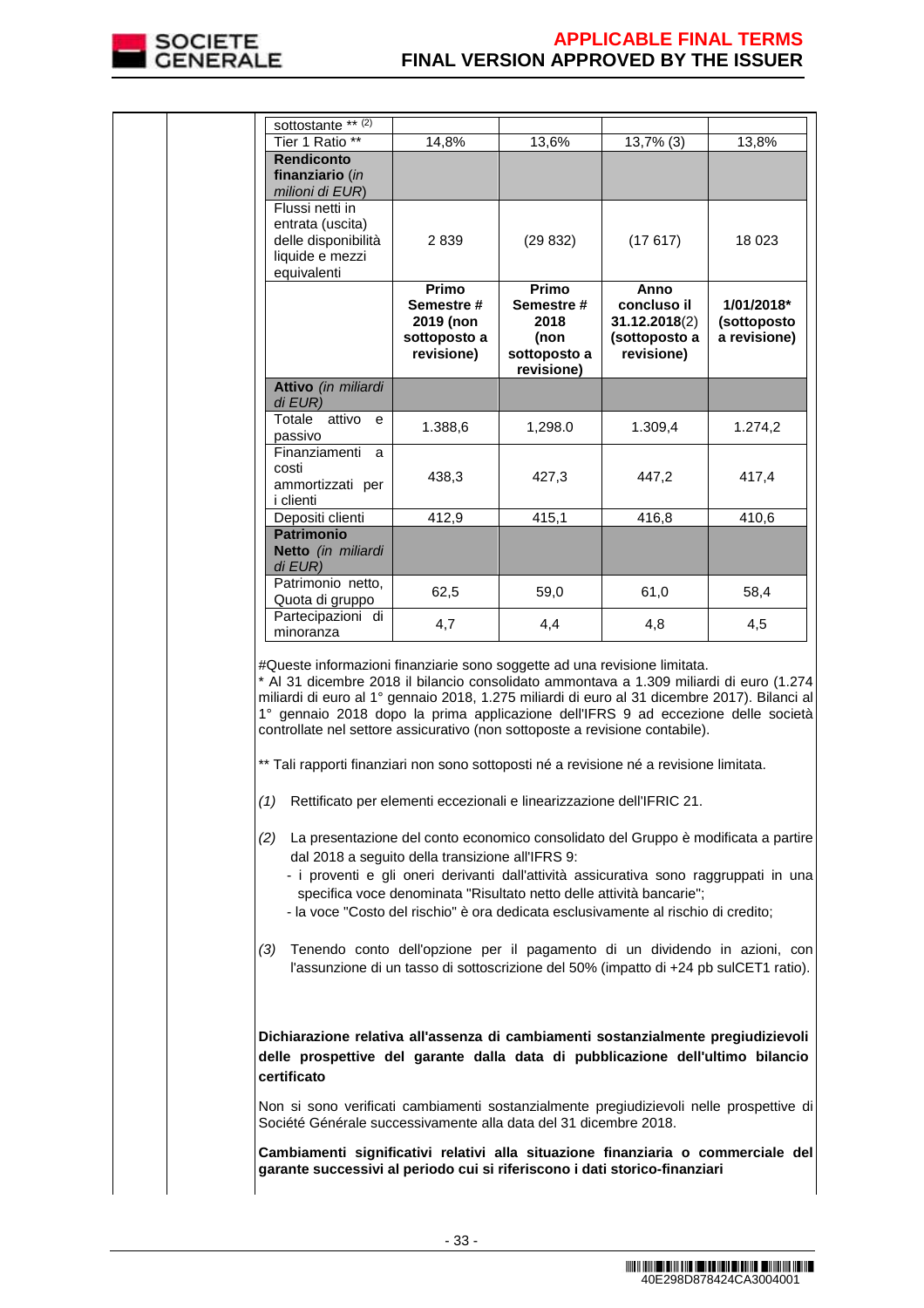| sottostante ** (2) | | | | |
|---|---|---|---|---|
| Tier 1 Ratio ** | 14,8% | 13,6% | 13,7% (3) | 13,8% |
| **Rendiconto finanziario** (*in milioni di EUR*) | | | | |
| Flussi netti in entrata (uscita) delle disponibilità liquide e mezzi equivalenti | 2 839 | (29 832) | (17 617) | 18 023 |
| | **Primo Semestre # 2019 (non sottoposto a revisione)** | **Primo Semestre # 2018 (non sottoposto a revisione)** | **Anno concluso il 31.12.2018**(2) **(sottoposto a revisione)** | **1/01/2018* (sottoposto a revisione)** |
| **Attivo** (*in miliardi di EUR*) | | | | |
| Totale attivo e passivo | 1.388,6 | 1,298.0 | 1.309,4 | 1.274,2 |
| Finanziamenti a costi ammortizzati per i clienti | 438,3 | 427,3 | 447,2 | 417,4 |
| Depositi clienti | 412,9 | 415,1 | 416,8 | 410,6 |
| **Patrimonio Netto** (*in miliardi di EUR*) | | | | |
| Patrimonio netto, Quota di gruppo | 62,5 | 59,0 | 61,0 | 58,4 |
| Partecipazioni di minoranza | 4,7 | 4,4 | 4,8 | 4,5 |

#Queste informazioni finanziarie sono soggette ad una revisione limitata.
* Al 31 dicembre 2018 il bilancio consolidato ammontava a 1.309 miliardi di euro (1.274 miliardi di euro al 1° gennaio 2018, 1.275 miliardi di euro al 31 dicembre 2017). Bilanci al 1° gennaio 2018 dopo la prima applicazione dell'IFRS 9 ad eccezione delle società controllate nel settore assicurativo (non sottoposte a revisione contabile).

** Tali rapporti finanziari non sono sottoposti né a revisione né a revisione limitata.

*(1)* Rettificato per elementi eccezionali e linearizzazione dell'IFRIC 21.

*(2)* La presentazione del conto economico consolidato del Gruppo è modificata a partire dal 2018 a seguito della transizione all'IFRS 9:
- i proventi e gli oneri derivanti dall'attività assicurativa sono raggruppati in una specifica voce denominata "Risultato netto delle attività bancarie";
- la voce "Costo del rischio" è ora dedicata esclusivamente al rischio di credito;

*(3)* Tenendo conto dell'opzione per il pagamento di un dividendo in azioni, con l'assunzione di un tasso di sottoscrizione del 50% (impatto di +24 pb sulCET1 ratio).

**Dichiarazione relativa all'assenza di cambiamenti sostanzialmente pregiudizievoli delle prospettive del garante dalla data di pubblicazione dell'ultimo bilancio certificato**

Non si sono verificati cambiamenti sostanzialmente pregiudizievoli nelle prospettive di Société Générale successivamente alla data del 31 dicembre 2018.

**Cambiamenti significativi relativi alla situazione finanziaria o commerciale del garante successivi al periodo cui si riferiscono i dati storico-finanziari**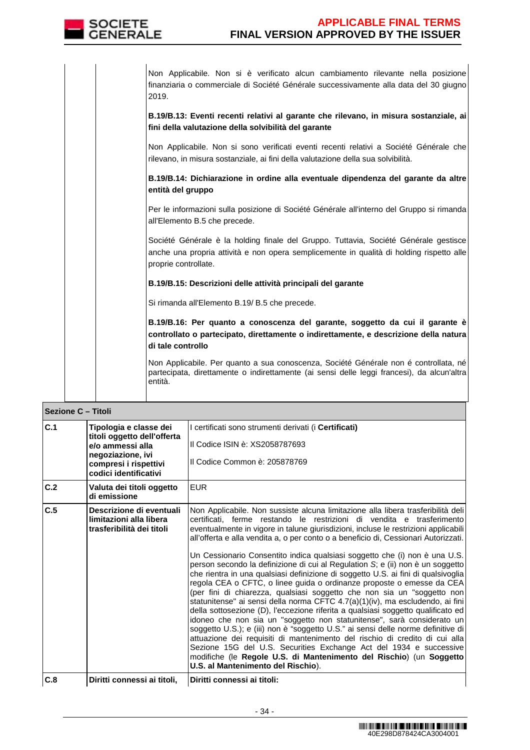| | | |
|---|---|---|
| | | Non Applicabile. Non si è verificato alcun cambiamento rilevante nella posizione finanziaria o commerciale di Société Générale successivamente alla data del 30 giugno 2019.<br><br>**B.19/B.13: Eventi recenti relativi al garante che rilevano, in misura sostanziale, ai fini della valutazione della solvibilità del garante**<br><br>Non Applicabile. Non si sono verificati eventi recenti relativi a Société Générale che rilevano, in misura sostanziale, ai fini della valutazione della sua solvibilità.<br><br>**B.19/B.14: Dichiarazione in ordine alla eventuale dipendenza del garante da altre entità del gruppo**<br><br>Per le informazioni sulla posizione di Société Générale all'interno del Gruppo si rimanda all'Elemento B.5 che precede.<br><br>Société Générale è la holding finale del Gruppo. Tuttavia, Société Générale gestisce anche una propria attività e non opera semplicemente in qualità di holding rispetto alle proprie controllate.<br><br>**B.19/B.15: Descrizioni delle attività principali del garante**<br><br>Si rimanda all'Elemento B.19/ B.5 che precede.<br><br>**B.19/B.16: Per quanto a conoscenza del garante, soggetto da cui il garante è controllato o partecipato, direttamente o indirettamente, e descrizione della natura di tale controllo**<br><br>Non Applicabile. Per quanto a sua conoscenza, Société Générale non é controllata, né partecipata, direttamente o indirettamente (ai sensi delle leggi francesi), da alcun'altra entità. |

| **Sezione C – Titoli** | | |
|---|---|---|
| **C.1** | **Tipologia e classe dei titoli oggetto dell'offerta e/o ammessi alla negoziazione, ivi compresi i rispettivi codici identificativi** | I certificati sono strumenti derivati (i **Certificati**)<br><br>Il Codice ISIN è: XS2058787693<br><br>Il Codice Common è: 205878769 |
| **C.2** | **Valuta dei titoli oggetto di emissione** | EUR |
| **C.5** | **Descrizione di eventuali limitazioni alla libera trasferibilità dei titoli** | Non Applicabile. Non sussiste alcuna limitazione alla libera trasferibilità deli certificati, ferme restando le restrizioni di vendita e trasferimento eventualmente in vigore in talune giurisdizioni, incluse le restrizioni applicabili all'offerta e alla vendita a, o per conto o a beneficio di, Cessionari Autorizzati.<br><br>Un Cessionario Consentito indica qualsiasi soggetto che (i) non è una U.S. person secondo la definizione di cui al Regulation *S*; e (ii) non è un soggetto che rientra in una qualsiasi definizione di soggetto U.S. ai fini di qualsivoglia regola CEA o CFTC, o linee guida o ordinanze proposte o emesse da CEA (per fini di chiarezza, qualsiasi soggetto che non sia un "soggetto non statunitense" ai sensi della norma CFTC 4.7(a)(1)(iv), ma escludendo, ai fini della sottosezione (D), l'eccezione riferita a qualsiasi soggetto qualificato ed idoneo che non sia un "soggetto non statunitense", sarà considerato un soggetto U.S.); e (iii) non è "soggetto U.S." ai sensi delle norme definitive di attuazione dei requisiti di mantenimento del rischio di credito di cui alla Sezione 15G del U.S. Securities Exchange Act del 1934 e successive modifiche (le **Regole U.S. di Mantenimento del Rischio**) (un **Soggetto U.S. al Mantenimento del Rischio**). |
| **C.8** | **Diritti connessi ai titoli,** | **Diritti connessi ai titoli:** |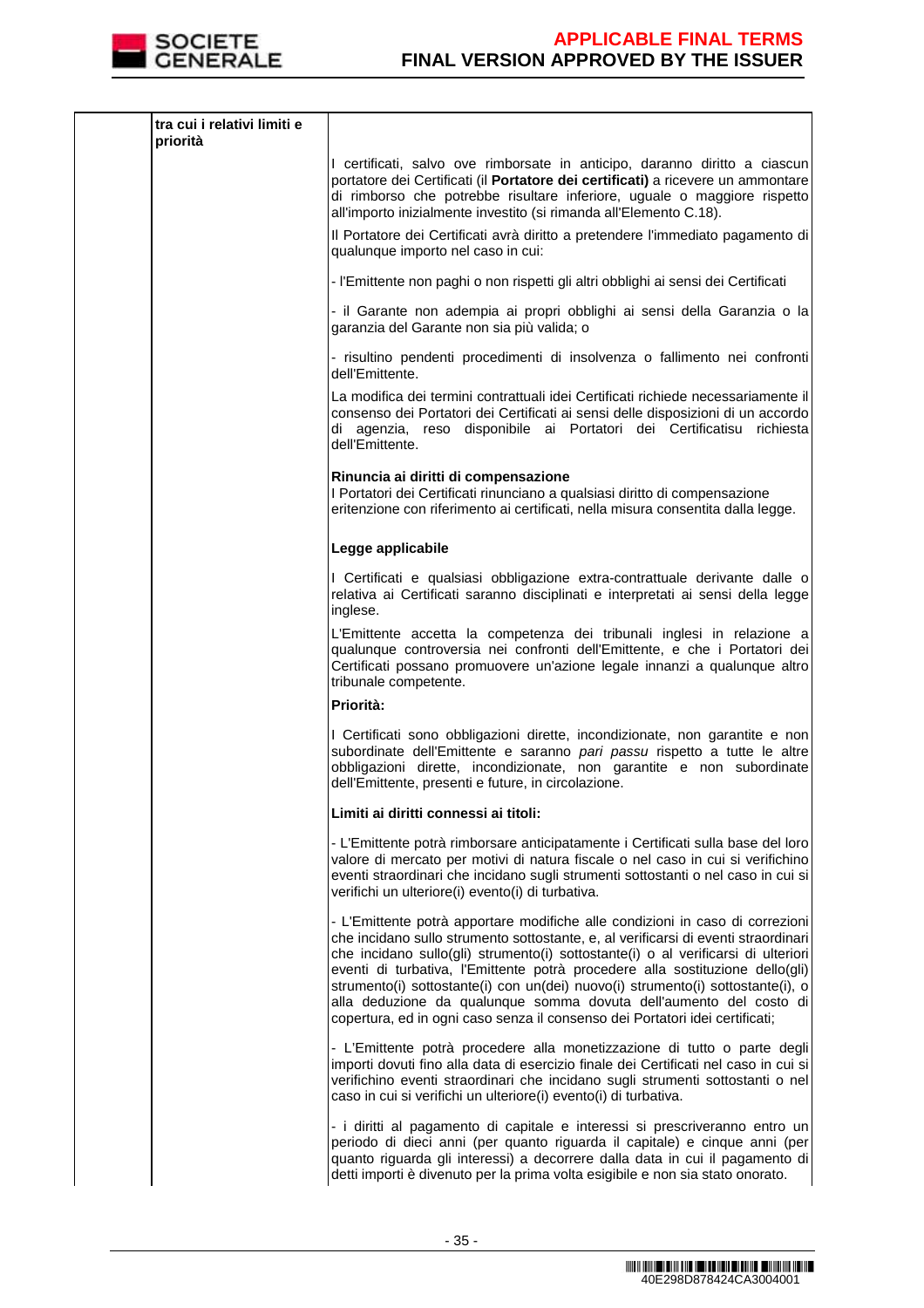| | tra cui i relativi limiti e priorità | I certificati, salvo ove rimborsate in anticipo, daranno diritto a ciascun portatore dei Certificati (il **Portatore dei certificati)** a ricevere un ammontare di rimborso che potrebbe risultare inferiore, uguale o maggiore rispetto all'importo inizialmente investito (si rimanda all'Elemento C.18).<br><br>Il Portatore dei Certificati avrà diritto a pretendere l'immediato pagamento di qualunque importo nel caso in cui:<br><br>- l'Emittente non paghi o non rispetti gli altri obblighi ai sensi dei Certificati<br><br>- il Garante non adempia ai propri obblighi ai sensi della Garanzia o la garanzia del Garante non sia più valida; o<br><br>- risultino pendenti procedimenti di insolvenza o fallimento nei confronti dell'Emittente.<br><br>La modifica dei termini contrattuali idei Certificati richiede necessariamente il consenso dei Portatori dei Certificati ai sensi delle disposizioni di un accordo di agenzia, reso disponibile ai Portatori dei Certificatisu richiesta dell'Emittente.<br><br>**Rinuncia ai diritti di compensazione**<br>I Portatori dei Certificati rinunciano a qualsiasi diritto di compensazione eritenzione con riferimento ai certificati, nella misura consentita dalla legge.<br><br>**Legge applicabile**<br><br>I Certificati e qualsiasi obbligazione extra-contrattuale derivante dalle o relativa ai Certificati saranno disciplinati e interpretati ai sensi della legge inglese.<br><br>L'Emittente accetta la competenza dei tribunali inglesi in relazione a qualunque controversia nei confronti dell'Emittente, e che i Portatori dei Certificati possano promuovere un'azione legale innanzi a qualunque altro tribunale competente.<br><br>**Priorità:**<br><br>I Certificati sono obbligazioni dirette, incondizionate, non garantite e non subordinate dell'Emittente e saranno *pari passu* rispetto a tutte le altre obbligazioni dirette, incondizionate, non garantite e non subordinate dell'Emittente, presenti e future, in circolazione.<br><br>**Limiti ai diritti connessi ai titoli:**<br><br>- L'Emittente potrà rimborsare anticipatamente i Certificati sulla base del loro valore di mercato per motivi di natura fiscale o nel caso in cui si verifichino eventi straordinari che incidano sugli strumenti sottostanti o nel caso in cui si verifichi un ulteriore(i) evento(i) di turbativa.<br><br>- L'Emittente potrà apportare modifiche alle condizioni in caso di correzioni che incidano sullo strumento sottostante, e, al verificarsi di eventi straordinari che incidano sullo(gli) strumento(i) sottostante(i) o al verificarsi di ulteriori eventi di turbativa, l'Emittente potrà procedere alla sostituzione dello(gli) strumento(i) sottostante(i) con un(dei) nuovo(i) strumento(i) sottostante(i), o alla deduzione da qualunque somma dovuta dell'aumento del costo di copertura, ed in ogni caso senza il consenso dei Portatori idei certificati;<br><br>- L'Emittente potrà procedere alla monetizzazione di tutto o parte degli importi dovuti fino alla data di esercizio finale dei Certificati nel caso in cui si verifichino eventi straordinari che incidano sugli strumenti sottostanti o nel caso in cui si verifichi un ulteriore(i) evento(i) di turbativa.<br><br>- i diritti al pagamento di capitale e interessi si prescriveranno entro un periodo di dieci anni (per quanto riguarda il capitale) e cinque anni (per quanto riguarda gli interessi) a decorrere dalla data in cui il pagamento di detti importi è divenuto per la prima volta esigibile e non sia stato onorato. |
|---|---|---|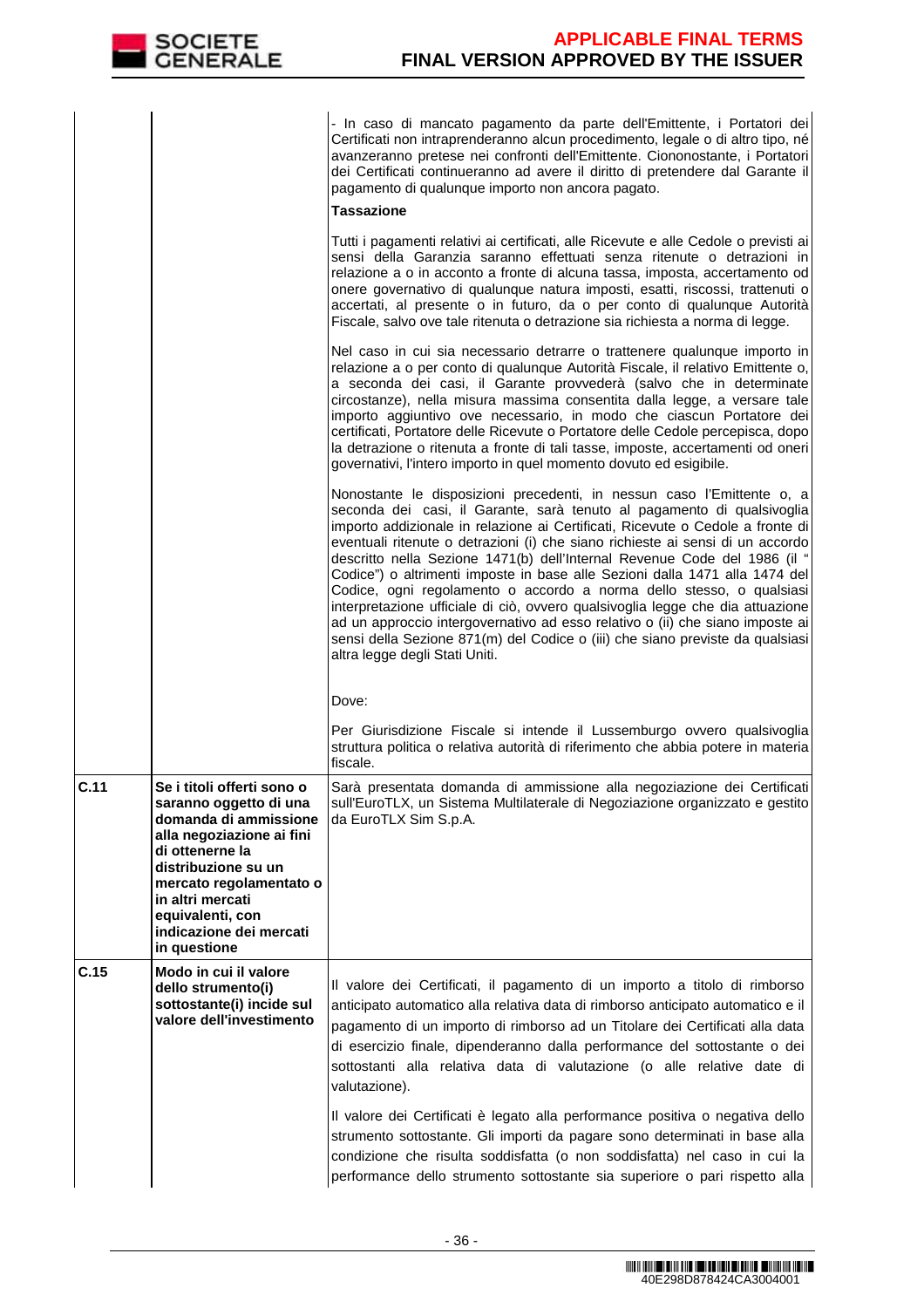| | | |
|---|---|---|
| | | - In caso di mancato pagamento da parte dell'Emittente, i Portatori dei Certificati non intraprenderanno alcun procedimento, legale o di altro tipo, né avanzeranno pretese nei confronti dell'Emittente. Ciononostante, i Portatori dei Certificati continueranno ad avere il diritto di pretendere dal Garante il pagamento di qualunque importo non ancora pagato.<br><br>**Tassazione**<br><br>Tutti i pagamenti relativi ai certificati, alle Ricevute e alle Cedole o previsti ai sensi della Garanzia saranno effettuati senza ritenute o detrazioni in relazione a o in acconto a fronte di alcuna tassa, imposta, accertamento od onere governativo di qualunque natura imposti, esatti, riscossi, trattenuti o accertati, al presente o in futuro, da o per conto di qualunque Autorità Fiscale, salvo ove tale ritenuta o detrazione sia richiesta a norma di legge.<br><br>Nel caso in cui sia necessario detrarre o trattenere qualunque importo in relazione a o per conto di qualunque Autorità Fiscale, il relativo Emittente o, a seconda dei casi, il Garante provvederà (salvo che in determinate circostanze), nella misura massima consentita dalla legge, a versare tale importo aggiuntivo ove necessario, in modo che ciascun Portatore dei certificati, Portatore delle Ricevute o Portatore delle Cedole percepisca, dopo la detrazione o ritenuta a fronte di tali tasse, imposte, accertamenti od oneri governativi, l'intero importo in quel momento dovuto ed esigibile.<br><br>Nonostante le disposizioni precedenti, in nessun caso l'Emittente o, a seconda dei casi, il Garante, sarà tenuto al pagamento di qualsivoglia importo addizionale in relazione ai Certificati, Ricevute o Cedole a fronte di eventuali ritenute o detrazioni (i) che siano richieste ai sensi di un accordo descritto nella Sezione 1471(b) dell'Internal Revenue Code del 1986 (il " Codice") o altrimenti imposte in base alle Sezioni dalla 1471 alla 1474 del Codice, ogni regolamento o accordo a norma dello stesso, o qualsiasi interpretazione ufficiale di ciò, ovvero qualsivoglia legge che dia attuazione ad un approccio intergovernativo ad esso relativo o (ii) che siano imposte ai sensi della Sezione 871(m) del Codice o (iii) che siano previste da qualsiasi altra legge degli Stati Uniti.<br><br>Dove:<br><br>Per Giurisdizione Fiscale si intende il Lussemburgo ovvero qualsivoglia struttura politica o relativa autorità di riferimento che abbia potere in materia fiscale. |
| C.11 | **Se i titoli offerti sono o saranno oggetto di una domanda di ammissione alla negoziazione ai fini di ottenerne la distribuzione su un mercato regolamentato o in altri mercati equivalenti, con indicazione dei mercati in questione** | Sarà presentata domanda di ammissione alla negoziazione dei Certificati sull'EuroTLX, un Sistema Multilaterale di Negoziazione organizzato e gestito da EuroTLX Sim S.p.A. |
| C.15 | **Modo in cui il valore dello strumento(i) sottostante(i) incide sul valore dell'investimento** | Il valore dei Certificati, il pagamento di un importo a titolo di rimborso anticipato automatico alla relativa data di rimborso anticipato automatico e il pagamento di un importo di rimborso ad un Titolare dei Certificati alla data di esercizio finale, dipenderanno dalla performance del sottostante o dei sottostanti alla relativa data di valutazione (o alle relative date di valutazione).<br><br>Il valore dei Certificati è legato alla performance positiva o negativa dello strumento sottostante. Gli importi da pagare sono determinati in base alla condizione che risulta soddisfatta (o non soddisfatta) nel caso in cui la performance dello strumento sottostante sia superiore o pari rispetto alla |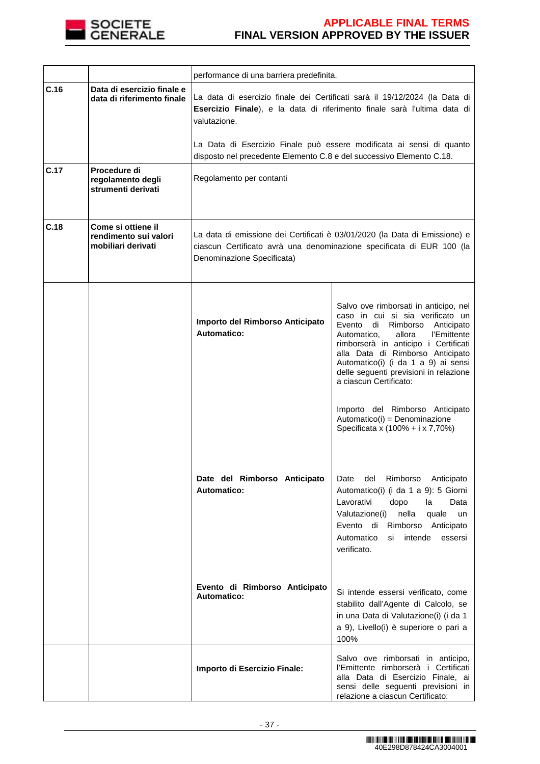| | | | |
|---|---|---|---|
| | | performance di una barriera predefinita. | |
| **C.16** | **Data di esercizio finale e data di riferimento finale** | La data di esercizio finale dei Certificati sarà il 19/12/2024 (la Data di **Esercizio Finale**), e la data di riferimento finale sarà l'ultima data di valutazione.<br><br>La Data di Esercizio Finale può essere modificata ai sensi di quanto disposto nel precedente Elemento C.8 e del successivo Elemento C.18. | |
| **C.17** | **Procedure di regolamento degli strumenti derivati** | Regolamento per contanti | |
| **C.18** | **Come si ottiene il rendimento sui valori mobiliari derivati** | La data di emissione dei Certificati è 03/01/2020 (la Data di Emissione) e ciascun Certificato avrà una denominazione specificata di EUR 100 (la Denominazione Specificata) | |
| | | **Importo del Rimborso Anticipato Automatico:** | Salvo ove rimborsati in anticipo, nel caso in cui si sia verificato un Evento di Rimborso Anticipato Automatico, allora l'Emittente rimborserà in anticipo i Certificati alla Data di Rimborso Anticipato Automatico(i) (i da 1 a 9) ai sensi delle seguenti previsioni in relazione a ciascun Certificato:<br><br>Importo del Rimborso Anticipato Automatico(i) = Denominazione Specificata x (100% + i x 7,70%) |
| | | **Date del Rimborso Anticipato Automatico:** | Date del Rimborso Anticipato Automatico(i) (i da 1 a 9): 5 Giorni Lavorativi dopo la Data Valutazione(i) nella quale un Evento di Rimborso Anticipato Automatico si intende essersi verificato. |
| | | **Evento di Rimborso Anticipato Automatico:** | Si intende essersi verificato, come stabilito dall'Agente di Calcolo, se in una Data di Valutazione(i) (i da 1 a 9), Livello(i) è superiore o pari a 100% |
| | | **Importo di Esercizio Finale:** | Salvo ove rimborsati in anticipo, l'Emittente rimborserà i Certificati alla Data di Esercizio Finale, ai sensi delle seguenti previsioni in relazione a ciascun Certificato: |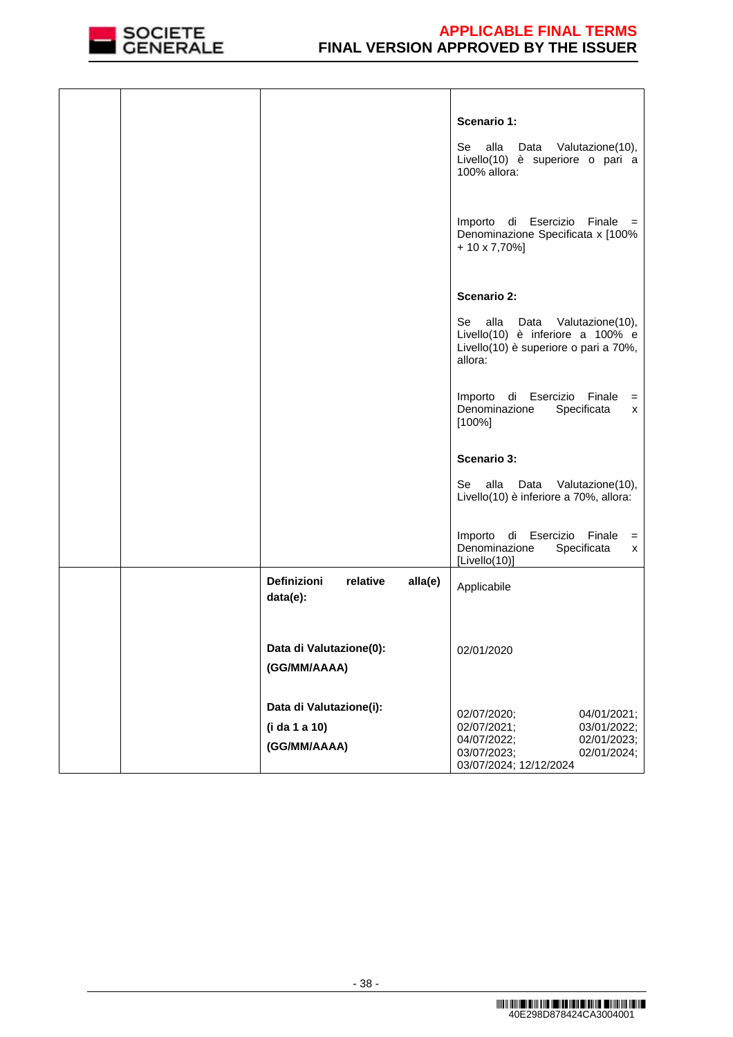| | | | |
|---|---|---|---|
| | | | **Scenario 1:**<br><br>Se alla Data Valutazione(10), Livello(10) è superiore o pari a 100% allora:<br><br>Importo di Esercizio Finale = Denominazione Specificata x [100% + 10 x 7,70%]<br><br>**Scenario 2:**<br><br>Se alla Data Valutazione(10), Livello(10) è inferiore a 100% e Livello(10) è superiore o pari a 70%, allora:<br><br>Importo di Esercizio Finale = Denominazione Specificata x [100%]<br><br>**Scenario 3:**<br><br>Se alla Data Valutazione(10), Livello(10) è inferiore a 70%, allora:<br><br>Importo di Esercizio Finale = Denominazione Specificata x [Livello(10)] |
| | | **Definizioni relative alla(e) data(e):**<br><br>**Data di Valutazione(0): (GG/MM/AAAA)**<br><br>**Data di Valutazione(i): (i da 1 a 10) (GG/MM/AAAA)** | Applicabile<br><br>02/01/2020<br><br>02/07/2020; 04/01/2021; 02/07/2021; 03/01/2022; 04/07/2022; 02/01/2023; 03/07/2023; 02/01/2024; 03/07/2024; 12/12/2024 |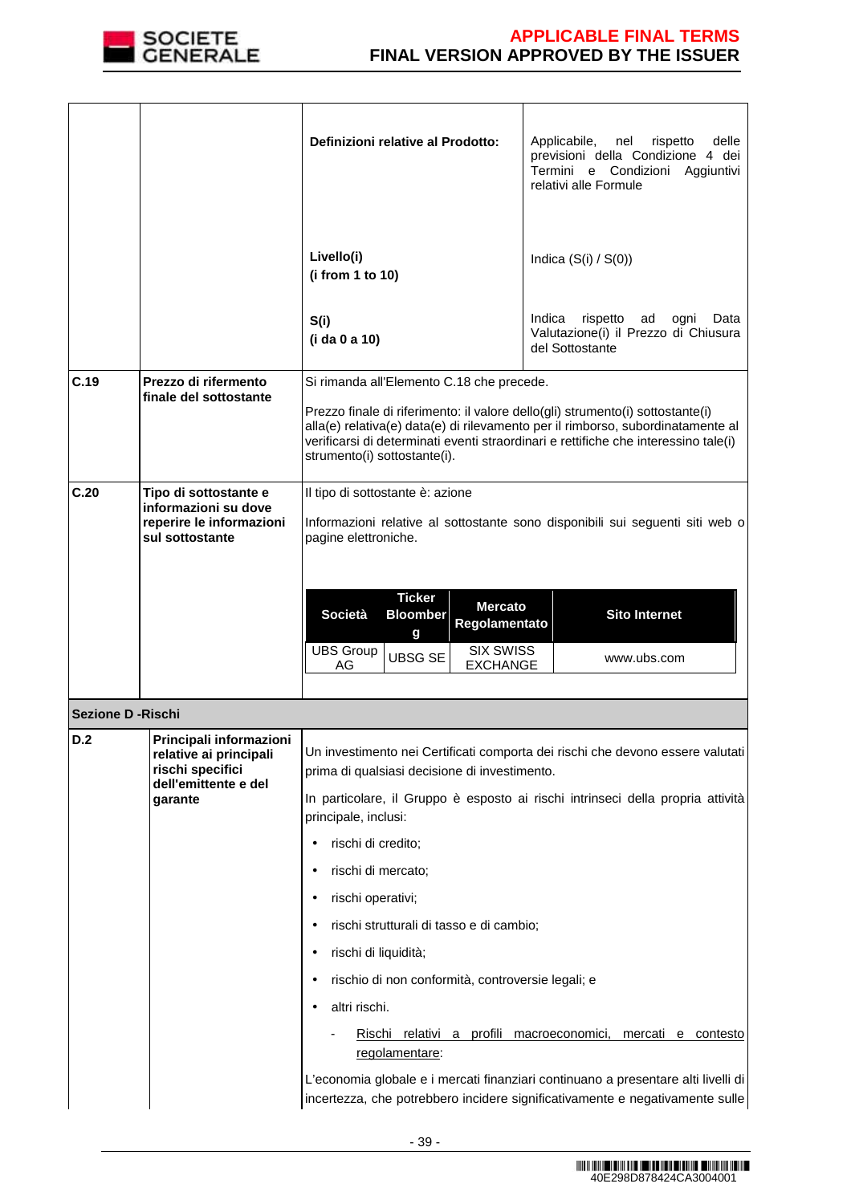| | | | |
|---|---|---|---|
| | | **Definizioni relative al Prodotto:** | Applicabile, nel rispetto delle previsioni della Condizione 4 dei Termini e Condizioni Aggiuntivi relativi alle Formule |
| | | **Livello(i)**<br>**(i from 1 to 10)** | Indica (S(i) / S(0)) |
| | | **S(i)**<br>**(i da 0 a 10)** | Indica rispetto ad ogni Data Valutazione(i) il Prezzo di Chiusura del Sottostante |
| **C.19** | **Prezzo di rifermento finale del sottostante** | Si rimanda all'Elemento C.18 che precede.<br><br>Prezzo finale di riferimento: il valore dello(gli) strumento(i) sottostante(i) alla(e) relativa(e) data(e) di rilevamento per il rimborso, subordinatamente al verificarsi di determinati eventi straordinari e rettifiche che interessino tale(i) strumento(i) sottostante(i). | |
| **C.20** | **Tipo di sottostante e informazioni su dove reperire le informazioni sul sottostante** | Il tipo di sottostante è: azione<br><br>Informazioni relative al sottostante sono disponibili sui seguenti siti web o pagine elettroniche. | |

| Società | Ticker Bloomberg | Mercato Regolamentato | Sito Internet |
|---|---|---|---|
| UBS Group AG | UBSG SE | SIX SWISS EXCHANGE | www.ubs.com |

**Sezione D -Rischi**

| | | |
|---|---|---|
| **D.2** | **Principali informazioni relative ai principali rischi specifici dell'emittente e del garante** | Un investimento nei Certificati comporta dei rischi che devono essere valutati prima di qualsiasi decisione di investimento.<br><br>In particolare, il Gruppo è esposto ai rischi intrinseci della propria attività principale, inclusi:<br><br>• rischi di credito;<br>• rischi di mercato;<br>• rischi operativi;<br>• rischi strutturali di tasso e di cambio;<br>• rischi di liquidità;<br>• rischio di non conformità, controversie legali; e<br>• altri rischi.<br><br>- Rischi relativi a profili macroeconomici, mercati e contesto regolamentare:<br><br>L'economia globale e i mercati finanziari continuano a presentare alti livelli di incertezza, che potrebbero incidere significativamente e negativamente sulle |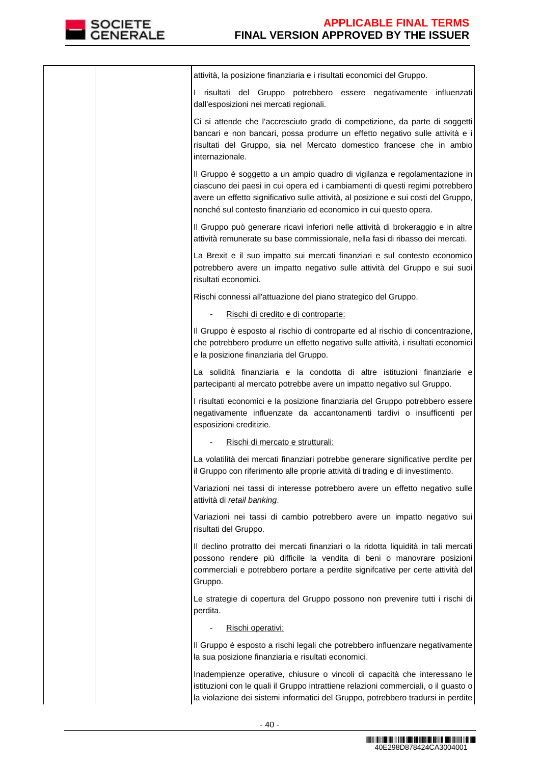| | | attività, la posizione finanziaria e i risultati economici del Gruppo.<br><br>I risultati del Gruppo potrebbero essere negativamente influenzati dall'esposizioni nei mercati regionali.<br><br>Ci si attende che l'accresciuto grado di competizione, da parte di soggetti bancari e non bancari, possa produrre un effetto negativo sulle attività e i risultati del Gruppo, sia nel Mercato domestico francese che in ambio internazionale.<br><br>Il Gruppo è soggetto a un ampio quadro di vigilanza e regolamentazione in ciascuno dei paesi in cui opera ed i cambiamenti di questi regimi potrebbero avere un effetto significativo sulle attività, al posizione e sui costi del Gruppo, nonché sul contesto finanziario ed economico in cui questo opera.<br><br>Il Gruppo può generare ricavi inferiori nelle attività di brokeraggio e in altre attività remunerate su base commissionale, nella fasi di ribasso dei mercati.<br><br>La Brexit e il suo impatto sui mercati finanziari e sul contesto economico potrebbero avere un impatto negativo sulle attività del Gruppo e sui suoi risultati economici.<br><br>Rischi connessi all'attuazione del piano strategico del Gruppo.<br><br>- Rischi di credito e di controparte:<br><br>Il Gruppo è esposto al rischio di controparte ed al rischio di concentrazione, che potrebbero produrre un effetto negativo sulle attività, i risultati economici e la posizione finanziaria del Gruppo.<br><br>La solidità finanziaria e la condotta di altre istituzioni finanziarie e partecipanti al mercato potrebbe avere un impatto negativo sul Gruppo.<br><br>I risultati economici e la posizione finanziaria del Gruppo potrebbero essere negativamente influenzate da accantonamenti tardivi o insufficenti per esposizioni creditizie.<br><br>- Rischi di mercato e strutturali:<br><br>La volatilità dei mercati finanziari potrebbe generare significative perdite per il Gruppo con riferimento alle proprie attività di trading e di investimento.<br><br>Variazioni nei tassi di interesse potrebbero avere un effetto negativo sulle attività di *retail banking*.<br><br>Variazioni nei tassi di cambio potrebbero avere un impatto negativo sui risultati del Gruppo.<br><br>Il declino protratto dei mercati finanziari o la ridotta liquidità in tali mercati possono rendere più difficile la vendita di beni o manovrare posizioni commerciali e potrebbero portare a perdite signifcative per certe attività del Gruppo.<br><br>Le strategie di copertura del Gruppo possono non prevenire tutti i rischi di perdita.<br><br>- Rischi operativi:<br><br>Il Gruppo è esposto a rischi legali che potrebbero influenzare negativamente la sua posizione finanziaria e risultati economici.<br><br>Inadempienze operative, chiusure o vincoli di capacità che interessano le istituzioni con le quali il Gruppo intrattiene relazioni commerciali, o il guasto o la violazione dei sistemi informatici del Gruppo, potrebbero tradursi in perdite |
|---|---|---|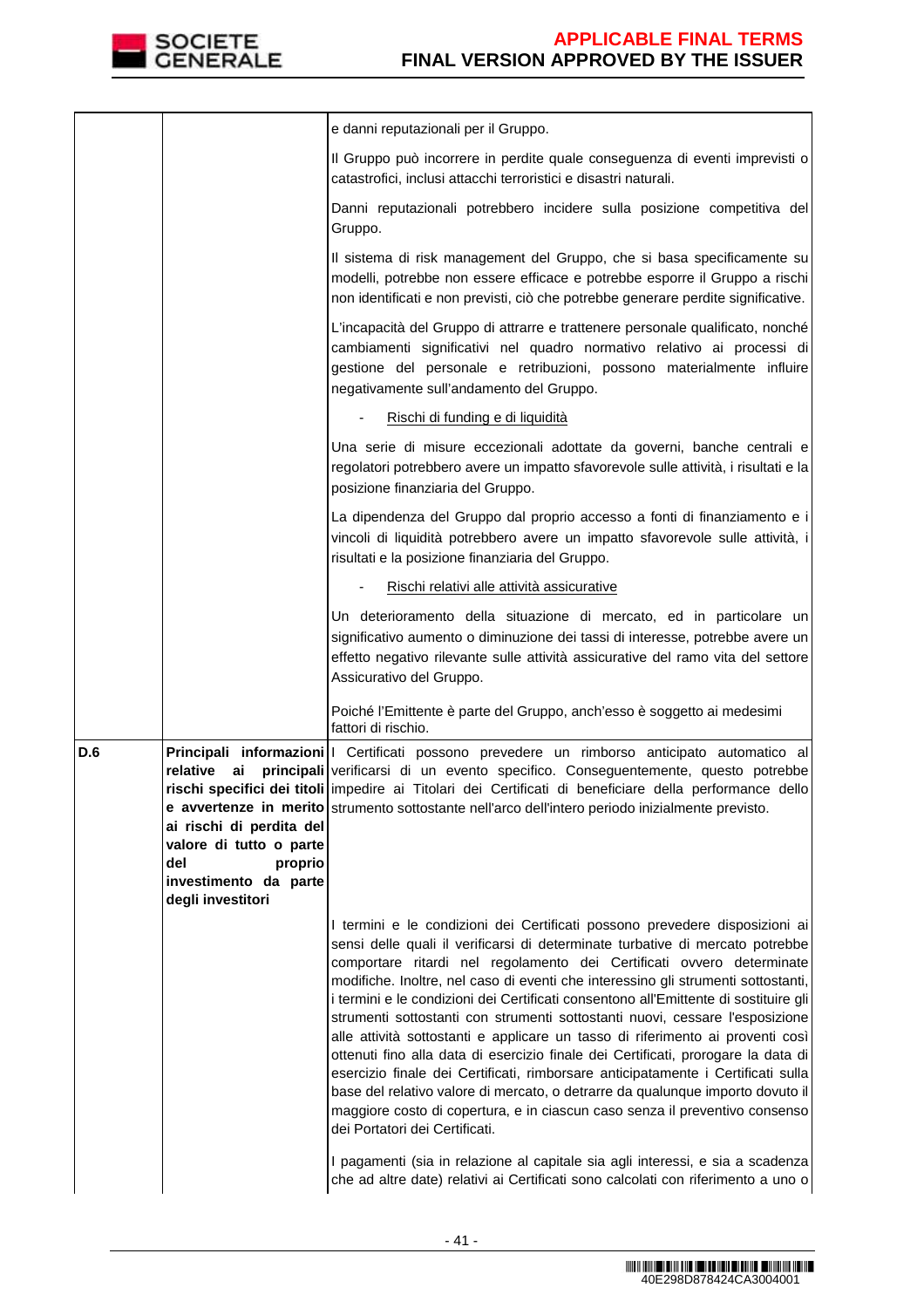| | | |
|---|---|---|
| | | e danni reputazionali per il Gruppo.<br><br>Il Gruppo può incorrere in perdite quale conseguenza di eventi imprevisti o catastrofici, inclusi attacchi terroristici e disastri naturali.<br><br>Danni reputazionali potrebbero incidere sulla posizione competitiva del Gruppo.<br><br>Il sistema di risk management del Gruppo, che si basa specificamente su modelli, potrebbe non essere efficace e potrebbe esporre il Gruppo a rischi non identificati e non previsti, ciò che potrebbe generare perdite significative.<br><br>L'incapacità del Gruppo di attrarre e trattenere personale qualificato, nonché cambiamenti significativi nel quadro normativo relativo ai processi di gestione del personale e retribuzioni, possono materialmente influire negativamente sull'andamento del Gruppo.<br><br>- Rischi di funding e di liquidità<br><br>Una serie di misure eccezionali adottate da governi, banche centrali e regolatori potrebbero avere un impatto sfavorevole sulle attività, i risultati e la posizione finanziaria del Gruppo.<br><br>La dipendenza del Gruppo dal proprio accesso a fonti di finanziamento e i vincoli di liquidità potrebbero avere un impatto sfavorevole sulle attività, i risultati e la posizione finanziaria del Gruppo.<br><br>- Rischi relativi alle attività assicurative<br><br>Un deterioramento della situazione di mercato, ed in particolare un significativo aumento o diminuzione dei tassi di interesse, potrebbe avere un effetto negativo rilevante sulle attività assicurative del ramo vita del settore Assicurativo del Gruppo.<br><br>Poiché l'Emittente è parte del Gruppo, anch'esso è soggetto ai medesimi fattori di rischio. |
| **D.6** | **Principali informazioni relative ai principali rischi specifici dei titoli e avvertenze in merito ai rischi di perdita del valore di tutto o parte del proprio investimento da parte degli investitori** | I Certificati possono prevedere un rimborso anticipato automatico al verificarsi di un evento specifico. Conseguentemente, questo potrebbe impedire ai Titolari dei Certificati di beneficiare della performance dello strumento sottostante nell'arco dell'intero periodo inizialmente previsto. |
| | | I termini e le condizioni dei Certificati possono prevedere disposizioni ai sensi delle quali il verificarsi di determinate turbative di mercato potrebbe comportare ritardi nel regolamento dei Certificati ovvero determinate modifiche. Inoltre, nel caso di eventi che interessino gli strumenti sottostanti, i termini e le condizioni dei Certificati consentono all'Emittente di sostituire gli strumenti sottostanti con strumenti sottostanti nuovi, cessare l'esposizione alle attività sottostanti e applicare un tasso di riferimento ai proventi così ottenuti fino alla data di esercizio finale dei Certificati, prorogare la data di esercizio finale dei Certificati, rimborsare anticipatamente i Certificati sulla base del relativo valore di mercato, o detrarre da qualunque importo dovuto il maggiore costo di copertura, e in ciascun caso senza il preventivo consenso dei Portatori dei Certificati.<br><br>I pagamenti (sia in relazione al capitale sia agli interessi, e sia a scadenza che ad altre date) relativi ai Certificati sono calcolati con riferimento a uno o |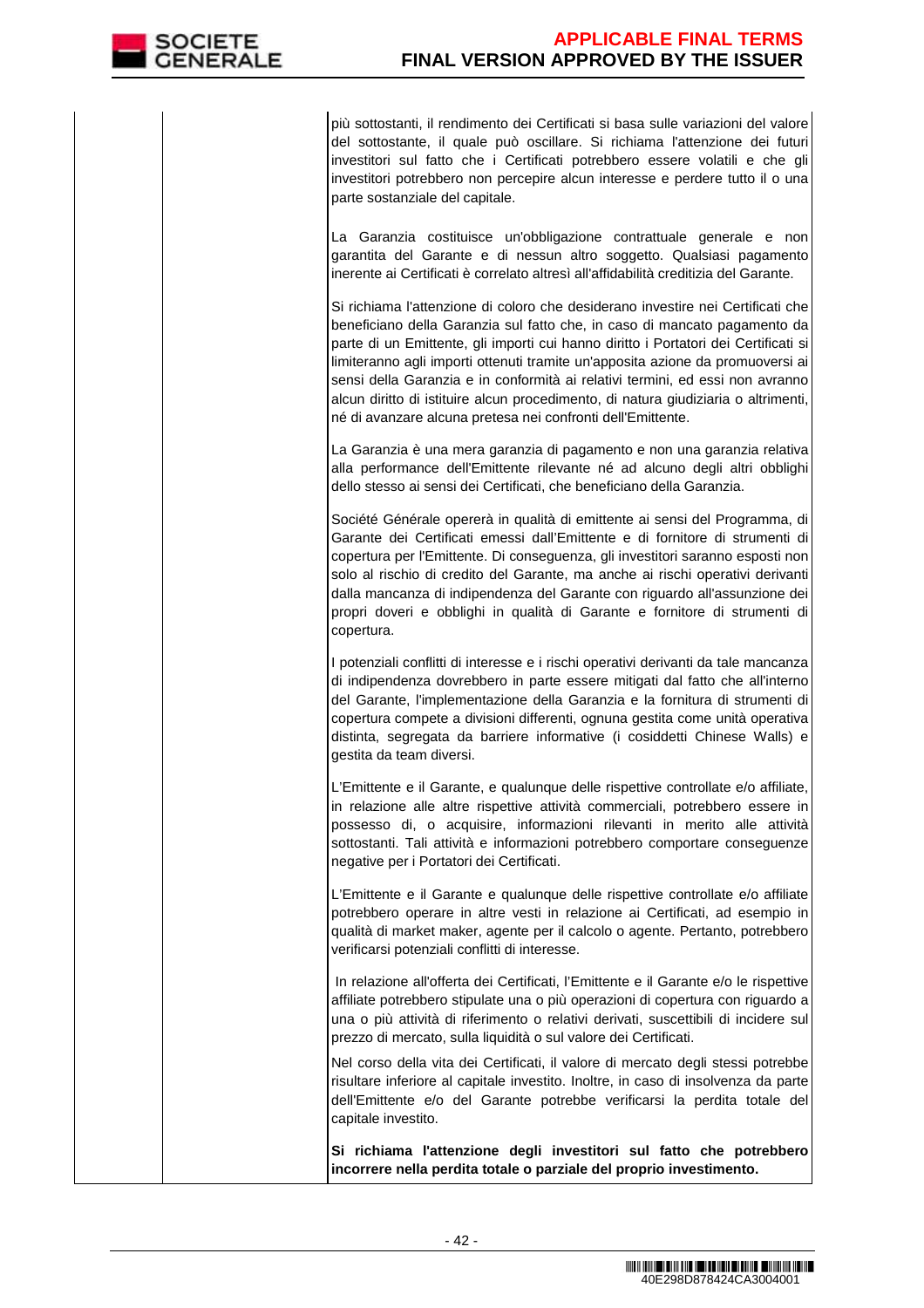| | | più sottostanti, il rendimento dei Certificati si basa sulle variazioni del valore del sottostante, il quale può oscillare. Si richiama l'attenzione dei futuri investitori sul fatto che i Certificati potrebbero essere volatili e che gli investitori potrebbero non percepire alcun interesse e perdere tutto il o una parte sostanziale del capitale.<br><br>La Garanzia costituisce un'obbligazione contrattuale generale e non garantita del Garante e di nessun altro soggetto. Qualsiasi pagamento inerente ai Certificati è correlato altresì all'affidabilità creditizia del Garante.<br><br>Si richiama l'attenzione di coloro che desiderano investire nei Certificati che beneficiano della Garanzia sul fatto che, in caso di mancato pagamento da parte di un Emittente, gli importi cui hanno diritto i Portatori dei Certificati si limiteranno agli importi ottenuti tramite un'apposita azione da promuoversi ai sensi della Garanzia e in conformità ai relativi termini, ed essi non avranno alcun diritto di istituire alcun procedimento, di natura giudiziaria o altrimenti, né di avanzare alcuna pretesa nei confronti dell'Emittente.<br><br>La Garanzia è una mera garanzia di pagamento e non una garanzia relativa alla performance dell'Emittente rilevante né ad alcuno degli altri obblighi dello stesso ai sensi dei Certificati, che beneficiano della Garanzia.<br><br>Société Générale opererà in qualità di emittente ai sensi del Programma, di Garante dei Certificati emessi dall'Emittente e di fornitore di strumenti di copertura per l'Emittente. Di conseguenza, gli investitori saranno esposti non solo al rischio di credito del Garante, ma anche ai rischi operativi derivanti dalla mancanza di indipendenza del Garante con riguardo all'assunzione dei propri doveri e obblighi in qualità di Garante e fornitore di strumenti di copertura.<br><br>I potenziali conflitti di interesse e i rischi operativi derivanti da tale mancanza di indipendenza dovrebbero in parte essere mitigati dal fatto che all'interno del Garante, l'implementazione della Garanzia e la fornitura di strumenti di copertura compete a divisioni differenti, ognuna gestita come unità operativa distinta, segregata da barriere informative (i cosiddetti Chinese Walls) e gestita da team diversi.<br><br>L'Emittente e il Garante, e qualunque delle rispettive controllate e/o affiliate, in relazione alle altre rispettive attività commerciali, potrebbero essere in possesso di, o acquisire, informazioni rilevanti in merito alle attività sottostanti. Tali attività e informazioni potrebbero comportare conseguenze negative per i Portatori dei Certificati.<br><br>L'Emittente e il Garante e qualunque delle rispettive controllate e/o affiliate potrebbero operare in altre vesti in relazione ai Certificati, ad esempio in qualità di market maker, agente per il calcolo o agente. Pertanto, potrebbero verificarsi potenziali conflitti di interesse.<br><br>In relazione all'offerta dei Certificati, l'Emittente e il Garante e/o le rispettive affiliate potrebbero stipulate una o più operazioni di copertura con riguardo a una o più attività di riferimento o relativi derivati, suscettibili di incidere sul prezzo di mercato, sulla liquidità o sul valore dei Certificati.<br><br>Nel corso della vita dei Certificati, il valore di mercato degli stessi potrebbe risultare inferiore al capitale investito. Inoltre, in caso di insolvenza da parte dell'Emittente e/o del Garante potrebbe verificarsi la perdita totale del capitale investito.<br><br>**Si richiama l'attenzione degli investitori sul fatto che potrebbero incorrere nella perdita totale o parziale del proprio investimento.** |
|---|---|---|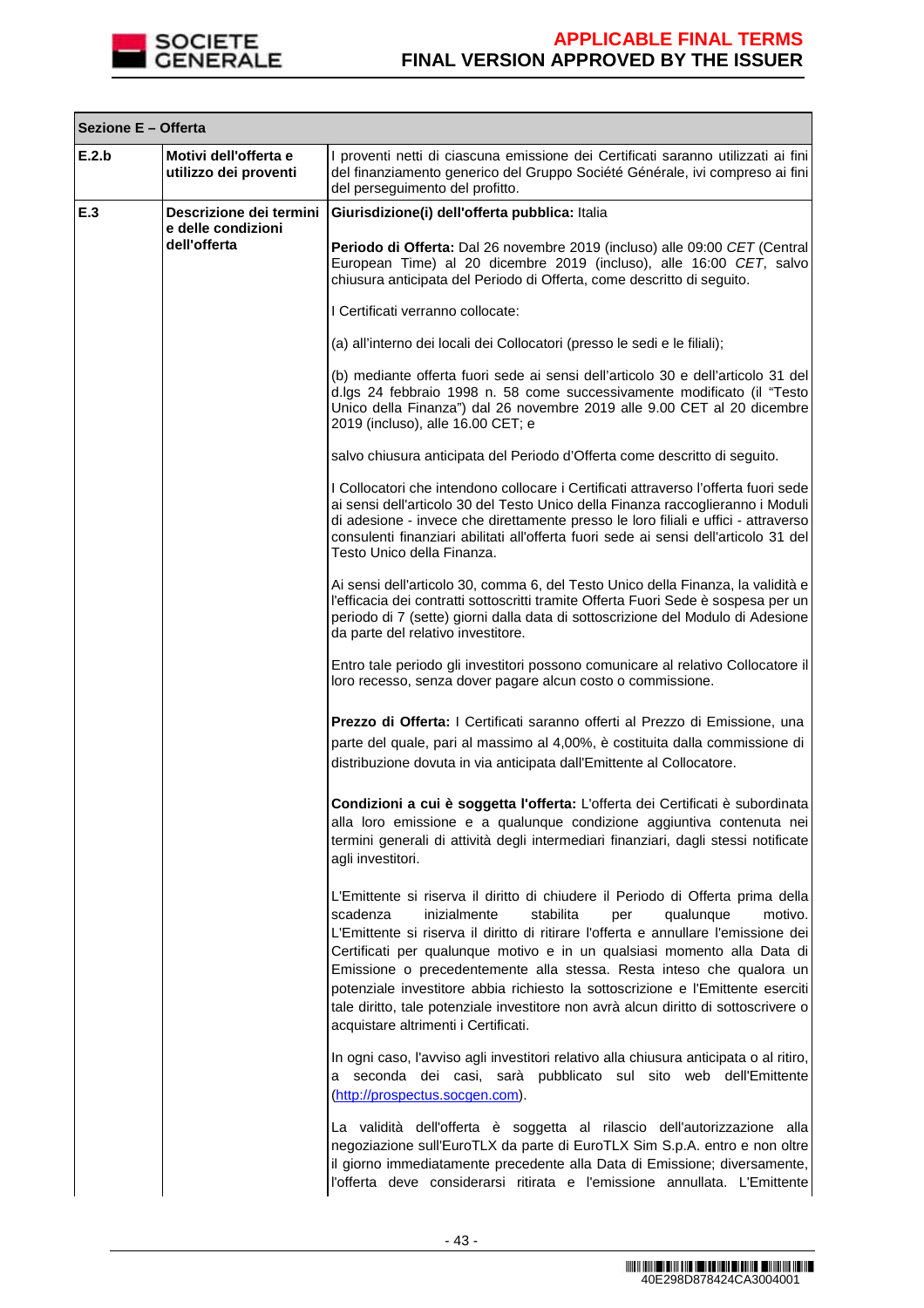| Sezione E – Offerta | | |
|---|---|---|
| **E.2.b** | **Motivi dell'offerta e utilizzo dei proventi** | I proventi netti di ciascuna emissione dei Certificati saranno utilizzati ai fini del finanziamento generico del Gruppo Société Générale, ivi compreso ai fini del perseguimento del profitto. |
| **E.3** | **Descrizione dei termini e delle condizioni dell'offerta** | **Giurisdizione(i) dell'offerta pubblica:** Italia<br><br>**Periodo di Offerta:** Dal 26 novembre 2019 (incluso) alle 09:00 *CET* (Central European Time) al 20 dicembre 2019 (incluso), alle 16:00 *CET*, salvo chiusura anticipata del Periodo di Offerta, come descritto di seguito.<br><br>I Certificati verranno collocate:<br><br>(a) all'interno dei locali dei Collocatori (presso le sedi e le filiali);<br><br>(b) mediante offerta fuori sede ai sensi dell'articolo 30 e dell'articolo 31 del d.lgs 24 febbraio 1998 n. 58 come successivamente modificato (il "Testo Unico della Finanza") dal 26 novembre 2019 alle 9.00 CET al 20 dicembre 2019 (incluso), alle 16.00 CET; e<br><br>salvo chiusura anticipata del Periodo d'Offerta come descritto di seguito.<br><br>I Collocatori che intendono collocare i Certificati attraverso l'offerta fuori sede ai sensi dell'articolo 30 del Testo Unico della Finanza raccoglieranno i Moduli di adesione - invece che direttamente presso le loro filiali e uffici - attraverso consulenti finanziari abilitati all'offerta fuori sede ai sensi dell'articolo 31 del Testo Unico della Finanza.<br><br>Ai sensi dell'articolo 30, comma 6, del Testo Unico della Finanza, la validità e l'efficacia dei contratti sottoscritti tramite Offerta Fuori Sede è sospesa per un periodo di 7 (sette) giorni dalla data di sottoscrizione del Modulo di Adesione da parte del relativo investitore.<br><br>Entro tale periodo gli investitori possono comunicare al relativo Collocatore il loro recesso, senza dover pagare alcun costo o commissione.<br><br>**Prezzo di Offerta:** I Certificati saranno offerti al Prezzo di Emissione, una parte del quale, pari al massimo al 4,00%, è costituita dalla commissione di distribuzione dovuta in via anticipata dall'Emittente al Collocatore.<br><br>**Condizioni a cui è soggetta l'offerta:** L'offerta dei Certificati è subordinata alla loro emissione e a qualunque condizione aggiuntiva contenuta nei termini generali di attività degli intermediari finanziari, dagli stessi notificate agli investitori.<br><br>L'Emittente si riserva il diritto di chiudere il Periodo di Offerta prima della scadenza inizialmente stabilita per qualunque motivo. L'Emittente si riserva il diritto di ritirare l'offerta e annullare l'emissione dei Certificati per qualunque motivo e in un qualsiasi momento alla Data di Emissione o precedentemente alla stessa. Resta inteso che qualora un potenziale investitore abbia richiesto la sottoscrizione e l'Emittente eserciti tale diritto, tale potenziale investitore non avrà alcun diritto di sottoscrivere o acquistare altrimenti i Certificati.<br><br>In ogni caso, l'avviso agli investitori relativo alla chiusura anticipata o al ritiro, a seconda dei casi, sarà pubblicato sul sito web dell'Emittente (http://prospectus.socgen.com).<br><br>La validità dell'offerta è soggetta al rilascio dell'autorizzazione alla negoziazione sull'EuroTLX da parte di EuroTLX Sim S.p.A. entro e non oltre il giorno immediatamente precedente alla Data di Emissione; diversamente, l'offerta deve considerarsi ritirata e l'emissione annullata. L'Emittente |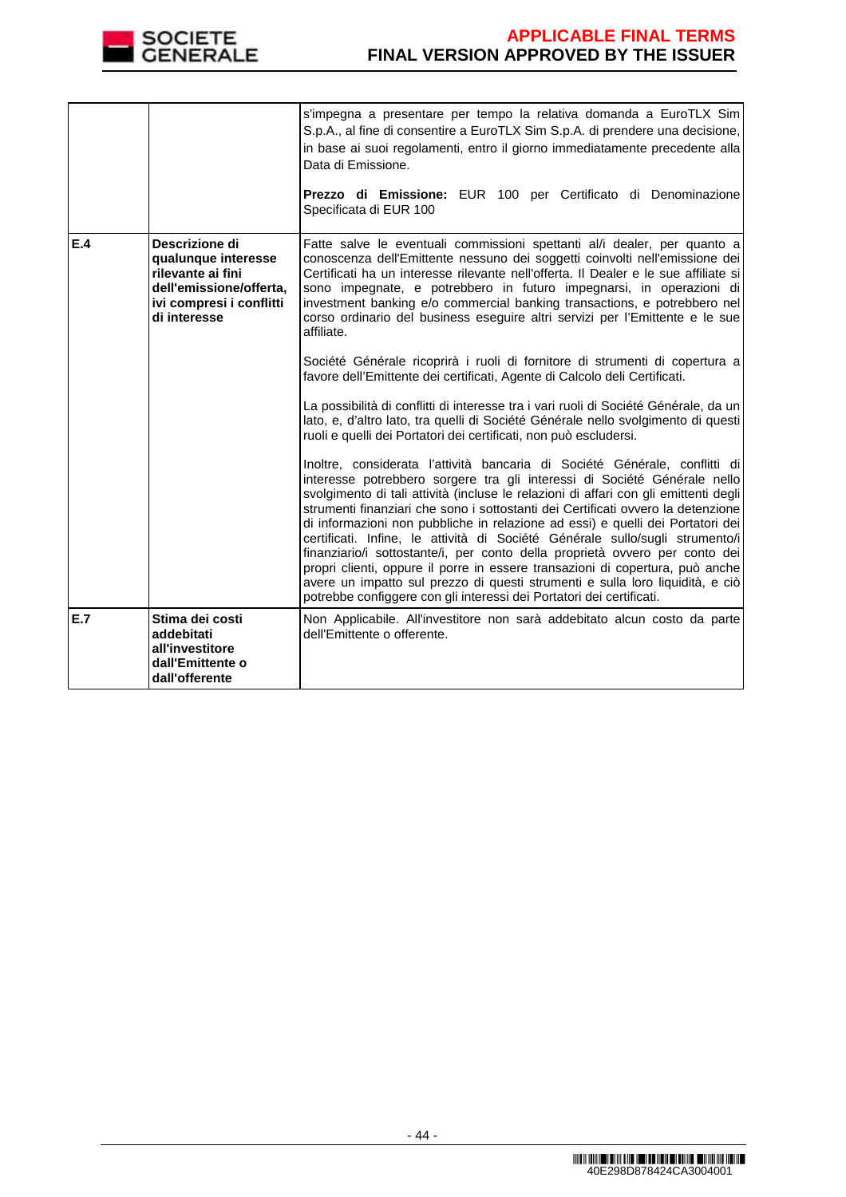| | | |
|---|---|---|
| | | s'impegna a presentare per tempo la relativa domanda a EuroTLX Sim S.p.A., al fine di consentire a EuroTLX Sim S.p.A. di prendere una decisione, in base ai suoi regolamenti, entro il giorno immediatamente precedente alla Data di Emissione.<br><br>**Prezzo di Emissione:** EUR 100 per Certificato di Denominazione Specificata di EUR 100 |
| **E.4** | **Descrizione di qualunque interesse rilevante ai fini dell'emissione/offerta, ivi compresi i conflitti di interesse** | Fatte salve le eventuali commissioni spettanti al/i dealer, per quanto a conoscenza dell'Emittente nessuno dei soggetti coinvolti nell'emissione dei Certificati ha un interesse rilevante nell'offerta. Il Dealer e le sue affiliate si sono impegnate, e potrebbero in futuro impegnarsi, in operazioni di investment banking e/o commercial banking transactions, e potrebbero nel corso ordinario del business eseguire altri servizi per l'Emittente e le sue affiliate.<br><br>Société Générale ricoprirà i ruoli di fornitore di strumenti di copertura a favore dell'Emittente dei certificati, Agente di Calcolo deli Certificati.<br><br>La possibilità di conflitti di interesse tra i vari ruoli di Société Générale, da un lato, e, d'altro lato, tra quelli di Société Générale nello svolgimento di questi ruoli e quelli dei Portatori dei certificati, non può escludersi.<br><br>Inoltre, considerata l'attività bancaria di Société Générale, conflitti di interesse potrebbero sorgere tra gli interessi di Société Générale nello svolgimento di tali attività (incluse le relazioni di affari con gli emittenti degli strumenti finanziari che sono i sottostanti dei Certificati ovvero la detenzione di informazioni non pubbliche in relazione ad essi) e quelli dei Portatori dei certificati. Infine, le attività di Société Générale sullo/sugli strumento/i finanziario/i sottostante/i, per conto della proprietà ovvero per conto dei propri clienti, oppure il porre in essere transazioni di copertura, può anche avere un impatto sul prezzo di questi strumenti e sulla loro liquidità, e ciò potrebbe configgere con gli interessi dei Portatori dei certificati. |
| **E.7** | **Stima dei costi addebitati all'investitore dall'Emittente o dall'offerente** | Non Applicabile. All'investitore non sarà addebitato alcun costo da parte dell'Emittente o offerente. |